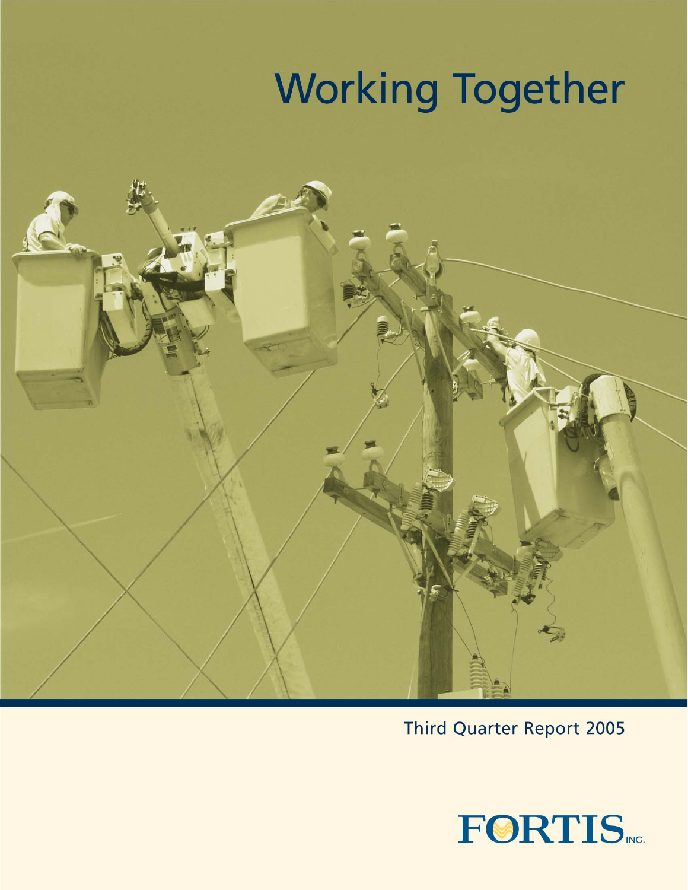# Working Together

Third Quarter Report 2005

FORTIS INC.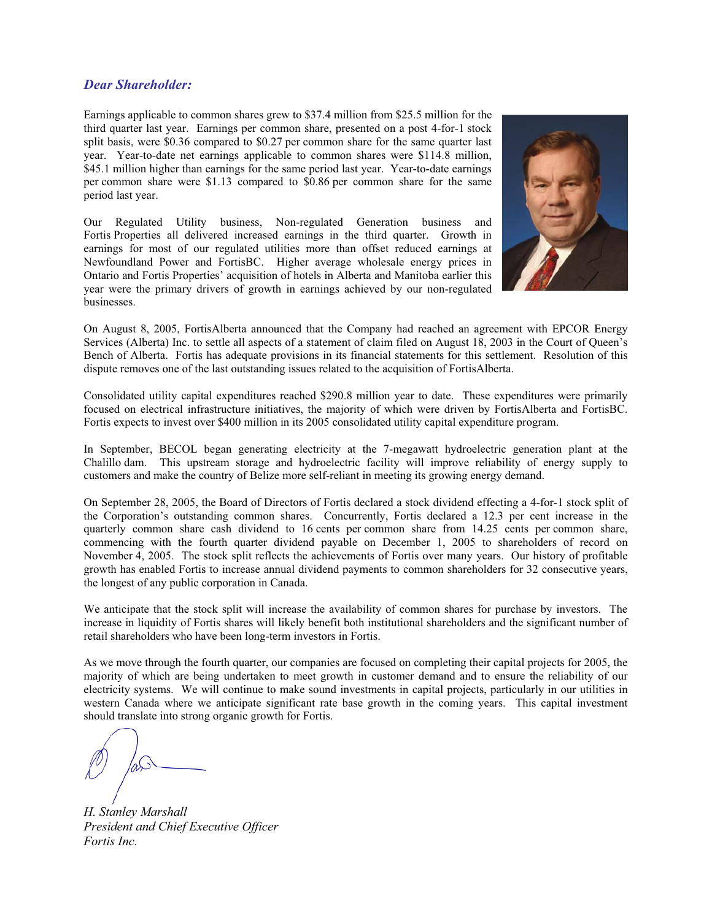***Dear Shareholder:***

Earnings applicable to common shares grew to $37.4 million from $25.5 million for the third quarter last year. Earnings per common share, presented on a post 4-for-1 stock split basis, were $0.36 compared to $0.27 per common share for the same quarter last year. Year-to-date net earnings applicable to common shares were $114.8 million, $45.1 million higher than earnings for the same period last year. Year-to-date earnings per common share were $1.13 compared to $0.86 per common share for the same period last year.

Our Regulated Utility business, Non-regulated Generation business and Fortis Properties all delivered increased earnings in the third quarter. Growth in earnings for most of our regulated utilities more than offset reduced earnings at Newfoundland Power and FortisBC. Higher average wholesale energy prices in Ontario and Fortis Properties' acquisition of hotels in Alberta and Manitoba earlier this year were the primary drivers of growth in earnings achieved by our non-regulated businesses.

On August 8, 2005, FortisAlberta announced that the Company had reached an agreement with EPCOR Energy Services (Alberta) Inc. to settle all aspects of a statement of claim filed on August 18, 2003 in the Court of Queen's Bench of Alberta. Fortis has adequate provisions in its financial statements for this settlement. Resolution of this dispute removes one of the last outstanding issues related to the acquisition of FortisAlberta.

Consolidated utility capital expenditures reached $290.8 million year to date. These expenditures were primarily focused on electrical infrastructure initiatives, the majority of which were driven by FortisAlberta and FortisBC. Fortis expects to invest over $400 million in its 2005 consolidated utility capital expenditure program.

In September, BECOL began generating electricity at the 7-megawatt hydroelectric generation plant at the Chalillo dam. This upstream storage and hydroelectric facility will improve reliability of energy supply to customers and make the country of Belize more self-reliant in meeting its growing energy demand.

On September 28, 2005, the Board of Directors of Fortis declared a stock dividend effecting a 4-for-1 stock split of the Corporation's outstanding common shares. Concurrently, Fortis declared a 12.3 per cent increase in the quarterly common share cash dividend to 16 cents per common share from 14.25 cents per common share, commencing with the fourth quarter dividend payable on December 1, 2005 to shareholders of record on November 4, 2005. The stock split reflects the achievements of Fortis over many years. Our history of profitable growth has enabled Fortis to increase annual dividend payments to common shareholders for 32 consecutive years, the longest of any public corporation in Canada.

We anticipate that the stock split will increase the availability of common shares for purchase by investors. The increase in liquidity of Fortis shares will likely benefit both institutional shareholders and the significant number of retail shareholders who have been long-term investors in Fortis.

As we move through the fourth quarter, our companies are focused on completing their capital projects for 2005, the majority of which are being undertaken to meet growth in customer demand and to ensure the reliability of our electricity systems. We will continue to make sound investments in capital projects, particularly in our utilities in western Canada where we anticipate significant rate base growth in the coming years. This capital investment should translate into strong organic growth for Fortis.

*H. Stanley Marshall*
*President and Chief Executive Officer*
*Fortis Inc.*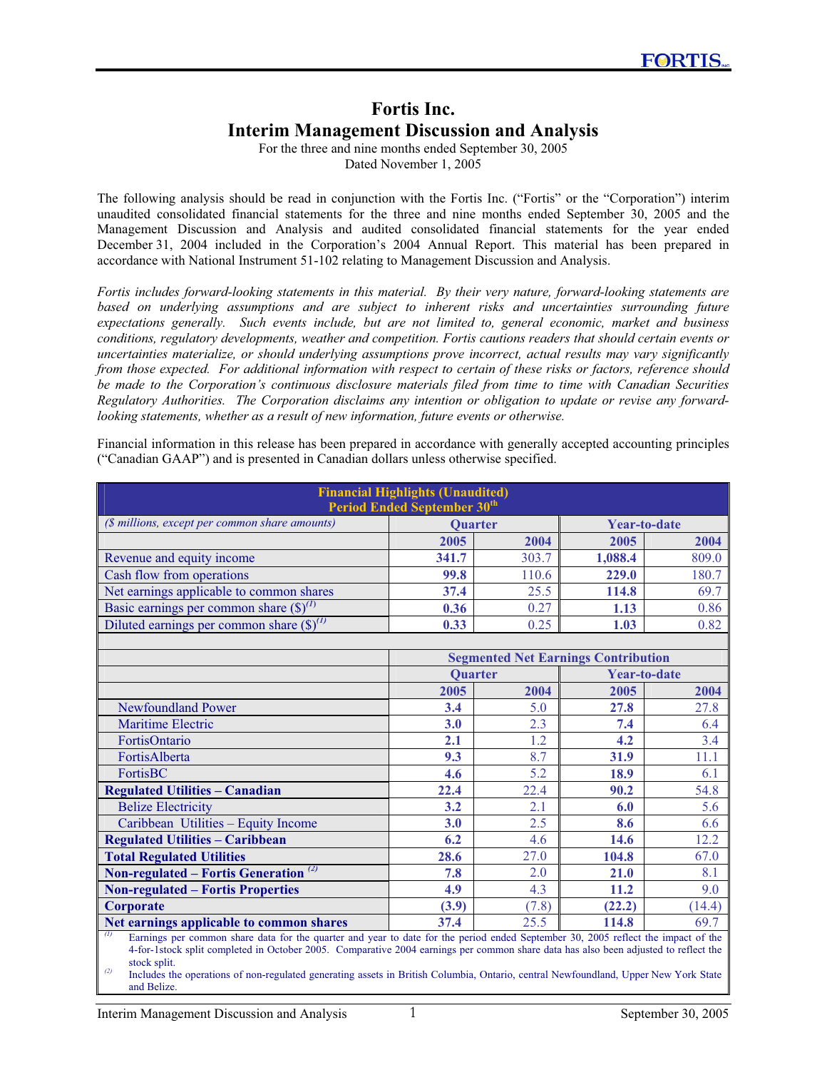# Fortis Inc.

## Interim Management Discussion and Analysis

For the three and nine months ended September 30, 2005
Dated November 1, 2005

The following analysis should be read in conjunction with the Fortis Inc. ("Fortis" or the "Corporation") interim unaudited consolidated financial statements for the three and nine months ended September 30, 2005 and the Management Discussion and Analysis and audited consolidated financial statements for the year ended December 31, 2004 included in the Corporation's 2004 Annual Report. This material has been prepared in accordance with National Instrument 51-102 relating to Management Discussion and Analysis.

*Fortis includes forward-looking statements in this material. By their very nature, forward-looking statements are based on underlying assumptions and are subject to inherent risks and uncertainties surrounding future expectations generally. Such events include, but are not limited to, general economic, market and business conditions, regulatory developments, weather and competition. Fortis cautions readers that should certain events or uncertainties materialize, or should underlying assumptions prove incorrect, actual results may vary significantly from those expected. For additional information with respect to certain of these risks or factors, reference should be made to the Corporation's continuous disclosure materials filed from time to time with Canadian Securities Regulatory Authorities. The Corporation disclaims any intention or obligation to update or revise any forward-looking statements, whether as a result of new information, future events or otherwise.*

Financial information in this release has been prepared in accordance with generally accepted accounting principles ("Canadian GAAP") and is presented in Canadian dollars unless otherwise specified.

| **Financial Highlights (Unaudited) Period Ended September 30th** | | | | |
|---|---|---|---|---|
| *($ millions, except per common share amounts)* | **Quarter** | | **Year-to-date** | |
| | **2005** | **2004** | **2005** | **2004** |
| Revenue and equity income | **341.7** | 303.7 | **1,088.4** | 809.0 |
| Cash flow from operations | **99.8** | 110.6 | **229.0** | 180.7 |
| Net earnings applicable to common shares | **37.4** | 25.5 | **114.8** | 69.7 |
| Basic earnings per common share ($)[(1)] | **0.36** | 0.27 | **1.13** | 0.86 |
| Diluted earnings per common share ($)[(1)] | **0.33** | 0.25 | **1.03** | 0.82 |
| | **Segmented Net Earnings Contribution** | | | |
| | **Quarter** | | **Year-to-date** | |
| | **2005** | **2004** | **2005** | **2004** |
| Newfoundland Power | **3.4** | 5.0 | **27.8** | 27.8 |
| Maritime Electric | **3.0** | 2.3 | **7.4** | 6.4 |
| FortisOntario | **2.1** | 1.2 | **4.2** | 3.4 |
| FortisAlberta | **9.3** | 8.7 | **31.9** | 11.1 |
| FortisBC | **4.6** | 5.2 | **18.9** | 6.1 |
| **Regulated Utilities – Canadian** | **22.4** | 22.4 | **90.2** | 54.8 |
| Belize Electricity | **3.2** | 2.1 | **6.0** | 5.6 |
| Caribbean Utilities – Equity Income | **3.0** | 2.5 | **8.6** | 6.6 |
| **Regulated Utilities – Caribbean** | **6.2** | 4.6 | **14.6** | 12.2 |
| **Total Regulated Utilities** | **28.6** | 27.0 | **104.8** | 67.0 |
| **Non-regulated – Fortis Generation** [(2)] | **7.8** | 2.0 | **21.0** | 8.1 |
| **Non-regulated – Fortis Properties** | **4.9** | 4.3 | **11.2** | 9.0 |
| **Corporate** | **(3.9)** | (7.8) | **(22.2)** | (14.4) |
| **Net earnings applicable to common shares** | **37.4** | 25.5 | **114.8** | 69.7 |

(1) Earnings per common share data for the quarter and year to date for the period ended September 30, 2005 reflect the impact of the 4-for-1stock split completed in October 2005. Comparative 2004 earnings per common share data has also been adjusted to reflect the stock split.

(2) Includes the operations of non-regulated generating assets in British Columbia, Ontario, central Newfoundland, Upper New York State and Belize.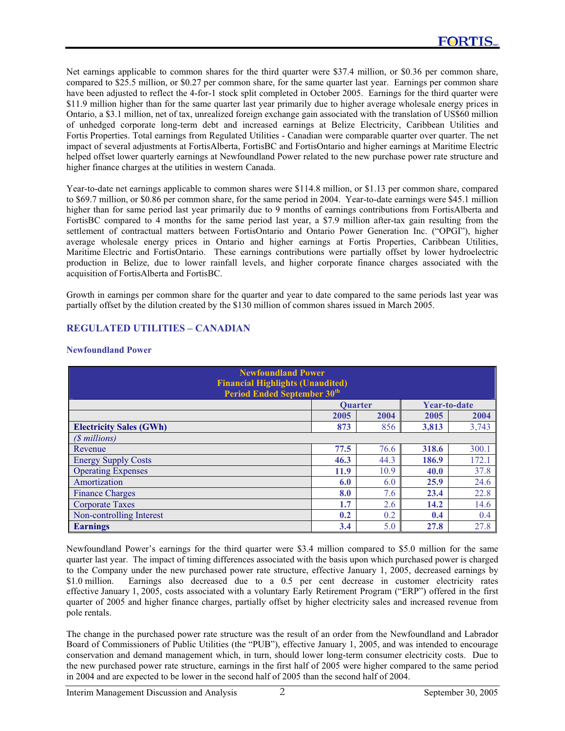Net earnings applicable to common shares for the third quarter were $37.4 million, or $0.36 per common share, compared to $25.5 million, or $0.27 per common share, for the same quarter last year. Earnings per common share have been adjusted to reflect the 4-for-1 stock split completed in October 2005. Earnings for the third quarter were $11.9 million higher than for the same quarter last year primarily due to higher average wholesale energy prices in Ontario, a $3.1 million, net of tax, unrealized foreign exchange gain associated with the translation of US$60 million of unhedged corporate long-term debt and increased earnings at Belize Electricity, Caribbean Utilities and Fortis Properties. Total earnings from Regulated Utilities - Canadian were comparable quarter over quarter. The net impact of several adjustments at FortisAlberta, FortisBC and FortisOntario and higher earnings at Maritime Electric helped offset lower quarterly earnings at Newfoundland Power related to the new purchase power rate structure and higher finance charges at the utilities in western Canada.

Year-to-date net earnings applicable to common shares were $114.8 million, or $1.13 per common share, compared to $69.7 million, or $0.86 per common share, for the same period in 2004. Year-to-date earnings were $45.1 million higher than for same period last year primarily due to 9 months of earnings contributions from FortisAlberta and FortisBC compared to 4 months for the same period last year, a $7.9 million after-tax gain resulting from the settlement of contractual matters between FortisOntario and Ontario Power Generation Inc. ("OPGI"), higher average wholesale energy prices in Ontario and higher earnings at Fortis Properties, Caribbean Utilities, Maritime Electric and FortisOntario. These earnings contributions were partially offset by lower hydroelectric production in Belize, due to lower rainfall levels, and higher corporate finance charges associated with the acquisition of FortisAlberta and FortisBC.

Growth in earnings per common share for the quarter and year to date compared to the same periods last year was partially offset by the dilution created by the $130 million of common shares issued in March 2005.

## REGULATED UTILITIES – CANADIAN

### Newfoundland Power

**Newfoundland Power**
**Financial Highlights (Unaudited)**
**Period Ended September 30th**

| | Quarter | | Year-to-date | |
|---|---|---|---|---|
| | **2005** | **2004** | **2005** | **2004** |
| **Electricity Sales (GWh)** | **873** | 856 | **3,813** | 3,743 |
| *($ millions)* | | | | |
| Revenue | **77.5** | 76.6 | **318.6** | 300.1 |
| Energy Supply Costs | **46.3** | 44.3 | **186.9** | 172.1 |
| Operating Expenses | **11.9** | 10.9 | **40.0** | 37.8 |
| Amortization | **6.0** | 6.0 | **25.9** | 24.6 |
| Finance Charges | **8.0** | 7.6 | **23.4** | 22.8 |
| Corporate Taxes | **1.7** | 2.6 | **14.2** | 14.6 |
| Non-controlling Interest | **0.2** | 0.2 | **0.4** | 0.4 |
| **Earnings** | **3.4** | 5.0 | **27.8** | 27.8 |

Newfoundland Power's earnings for the third quarter were $3.4 million compared to $5.0 million for the same quarter last year. The impact of timing differences associated with the basis upon which purchased power is charged to the Company under the new purchased power rate structure, effective January 1, 2005, decreased earnings by $1.0 million. Earnings also decreased due to a 0.5 per cent decrease in customer electricity rates effective January 1, 2005, costs associated with a voluntary Early Retirement Program ("ERP") offered in the first quarter of 2005 and higher finance charges, partially offset by higher electricity sales and increased revenue from pole rentals.

The change in the purchased power rate structure was the result of an order from the Newfoundland and Labrador Board of Commissioners of Public Utilities (the "PUB"), effective January 1, 2005, and was intended to encourage conservation and demand management which, in turn, should lower long-term consumer electricity costs. Due to the new purchased power rate structure, earnings in the first half of 2005 were higher compared to the same period in 2004 and are expected to be lower in the second half of 2005 than the second half of 2004.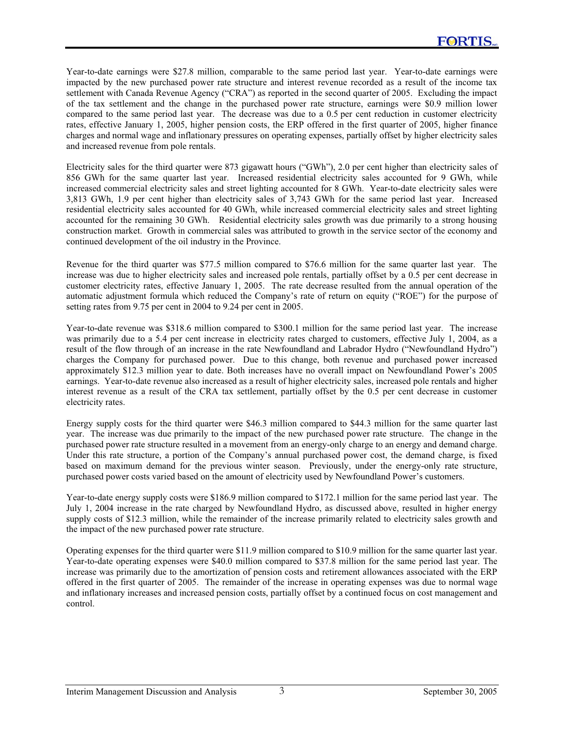Year-to-date earnings were $27.8 million, comparable to the same period last year. Year-to-date earnings were impacted by the new purchased power rate structure and interest revenue recorded as a result of the income tax settlement with Canada Revenue Agency ("CRA") as reported in the second quarter of 2005. Excluding the impact of the tax settlement and the change in the purchased power rate structure, earnings were $0.9 million lower compared to the same period last year. The decrease was due to a 0.5 per cent reduction in customer electricity rates, effective January 1, 2005, higher pension costs, the ERP offered in the first quarter of 2005, higher finance charges and normal wage and inflationary pressures on operating expenses, partially offset by higher electricity sales and increased revenue from pole rentals.

Electricity sales for the third quarter were 873 gigawatt hours ("GWh"), 2.0 per cent higher than electricity sales of 856 GWh for the same quarter last year. Increased residential electricity sales accounted for 9 GWh, while increased commercial electricity sales and street lighting accounted for 8 GWh. Year-to-date electricity sales were 3,813 GWh, 1.9 per cent higher than electricity sales of 3,743 GWh for the same period last year. Increased residential electricity sales accounted for 40 GWh, while increased commercial electricity sales and street lighting accounted for the remaining 30 GWh. Residential electricity sales growth was due primarily to a strong housing construction market. Growth in commercial sales was attributed to growth in the service sector of the economy and continued development of the oil industry in the Province.

Revenue for the third quarter was $77.5 million compared to $76.6 million for the same quarter last year. The increase was due to higher electricity sales and increased pole rentals, partially offset by a 0.5 per cent decrease in customer electricity rates, effective January 1, 2005. The rate decrease resulted from the annual operation of the automatic adjustment formula which reduced the Company's rate of return on equity ("ROE") for the purpose of setting rates from 9.75 per cent in 2004 to 9.24 per cent in 2005.

Year-to-date revenue was $318.6 million compared to $300.1 million for the same period last year. The increase was primarily due to a 5.4 per cent increase in electricity rates charged to customers, effective July 1, 2004, as a result of the flow through of an increase in the rate Newfoundland and Labrador Hydro ("Newfoundland Hydro") charges the Company for purchased power. Due to this change, both revenue and purchased power increased approximately $12.3 million year to date. Both increases have no overall impact on Newfoundland Power's 2005 earnings. Year-to-date revenue also increased as a result of higher electricity sales, increased pole rentals and higher interest revenue as a result of the CRA tax settlement, partially offset by the 0.5 per cent decrease in customer electricity rates.

Energy supply costs for the third quarter were $46.3 million compared to $44.3 million for the same quarter last year. The increase was due primarily to the impact of the new purchased power rate structure. The change in the purchased power rate structure resulted in a movement from an energy-only charge to an energy and demand charge. Under this rate structure, a portion of the Company's annual purchased power cost, the demand charge, is fixed based on maximum demand for the previous winter season. Previously, under the energy-only rate structure, purchased power costs varied based on the amount of electricity used by Newfoundland Power's customers.

Year-to-date energy supply costs were $186.9 million compared to $172.1 million for the same period last year. The July 1, 2004 increase in the rate charged by Newfoundland Hydro, as discussed above, resulted in higher energy supply costs of $12.3 million, while the remainder of the increase primarily related to electricity sales growth and the impact of the new purchased power rate structure.

Operating expenses for the third quarter were $11.9 million compared to $10.9 million for the same quarter last year. Year-to-date operating expenses were $40.0 million compared to $37.8 million for the same period last year. The increase was primarily due to the amortization of pension costs and retirement allowances associated with the ERP offered in the first quarter of 2005. The remainder of the increase in operating expenses was due to normal wage and inflationary increases and increased pension costs, partially offset by a continued focus on cost management and control.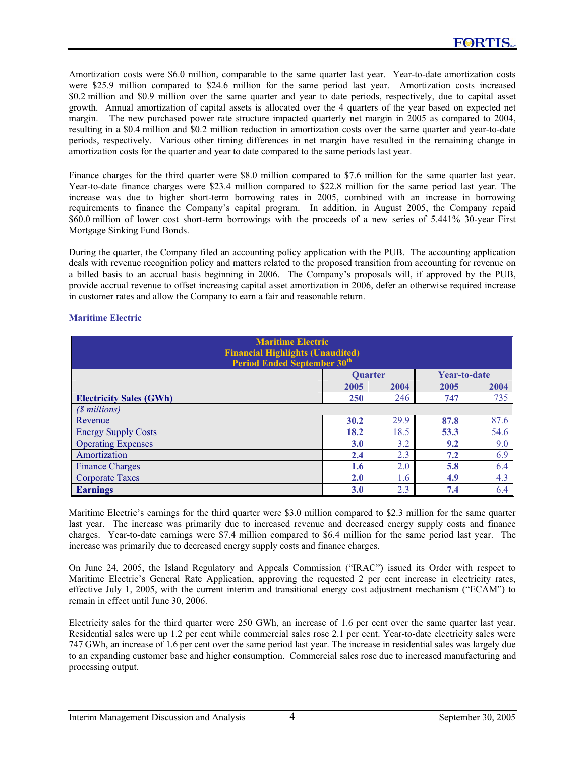Amortization costs were $6.0 million, comparable to the same quarter last year. Year-to-date amortization costs were $25.9 million compared to $24.6 million for the same period last year. Amortization costs increased $0.2 million and $0.9 million over the same quarter and year to date periods, respectively, due to capital asset growth. Annual amortization of capital assets is allocated over the 4 quarters of the year based on expected net margin. The new purchased power rate structure impacted quarterly net margin in 2005 as compared to 2004, resulting in a $0.4 million and $0.2 million reduction in amortization costs over the same quarter and year-to-date periods, respectively. Various other timing differences in net margin have resulted in the remaining change in amortization costs for the quarter and year to date compared to the same periods last year.

Finance charges for the third quarter were $8.0 million compared to $7.6 million for the same quarter last year. Year-to-date finance charges were $23.4 million compared to $22.8 million for the same period last year. The increase was due to higher short-term borrowing rates in 2005, combined with an increase in borrowing requirements to finance the Company's capital program. In addition, in August 2005, the Company repaid $60.0 million of lower cost short-term borrowings with the proceeds of a new series of 5.441% 30-year First Mortgage Sinking Fund Bonds.

During the quarter, the Company filed an accounting policy application with the PUB. The accounting application deals with revenue recognition policy and matters related to the proposed transition from accounting for revenue on a billed basis to an accrual basis beginning in 2006. The Company's proposals will, if approved by the PUB, provide accrual revenue to offset increasing capital asset amortization in 2006, defer an otherwise required increase in customer rates and allow the Company to earn a fair and reasonable return.

### Maritime Electric

**Maritime Electric**
**Financial Highlights (Unaudited)**
**Period Ended September 30th**

| | Quarter | | Year-to-date | |
|---|---|---|---|---|
| | **2005** | **2004** | **2005** | **2004** |
| **Electricity Sales (GWh)** | **250** | 246 | **747** | 735 |
| *($ millions)* | | | | |
| Revenue | **30.2** | 29.9 | **87.8** | 87.6 |
| Energy Supply Costs | **18.2** | 18.5 | **53.3** | 54.6 |
| Operating Expenses | **3.0** | 3.2 | **9.2** | 9.0 |
| Amortization | **2.4** | 2.3 | **7.2** | 6.9 |
| Finance Charges | **1.6** | 2.0 | **5.8** | 6.4 |
| Corporate Taxes | **2.0** | 1.6 | **4.9** | 4.3 |
| **Earnings** | **3.0** | 2.3 | **7.4** | 6.4 |

Maritime Electric's earnings for the third quarter were $3.0 million compared to $2.3 million for the same quarter last year. The increase was primarily due to increased revenue and decreased energy supply costs and finance charges. Year-to-date earnings were $7.4 million compared to $6.4 million for the same period last year. The increase was primarily due to decreased energy supply costs and finance charges.

On June 24, 2005, the Island Regulatory and Appeals Commission ("IRAC") issued its Order with respect to Maritime Electric's General Rate Application, approving the requested 2 per cent increase in electricity rates, effective July 1, 2005, with the current interim and transitional energy cost adjustment mechanism ("ECAM") to remain in effect until June 30, 2006.

Electricity sales for the third quarter were 250 GWh, an increase of 1.6 per cent over the same quarter last year. Residential sales were up 1.2 per cent while commercial sales rose 2.1 per cent. Year-to-date electricity sales were 747 GWh, an increase of 1.6 per cent over the same period last year. The increase in residential sales was largely due to an expanding customer base and higher consumption. Commercial sales rose due to increased manufacturing and processing output.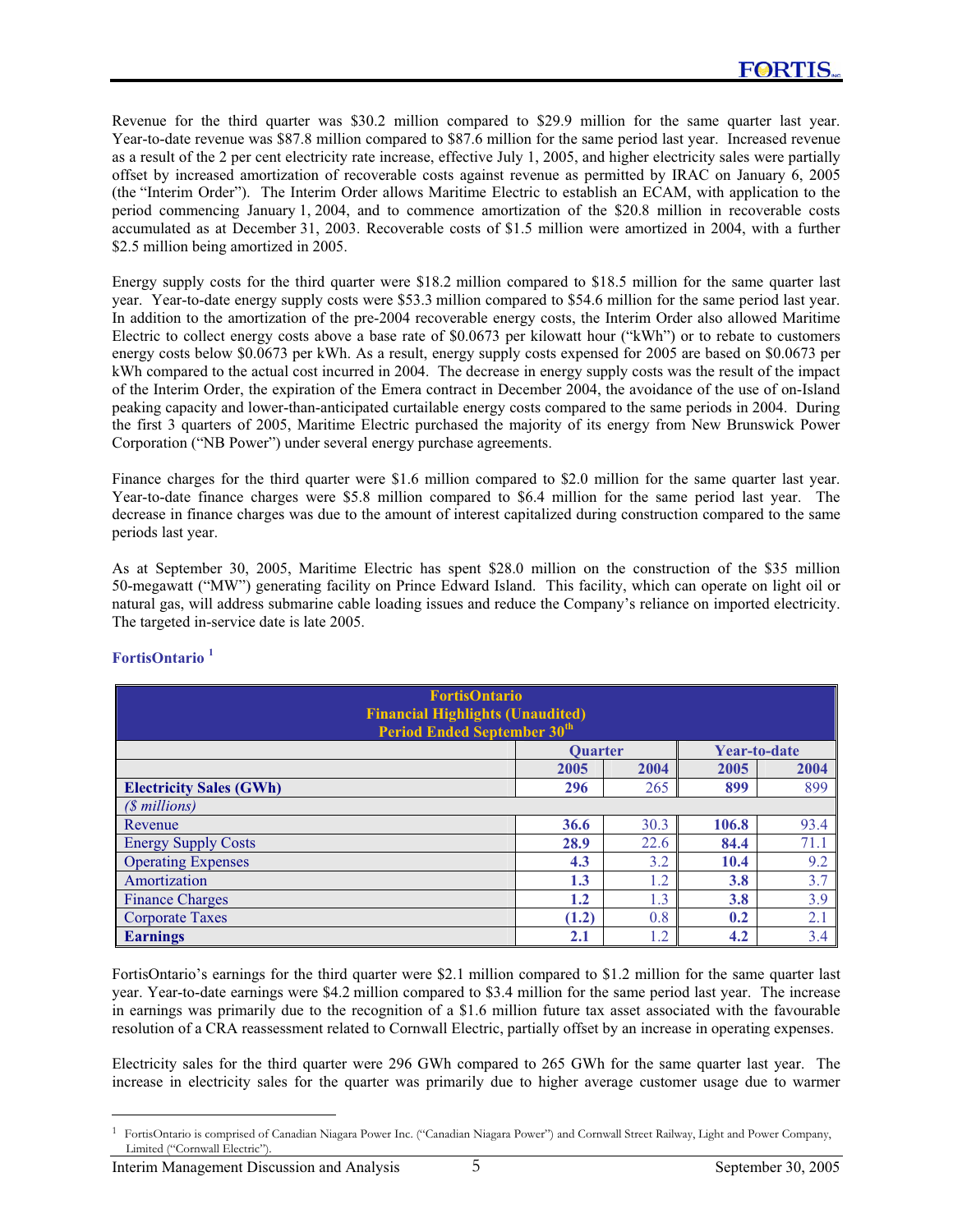Revenue for the third quarter was $30.2 million compared to $29.9 million for the same quarter last year. Year-to-date revenue was $87.8 million compared to $87.6 million for the same period last year. Increased revenue as a result of the 2 per cent electricity rate increase, effective July 1, 2005, and higher electricity sales were partially offset by increased amortization of recoverable costs against revenue as permitted by IRAC on January 6, 2005 (the "Interim Order"). The Interim Order allows Maritime Electric to establish an ECAM, with application to the period commencing January 1, 2004, and to commence amortization of the $20.8 million in recoverable costs accumulated as at December 31, 2003. Recoverable costs of $1.5 million were amortized in 2004, with a further $2.5 million being amortized in 2005.

Energy supply costs for the third quarter were $18.2 million compared to $18.5 million for the same quarter last year. Year-to-date energy supply costs were $53.3 million compared to $54.6 million for the same period last year. In addition to the amortization of the pre-2004 recoverable energy costs, the Interim Order also allowed Maritime Electric to collect energy costs above a base rate of $0.0673 per kilowatt hour ("kWh") or to rebate to customers energy costs below $0.0673 per kWh. As a result, energy supply costs expensed for 2005 are based on $0.0673 per kWh compared to the actual cost incurred in 2004. The decrease in energy supply costs was the result of the impact of the Interim Order, the expiration of the Emera contract in December 2004, the avoidance of the use of on-Island peaking capacity and lower-than-anticipated curtailable energy costs compared to the same periods in 2004. During the first 3 quarters of 2005, Maritime Electric purchased the majority of its energy from New Brunswick Power Corporation ("NB Power") under several energy purchase agreements.

Finance charges for the third quarter were $1.6 million compared to $2.0 million for the same quarter last year. Year-to-date finance charges were $5.8 million compared to $6.4 million for the same period last year. The decrease in finance charges was due to the amount of interest capitalized during construction compared to the same periods last year.

As at September 30, 2005, Maritime Electric has spent $28.0 million on the construction of the $35 million 50-megawatt ("MW") generating facility on Prince Edward Island. This facility, which can operate on light oil or natural gas, will address submarine cable loading issues and reduce the Company's reliance on imported electricity. The targeted in-service date is late 2005.

### FortisOntario [1]

| FortisOntario<br>Financial Highlights (Unaudited)<br>Period Ended September 30th | Quarter | | Year-to-date | |
|---|---|---|---|---|
| | **2005** | **2004** | **2005** | **2004** |
| **Electricity Sales (GWh)** | **296** | 265 | **899** | 899 |
| *($ millions)* | | | | |
| Revenue | **36.6** | 30.3 | **106.8** | 93.4 |
| Energy Supply Costs | **28.9** | 22.6 | **84.4** | 71.1 |
| Operating Expenses | **4.3** | 3.2 | **10.4** | 9.2 |
| Amortization | **1.3** | 1.2 | **3.8** | 3.7 |
| Finance Charges | **1.2** | 1.3 | **3.8** | 3.9 |
| Corporate Taxes | **(1.2)** | 0.8 | **0.2** | 2.1 |
| **Earnings** | **2.1** | 1.2 | **4.2** | 3.4 |

FortisOntario's earnings for the third quarter were $2.1 million compared to $1.2 million for the same quarter last year. Year-to-date earnings were $4.2 million compared to $3.4 million for the same period last year. The increase in earnings was primarily due to the recognition of a $1.6 million future tax asset associated with the favourable resolution of a CRA reassessment related to Cornwall Electric, partially offset by an increase in operating expenses.

Electricity sales for the third quarter were 296 GWh compared to 265 GWh for the same quarter last year. The increase in electricity sales for the quarter was primarily due to higher average customer usage due to warmer

[1] FortisOntario is comprised of Canadian Niagara Power Inc. ("Canadian Niagara Power") and Cornwall Street Railway, Light and Power Company, Limited ("Cornwall Electric").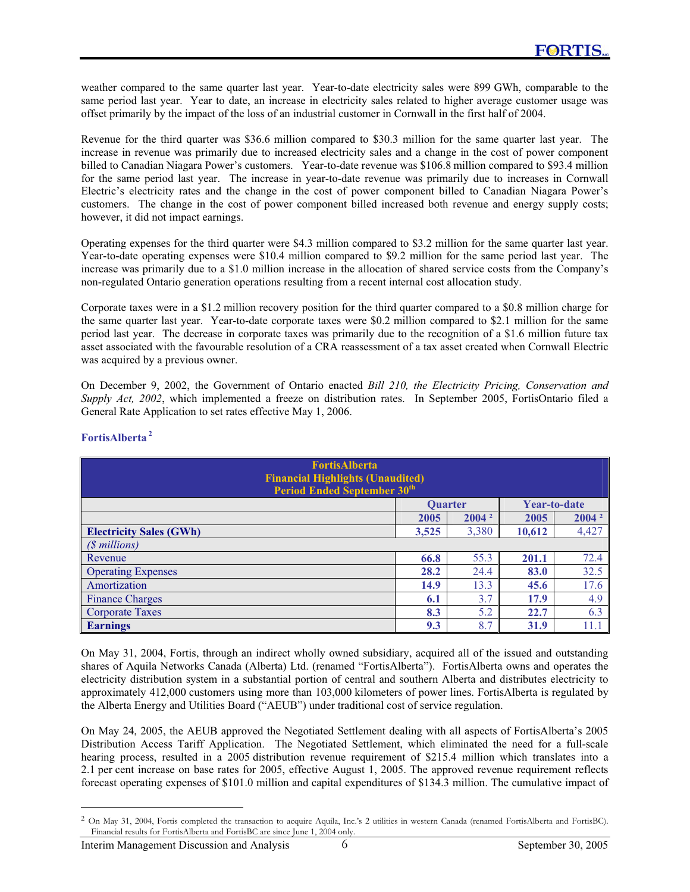weather compared to the same quarter last year. Year-to-date electricity sales were 899 GWh, comparable to the same period last year. Year to date, an increase in electricity sales related to higher average customer usage was offset primarily by the impact of the loss of an industrial customer in Cornwall in the first half of 2004.

Revenue for the third quarter was $36.6 million compared to $30.3 million for the same quarter last year. The increase in revenue was primarily due to increased electricity sales and a change in the cost of power component billed to Canadian Niagara Power's customers. Year-to-date revenue was $106.8 million compared to $93.4 million for the same period last year. The increase in year-to-date revenue was primarily due to increases in Cornwall Electric's electricity rates and the change in the cost of power component billed to Canadian Niagara Power's customers. The change in the cost of power component billed increased both revenue and energy supply costs; however, it did not impact earnings.

Operating expenses for the third quarter were $4.3 million compared to $3.2 million for the same quarter last year. Year-to-date operating expenses were $10.4 million compared to $9.2 million for the same period last year. The increase was primarily due to a $1.0 million increase in the allocation of shared service costs from the Company's non-regulated Ontario generation operations resulting from a recent internal cost allocation study.

Corporate taxes were in a $1.2 million recovery position for the third quarter compared to a $0.8 million charge for the same quarter last year. Year-to-date corporate taxes were $0.2 million compared to $2.1 million for the same period last year. The decrease in corporate taxes was primarily due to the recognition of a $1.6 million future tax asset associated with the favourable resolution of a CRA reassessment of a tax asset created when Cornwall Electric was acquired by a previous owner.

On December 9, 2002, the Government of Ontario enacted *Bill 210, the Electricity Pricing, Conservation and Supply Act, 2002*, which implemented a freeze on distribution rates. In September 2005, FortisOntario filed a General Rate Application to set rates effective May 1, 2006.

### FortisAlberta [2]

**FortisAlberta**
**Financial Highlights (Unaudited)**
**Period Ended September 30th**

| | Quarter | | Year-to-date | |
|---|---|---|---|---|
| | 2005 | 2004 [2] | 2005 | 2004 [2] |
| **Electricity Sales (GWh)** | **3,525** | 3,380 | **10,612** | 4,427 |
| *($ millions)* | | | | |
| Revenue | **66.8** | 55.3 | **201.1** | 72.4 |
| Operating Expenses | **28.2** | 24.4 | **83.0** | 32.5 |
| Amortization | **14.9** | 13.3 | **45.6** | 17.6 |
| Finance Charges | **6.1** | 3.7 | **17.9** | 4.9 |
| Corporate Taxes | **8.3** | 5.2 | **22.7** | 6.3 |
| **Earnings** | **9.3** | 8.7 | **31.9** | 11.1 |

On May 31, 2004, Fortis, through an indirect wholly owned subsidiary, acquired all of the issued and outstanding shares of Aquila Networks Canada (Alberta) Ltd. (renamed "FortisAlberta"). FortisAlberta owns and operates the electricity distribution system in a substantial portion of central and southern Alberta and distributes electricity to approximately 412,000 customers using more than 103,000 kilometers of power lines. FortisAlberta is regulated by the Alberta Energy and Utilities Board ("AEUB") under traditional cost of service regulation.

On May 24, 2005, the AEUB approved the Negotiated Settlement dealing with all aspects of FortisAlberta's 2005 Distribution Access Tariff Application. The Negotiated Settlement, which eliminated the need for a full-scale hearing process, resulted in a 2005 distribution revenue requirement of $215.4 million which translates into a 2.1 per cent increase on base rates for 2005, effective August 1, 2005. The approved revenue requirement reflects forecast operating expenses of $101.0 million and capital expenditures of $134.3 million. The cumulative impact of

[2] On May 31, 2004, Fortis completed the transaction to acquire Aquila, Inc.'s 2 utilities in western Canada (renamed FortisAlberta and FortisBC). Financial results for FortisAlberta and FortisBC are since June 1, 2004 only.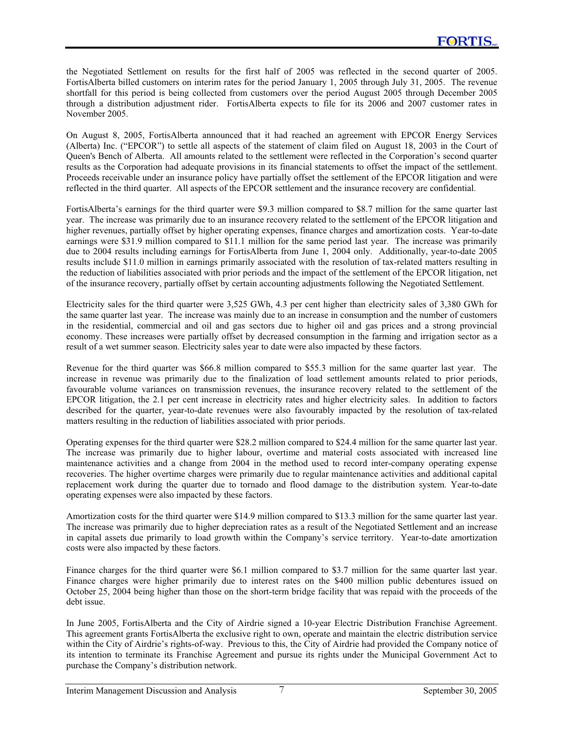the Negotiated Settlement on results for the first half of 2005 was reflected in the second quarter of 2005. FortisAlberta billed customers on interim rates for the period January 1, 2005 through July 31, 2005. The revenue shortfall for this period is being collected from customers over the period August 2005 through December 2005 through a distribution adjustment rider. FortisAlberta expects to file for its 2006 and 2007 customer rates in November 2005.

On August 8, 2005, FortisAlberta announced that it had reached an agreement with EPCOR Energy Services (Alberta) Inc. ("EPCOR") to settle all aspects of the statement of claim filed on August 18, 2003 in the Court of Queen's Bench of Alberta. All amounts related to the settlement were reflected in the Corporation's second quarter results as the Corporation had adequate provisions in its financial statements to offset the impact of the settlement. Proceeds receivable under an insurance policy have partially offset the settlement of the EPCOR litigation and were reflected in the third quarter. All aspects of the EPCOR settlement and the insurance recovery are confidential.

FortisAlberta's earnings for the third quarter were $9.3 million compared to $8.7 million for the same quarter last year. The increase was primarily due to an insurance recovery related to the settlement of the EPCOR litigation and higher revenues, partially offset by higher operating expenses, finance charges and amortization costs. Year-to-date earnings were $31.9 million compared to $11.1 million for the same period last year. The increase was primarily due to 2004 results including earnings for FortisAlberta from June 1, 2004 only. Additionally, year-to-date 2005 results include $11.0 million in earnings primarily associated with the resolution of tax-related matters resulting in the reduction of liabilities associated with prior periods and the impact of the settlement of the EPCOR litigation, net of the insurance recovery, partially offset by certain accounting adjustments following the Negotiated Settlement.

Electricity sales for the third quarter were 3,525 GWh, 4.3 per cent higher than electricity sales of 3,380 GWh for the same quarter last year. The increase was mainly due to an increase in consumption and the number of customers in the residential, commercial and oil and gas sectors due to higher oil and gas prices and a strong provincial economy. These increases were partially offset by decreased consumption in the farming and irrigation sector as a result of a wet summer season. Electricity sales year to date were also impacted by these factors.

Revenue for the third quarter was $66.8 million compared to $55.3 million for the same quarter last year. The increase in revenue was primarily due to the finalization of load settlement amounts related to prior periods, favourable volume variances on transmission revenues, the insurance recovery related to the settlement of the EPCOR litigation, the 2.1 per cent increase in electricity rates and higher electricity sales. In addition to factors described for the quarter, year-to-date revenues were also favourably impacted by the resolution of tax-related matters resulting in the reduction of liabilities associated with prior periods.

Operating expenses for the third quarter were $28.2 million compared to $24.4 million for the same quarter last year. The increase was primarily due to higher labour, overtime and material costs associated with increased line maintenance activities and a change from 2004 in the method used to record inter-company operating expense recoveries. The higher overtime charges were primarily due to regular maintenance activities and additional capital replacement work during the quarter due to tornado and flood damage to the distribution system. Year-to-date operating expenses were also impacted by these factors.

Amortization costs for the third quarter were $14.9 million compared to $13.3 million for the same quarter last year. The increase was primarily due to higher depreciation rates as a result of the Negotiated Settlement and an increase in capital assets due primarily to load growth within the Company's service territory. Year-to-date amortization costs were also impacted by these factors.

Finance charges for the third quarter were $6.1 million compared to $3.7 million for the same quarter last year. Finance charges were higher primarily due to interest rates on the $400 million public debentures issued on October 25, 2004 being higher than those on the short-term bridge facility that was repaid with the proceeds of the debt issue.

In June 2005, FortisAlberta and the City of Airdrie signed a 10-year Electric Distribution Franchise Agreement. This agreement grants FortisAlberta the exclusive right to own, operate and maintain the electric distribution service within the City of Airdrie's rights-of-way. Previous to this, the City of Airdrie had provided the Company notice of its intention to terminate its Franchise Agreement and pursue its rights under the Municipal Government Act to purchase the Company's distribution network.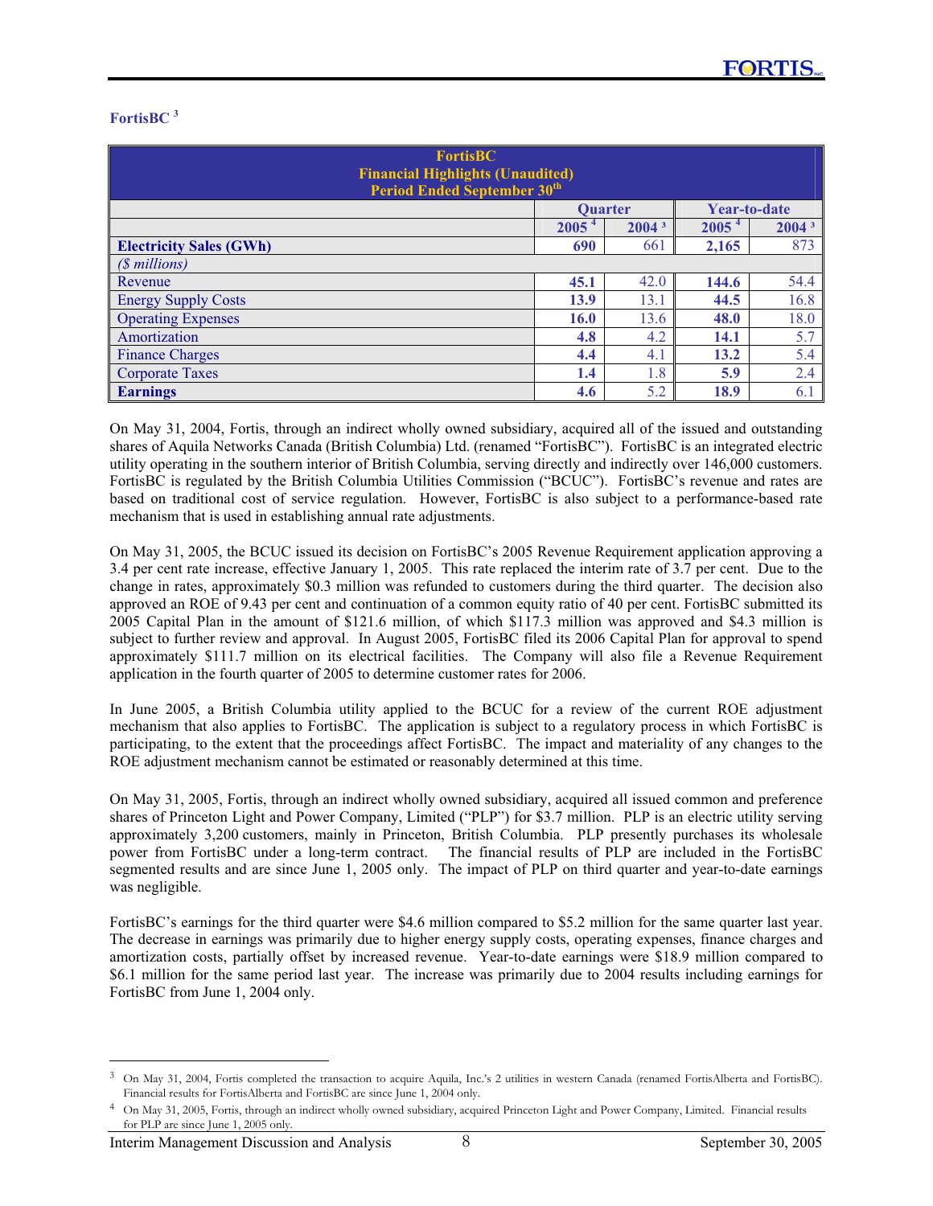### FortisBC [3]

| FortisBC<br>Financial Highlights (Unaudited)<br>Period Ended September 30th | Quarter | | Year-to-date | |
|---|---|---|---|---|
| | **2005** [4] | 2004 [3] | **2005** [4] | 2004 [3] |
| **Electricity Sales (GWh)** | **690** | 661 | **2,165** | 873 |
| *($ millions)* | | | | |
| Revenue | **45.1** | 42.0 | **144.6** | 54.4 |
| Energy Supply Costs | **13.9** | 13.1 | **44.5** | 16.8 |
| Operating Expenses | **16.0** | 13.6 | **48.0** | 18.0 |
| Amortization | **4.8** | 4.2 | **14.1** | 5.7 |
| Finance Charges | **4.4** | 4.1 | **13.2** | 5.4 |
| Corporate Taxes | **1.4** | 1.8 | **5.9** | 2.4 |
| **Earnings** | **4.6** | 5.2 | **18.9** | 6.1 |

On May 31, 2004, Fortis, through an indirect wholly owned subsidiary, acquired all of the issued and outstanding shares of Aquila Networks Canada (British Columbia) Ltd. (renamed "FortisBC"). FortisBC is an integrated electric utility operating in the southern interior of British Columbia, serving directly and indirectly over 146,000 customers. FortisBC is regulated by the British Columbia Utilities Commission ("BCUC"). FortisBC's revenue and rates are based on traditional cost of service regulation. However, FortisBC is also subject to a performance-based rate mechanism that is used in establishing annual rate adjustments.

On May 31, 2005, the BCUC issued its decision on FortisBC's 2005 Revenue Requirement application approving a 3.4 per cent rate increase, effective January 1, 2005. This rate replaced the interim rate of 3.7 per cent. Due to the change in rates, approximately $0.3 million was refunded to customers during the third quarter. The decision also approved an ROE of 9.43 per cent and continuation of a common equity ratio of 40 per cent. FortisBC submitted its 2005 Capital Plan in the amount of $121.6 million, of which $117.3 million was approved and $4.3 million is subject to further review and approval. In August 2005, FortisBC filed its 2006 Capital Plan for approval to spend approximately $111.7 million on its electrical facilities. The Company will also file a Revenue Requirement application in the fourth quarter of 2005 to determine customer rates for 2006.

In June 2005, a British Columbia utility applied to the BCUC for a review of the current ROE adjustment mechanism that also applies to FortisBC. The application is subject to a regulatory process in which FortisBC is participating, to the extent that the proceedings affect FortisBC. The impact and materiality of any changes to the ROE adjustment mechanism cannot be estimated or reasonably determined at this time.

On May 31, 2005, Fortis, through an indirect wholly owned subsidiary, acquired all issued common and preference shares of Princeton Light and Power Company, Limited ("PLP") for $3.7 million. PLP is an electric utility serving approximately 3,200 customers, mainly in Princeton, British Columbia. PLP presently purchases its wholesale power from FortisBC under a long-term contract. The financial results of PLP are included in the FortisBC segmented results and are since June 1, 2005 only. The impact of PLP on third quarter and year-to-date earnings was negligible.

FortisBC's earnings for the third quarter were $4.6 million compared to $5.2 million for the same quarter last year. The decrease in earnings was primarily due to higher energy supply costs, operating expenses, finance charges and amortization costs, partially offset by increased revenue. Year-to-date earnings were $18.9 million compared to $6.1 million for the same period last year. The increase was primarily due to 2004 results including earnings for FortisBC from June 1, 2004 only.

---

[3] On May 31, 2004, Fortis completed the transaction to acquire Aquila, Inc.'s 2 utilities in western Canada (renamed FortisAlberta and FortisBC). Financial results for FortisAlberta and FortisBC are since June 1, 2004 only.

[4] On May 31, 2005, Fortis, through an indirect wholly owned subsidiary, acquired Princeton Light and Power Company, Limited. Financial results for PLP are since June 1, 2005 only.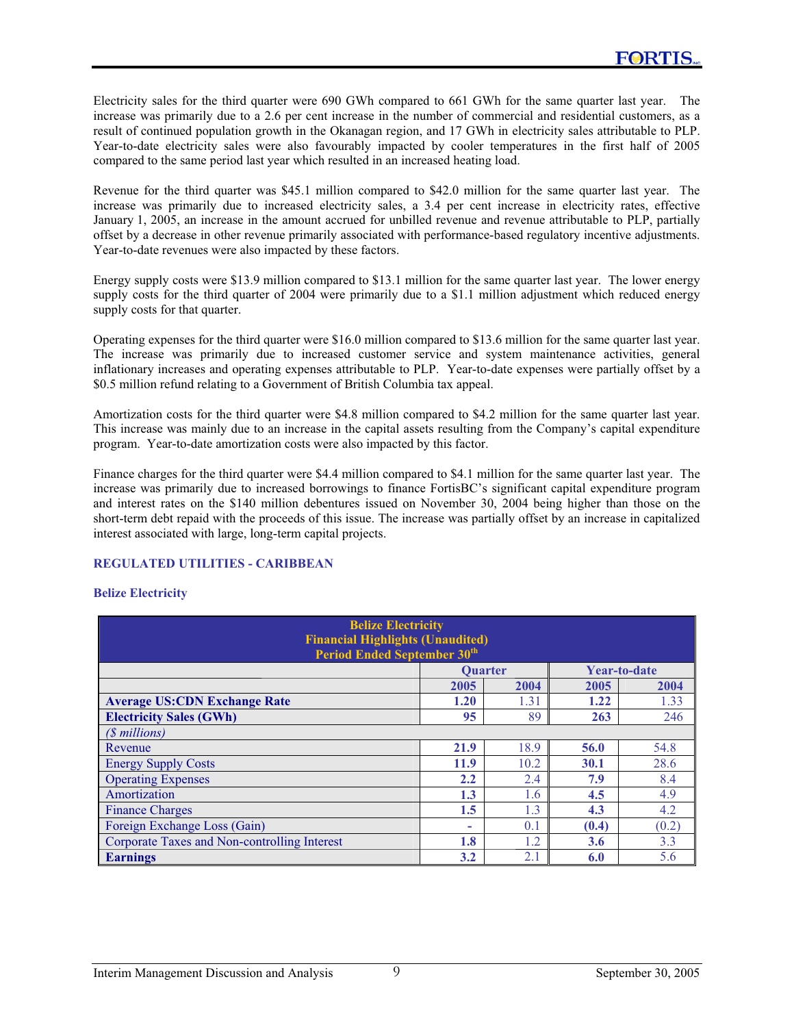Electricity sales for the third quarter were 690 GWh compared to 661 GWh for the same quarter last year. The increase was primarily due to a 2.6 per cent increase in the number of commercial and residential customers, as a result of continued population growth in the Okanagan region, and 17 GWh in electricity sales attributable to PLP. Year-to-date electricity sales were also favourably impacted by cooler temperatures in the first half of 2005 compared to the same period last year which resulted in an increased heating load.

Revenue for the third quarter was $45.1 million compared to $42.0 million for the same quarter last year. The increase was primarily due to increased electricity sales, a 3.4 per cent increase in electricity rates, effective January 1, 2005, an increase in the amount accrued for unbilled revenue and revenue attributable to PLP, partially offset by a decrease in other revenue primarily associated with performance-based regulatory incentive adjustments. Year-to-date revenues were also impacted by these factors.

Energy supply costs were $13.9 million compared to $13.1 million for the same quarter last year. The lower energy supply costs for the third quarter of 2004 were primarily due to a $1.1 million adjustment which reduced energy supply costs for that quarter.

Operating expenses for the third quarter were $16.0 million compared to $13.6 million for the same quarter last year. The increase was primarily due to increased customer service and system maintenance activities, general inflationary increases and operating expenses attributable to PLP. Year-to-date expenses were partially offset by a $0.5 million refund relating to a Government of British Columbia tax appeal.

Amortization costs for the third quarter were $4.8 million compared to $4.2 million for the same quarter last year. This increase was mainly due to an increase in the capital assets resulting from the Company's capital expenditure program. Year-to-date amortization costs were also impacted by this factor.

Finance charges for the third quarter were $4.4 million compared to $4.1 million for the same quarter last year. The increase was primarily due to increased borrowings to finance FortisBC's significant capital expenditure program and interest rates on the $140 million debentures issued on November 30, 2004 being higher than those on the short-term debt repaid with the proceeds of this issue. The increase was partially offset by an increase in capitalized interest associated with large, long-term capital projects.

## REGULATED UTILITIES - CARIBBEAN

### Belize Electricity

| Belize Electricity Financial Highlights (Unaudited) Period Ended September 30th | | | | |
|---|---|---|---|---|
| | Quarter | | Year-to-date | |
| | 2005 | 2004 | 2005 | 2004 |
| **Average US:CDN Exchange Rate** | **1.20** | 1.31 | **1.22** | 1.33 |
| **Electricity Sales (GWh)** | **95** | 89 | **263** | 246 |
| *($ millions)* | | | | |
| Revenue | **21.9** | 18.9 | **56.0** | 54.8 |
| Energy Supply Costs | **11.9** | 10.2 | **30.1** | 28.6 |
| Operating Expenses | **2.2** | 2.4 | **7.9** | 8.4 |
| Amortization | **1.3** | 1.6 | **4.5** | 4.9 |
| Finance Charges | **1.5** | 1.3 | **4.3** | 4.2 |
| Foreign Exchange Loss (Gain) | **-** | 0.1 | **(0.4)** | (0.2) |
| Corporate Taxes and Non-controlling Interest | **1.8** | 1.2 | **3.6** | 3.3 |
| **Earnings** | **3.2** | 2.1 | **6.0** | 5.6 |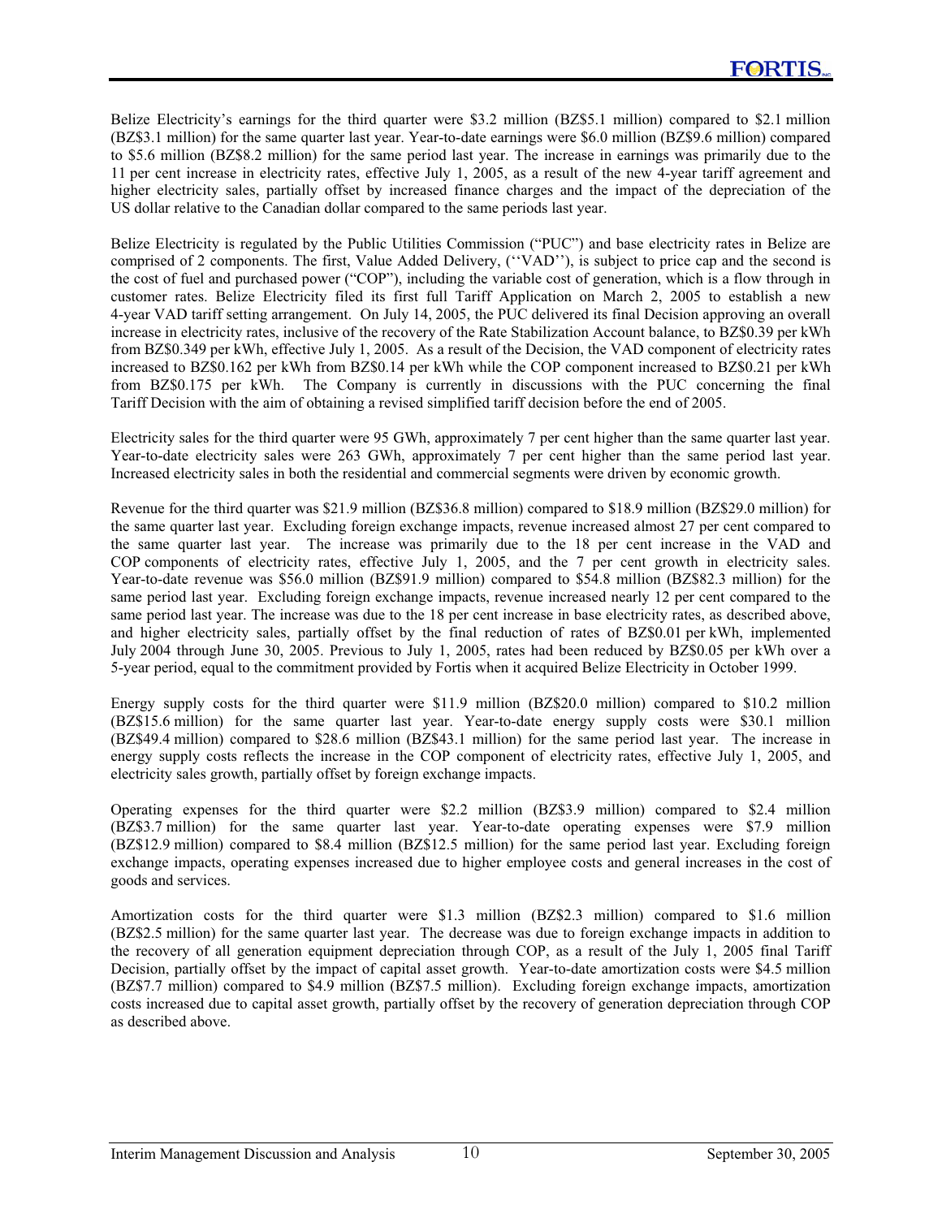Belize Electricity's earnings for the third quarter were $3.2 million (BZ$5.1 million) compared to $2.1 million (BZ$3.1 million) for the same quarter last year. Year-to-date earnings were $6.0 million (BZ$9.6 million) compared to $5.6 million (BZ$8.2 million) for the same period last year. The increase in earnings was primarily due to the 11 per cent increase in electricity rates, effective July 1, 2005, as a result of the new 4-year tariff agreement and higher electricity sales, partially offset by increased finance charges and the impact of the depreciation of the US dollar relative to the Canadian dollar compared to the same periods last year.

Belize Electricity is regulated by the Public Utilities Commission ("PUC") and base electricity rates in Belize are comprised of 2 components. The first, Value Added Delivery, (''VAD''), is subject to price cap and the second is the cost of fuel and purchased power ("COP"), including the variable cost of generation, which is a flow through in customer rates. Belize Electricity filed its first full Tariff Application on March 2, 2005 to establish a new 4-year VAD tariff setting arrangement. On July 14, 2005, the PUC delivered its final Decision approving an overall increase in electricity rates, inclusive of the recovery of the Rate Stabilization Account balance, to BZ$0.39 per kWh from BZ$0.349 per kWh, effective July 1, 2005. As a result of the Decision, the VAD component of electricity rates increased to BZ$0.162 per kWh from BZ$0.14 per kWh while the COP component increased to BZ$0.21 per kWh from BZ$0.175 per kWh. The Company is currently in discussions with the PUC concerning the final Tariff Decision with the aim of obtaining a revised simplified tariff decision before the end of 2005.

Electricity sales for the third quarter were 95 GWh, approximately 7 per cent higher than the same quarter last year. Year-to-date electricity sales were 263 GWh, approximately 7 per cent higher than the same period last year. Increased electricity sales in both the residential and commercial segments were driven by economic growth.

Revenue for the third quarter was $21.9 million (BZ$36.8 million) compared to $18.9 million (BZ$29.0 million) for the same quarter last year. Excluding foreign exchange impacts, revenue increased almost 27 per cent compared to the same quarter last year. The increase was primarily due to the 18 per cent increase in the VAD and COP components of electricity rates, effective July 1, 2005, and the 7 per cent growth in electricity sales. Year-to-date revenue was $56.0 million (BZ$91.9 million) compared to $54.8 million (BZ$82.3 million) for the same period last year. Excluding foreign exchange impacts, revenue increased nearly 12 per cent compared to the same period last year. The increase was due to the 18 per cent increase in base electricity rates, as described above, and higher electricity sales, partially offset by the final reduction of rates of BZ$0.01 per kWh, implemented July 2004 through June 30, 2005. Previous to July 1, 2005, rates had been reduced by BZ$0.05 per kWh over a 5-year period, equal to the commitment provided by Fortis when it acquired Belize Electricity in October 1999.

Energy supply costs for the third quarter were $11.9 million (BZ$20.0 million) compared to $10.2 million (BZ$15.6 million) for the same quarter last year. Year-to-date energy supply costs were $30.1 million (BZ$49.4 million) compared to $28.6 million (BZ$43.1 million) for the same period last year. The increase in energy supply costs reflects the increase in the COP component of electricity rates, effective July 1, 2005, and electricity sales growth, partially offset by foreign exchange impacts.

Operating expenses for the third quarter were $2.2 million (BZ$3.9 million) compared to $2.4 million (BZ$3.7 million) for the same quarter last year. Year-to-date operating expenses were $7.9 million (BZ$12.9 million) compared to $8.4 million (BZ$12.5 million) for the same period last year. Excluding foreign exchange impacts, operating expenses increased due to higher employee costs and general increases in the cost of goods and services.

Amortization costs for the third quarter were $1.3 million (BZ$2.3 million) compared to $1.6 million (BZ$2.5 million) for the same quarter last year. The decrease was due to foreign exchange impacts in addition to the recovery of all generation equipment depreciation through COP, as a result of the July 1, 2005 final Tariff Decision, partially offset by the impact of capital asset growth. Year-to-date amortization costs were $4.5 million (BZ$7.7 million) compared to $4.9 million (BZ$7.5 million). Excluding foreign exchange impacts, amortization costs increased due to capital asset growth, partially offset by the recovery of generation depreciation through COP as described above.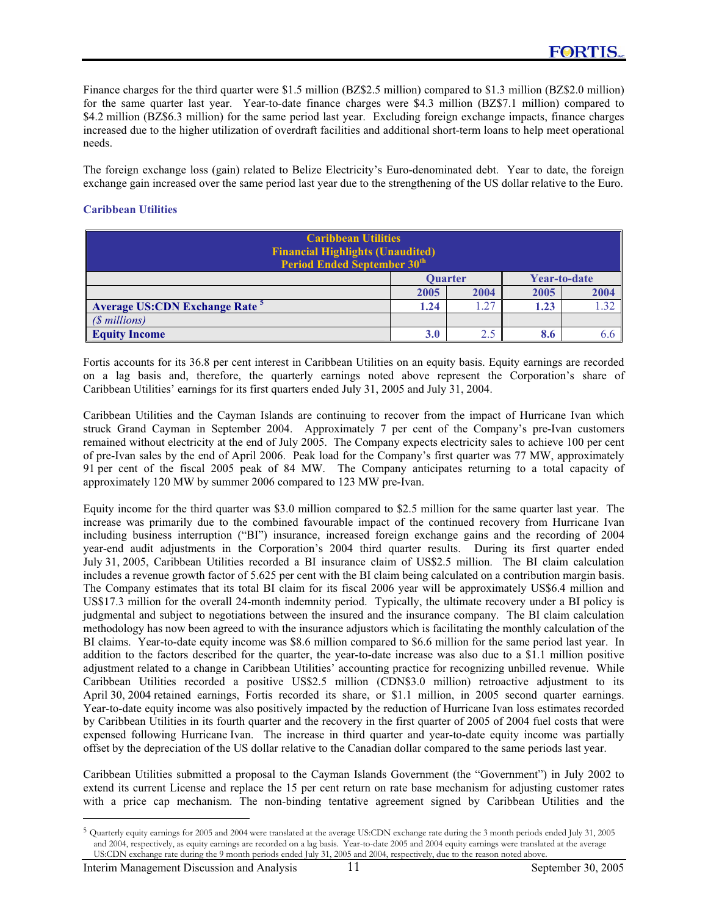Finance charges for the third quarter were $1.5 million (BZ$2.5 million) compared to $1.3 million (BZ$2.0 million) for the same quarter last year. Year-to-date finance charges were $4.3 million (BZ$7.1 million) compared to $4.2 million (BZ$6.3 million) for the same period last year. Excluding foreign exchange impacts, finance charges increased due to the higher utilization of overdraft facilities and additional short-term loans to help meet operational needs.

The foreign exchange loss (gain) related to Belize Electricity's Euro-denominated debt. Year to date, the foreign exchange gain increased over the same period last year due to the strengthening of the US dollar relative to the Euro.

### Caribbean Utilities

| Caribbean Utilities<br>Financial Highlights (Unaudited)<br>Period Ended September 30th | | | | |
|---|---|---|---|---|
| | Quarter | | Year-to-date | |
| | 2005 | 2004 | 2005 | 2004 |
| **Average US:CDN Exchange Rate** [5] | **1.24** | 1.27 | **1.23** | 1.32 |
| *($ millions)* | | | | |
| **Equity Income** | **3.0** | 2.5 | **8.6** | 6.6 |

Fortis accounts for its 36.8 per cent interest in Caribbean Utilities on an equity basis. Equity earnings are recorded on a lag basis and, therefore, the quarterly earnings noted above represent the Corporation's share of Caribbean Utilities' earnings for its first quarters ended July 31, 2005 and July 31, 2004.

Caribbean Utilities and the Cayman Islands are continuing to recover from the impact of Hurricane Ivan which struck Grand Cayman in September 2004. Approximately 7 per cent of the Company's pre-Ivan customers remained without electricity at the end of July 2005. The Company expects electricity sales to achieve 100 per cent of pre-Ivan sales by the end of April 2006. Peak load for the Company's first quarter was 77 MW, approximately 91 per cent of the fiscal 2005 peak of 84 MW. The Company anticipates returning to a total capacity of approximately 120 MW by summer 2006 compared to 123 MW pre-Ivan.

Equity income for the third quarter was $3.0 million compared to $2.5 million for the same quarter last year. The increase was primarily due to the combined favourable impact of the continued recovery from Hurricane Ivan including business interruption ("BI") insurance, increased foreign exchange gains and the recording of 2004 year-end audit adjustments in the Corporation's 2004 third quarter results. During its first quarter ended July 31, 2005, Caribbean Utilities recorded a BI insurance claim of US$2.5 million. The BI claim calculation includes a revenue growth factor of 5.625 per cent with the BI claim being calculated on a contribution margin basis. The Company estimates that its total BI claim for its fiscal 2006 year will be approximately US$6.4 million and US$17.3 million for the overall 24-month indemnity period. Typically, the ultimate recovery under a BI policy is judgmental and subject to negotiations between the insured and the insurance company. The BI claim calculation methodology has now been agreed to with the insurance adjustors which is facilitating the monthly calculation of the BI claims. Year-to-date equity income was $8.6 million compared to $6.6 million for the same period last year. In addition to the factors described for the quarter, the year-to-date increase was also due to a $1.1 million positive adjustment related to a change in Caribbean Utilities' accounting practice for recognizing unbilled revenue. While Caribbean Utilities recorded a positive US$2.5 million (CDN$3.0 million) retroactive adjustment to its April 30, 2004 retained earnings, Fortis recorded its share, or $1.1 million, in 2005 second quarter earnings. Year-to-date equity income was also positively impacted by the reduction of Hurricane Ivan loss estimates recorded by Caribbean Utilities in its fourth quarter and the recovery in the first quarter of 2005 of 2004 fuel costs that were expensed following Hurricane Ivan. The increase in third quarter and year-to-date equity income was partially offset by the depreciation of the US dollar relative to the Canadian dollar compared to the same periods last year.

Caribbean Utilities submitted a proposal to the Cayman Islands Government (the "Government") in July 2002 to extend its current License and replace the 15 per cent return on rate base mechanism for adjusting customer rates with a price cap mechanism. The non-binding tentative agreement signed by Caribbean Utilities and the

[5] Quarterly equity earnings for 2005 and 2004 were translated at the average US:CDN exchange rate during the 3 month periods ended July 31, 2005 and 2004, respectively, as equity earnings are recorded on a lag basis. Year-to-date 2005 and 2004 equity earnings were translated at the average US:CDN exchange rate during the 9 month periods ended July 31, 2005 and 2004, respectively, due to the reason noted above.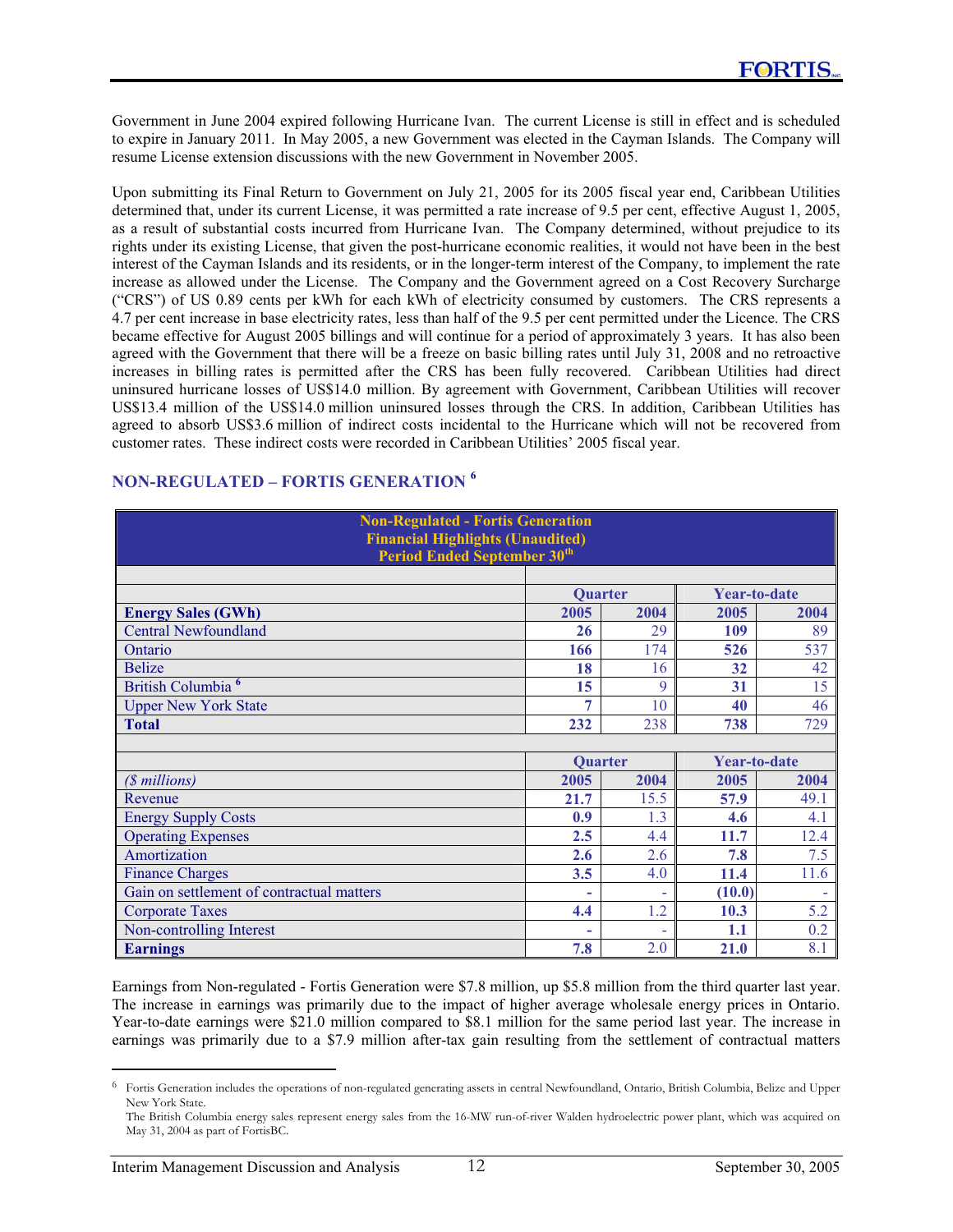Government in June 2004 expired following Hurricane Ivan. The current License is still in effect and is scheduled to expire in January 2011. In May 2005, a new Government was elected in the Cayman Islands. The Company will resume License extension discussions with the new Government in November 2005.

Upon submitting its Final Return to Government on July 21, 2005 for its 2005 fiscal year end, Caribbean Utilities determined that, under its current License, it was permitted a rate increase of 9.5 per cent, effective August 1, 2005, as a result of substantial costs incurred from Hurricane Ivan. The Company determined, without prejudice to its rights under its existing License, that given the post-hurricane economic realities, it would not have been in the best interest of the Cayman Islands and its residents, or in the longer-term interest of the Company, to implement the rate increase as allowed under the License. The Company and the Government agreed on a Cost Recovery Surcharge ("CRS") of US 0.89 cents per kWh for each kWh of electricity consumed by customers. The CRS represents a 4.7 per cent increase in base electricity rates, less than half of the 9.5 per cent permitted under the Licence. The CRS became effective for August 2005 billings and will continue for a period of approximately 3 years. It has also been agreed with the Government that there will be a freeze on basic billing rates until July 31, 2008 and no retroactive increases in billing rates is permitted after the CRS has been fully recovered. Caribbean Utilities had direct uninsured hurricane losses of US$14.0 million. By agreement with Government, Caribbean Utilities will recover US$13.4 million of the US$14.0 million uninsured losses through the CRS. In addition, Caribbean Utilities has agreed to absorb US$3.6 million of indirect costs incidental to the Hurricane which will not be recovered from customer rates. These indirect costs were recorded in Caribbean Utilities' 2005 fiscal year.

## NON-REGULATED – FORTIS GENERATION [6]

**Non-Regulated - Fortis Generation**
**Financial Highlights (Unaudited)**
**Period Ended September 30th**

| | Quarter | | Year-to-date | |
|---|---|---|---|---|
| **Energy Sales (GWh)** | **2005** | **2004** | **2005** | **2004** |
| Central Newfoundland | **26** | 29 | **109** | 89 |
| Ontario | **166** | 174 | **526** | 537 |
| Belize | **18** | 16 | **32** | 42 |
| British Columbia [6] | **15** | 9 | **31** | 15 |
| Upper New York State | **7** | 10 | **40** | 46 |
| **Total** | **232** | 238 | **738** | 729 |
| | | | | |
| | **Quarter** | | **Year-to-date** | |
| *($ millions)* | **2005** | **2004** | **2005** | **2004** |
| Revenue | **21.7** | 15.5 | **57.9** | 49.1 |
| Energy Supply Costs | **0.9** | 1.3 | **4.6** | 4.1 |
| Operating Expenses | **2.5** | 4.4 | **11.7** | 12.4 |
| Amortization | **2.6** | 2.6 | **7.8** | 7.5 |
| Finance Charges | **3.5** | 4.0 | **11.4** | 11.6 |
| Gain on settlement of contractual matters | **-** | - | **(10.0)** | - |
| Corporate Taxes | **4.4** | 1.2 | **10.3** | 5.2 |
| Non-controlling Interest | **-** | - | **1.1** | 0.2 |
| **Earnings** | **7.8** | 2.0 | **21.0** | 8.1 |

Earnings from Non-regulated - Fortis Generation were $7.8 million, up $5.8 million from the third quarter last year. The increase in earnings was primarily due to the impact of higher average wholesale energy prices in Ontario. Year-to-date earnings were $21.0 million compared to $8.1 million for the same period last year. The increase in earnings was primarily due to a $7.9 million after-tax gain resulting from the settlement of contractual matters

---

[6] Fortis Generation includes the operations of non-regulated generating assets in central Newfoundland, Ontario, British Columbia, Belize and Upper New York State.
The British Columbia energy sales represent energy sales from the 16-MW run-of-river Walden hydroelectric power plant, which was acquired on May 31, 2004 as part of FortisBC.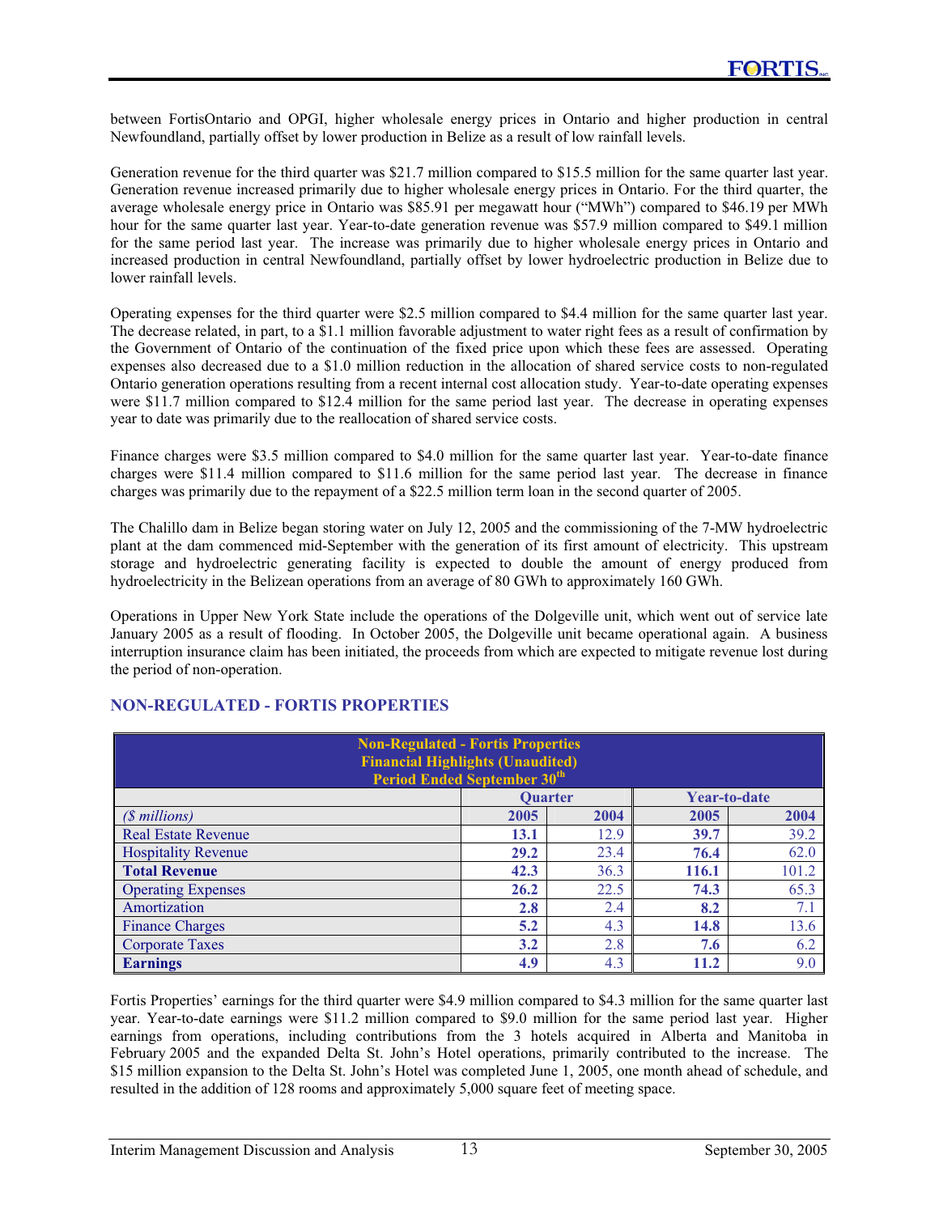between FortisOntario and OPGI, higher wholesale energy prices in Ontario and higher production in central Newfoundland, partially offset by lower production in Belize as a result of low rainfall levels.

Generation revenue for the third quarter was $21.7 million compared to $15.5 million for the same quarter last year. Generation revenue increased primarily due to higher wholesale energy prices in Ontario. For the third quarter, the average wholesale energy price in Ontario was $85.91 per megawatt hour ("MWh") compared to $46.19 per MWh hour for the same quarter last year. Year-to-date generation revenue was $57.9 million compared to $49.1 million for the same period last year. The increase was primarily due to higher wholesale energy prices in Ontario and increased production in central Newfoundland, partially offset by lower hydroelectric production in Belize due to lower rainfall levels.

Operating expenses for the third quarter were $2.5 million compared to $4.4 million for the same quarter last year. The decrease related, in part, to a $1.1 million favorable adjustment to water right fees as a result of confirmation by the Government of Ontario of the continuation of the fixed price upon which these fees are assessed. Operating expenses also decreased due to a $1.0 million reduction in the allocation of shared service costs to non-regulated Ontario generation operations resulting from a recent internal cost allocation study. Year-to-date operating expenses were $11.7 million compared to $12.4 million for the same period last year. The decrease in operating expenses year to date was primarily due to the reallocation of shared service costs.

Finance charges were $3.5 million compared to $4.0 million for the same quarter last year. Year-to-date finance charges were $11.4 million compared to $11.6 million for the same period last year. The decrease in finance charges was primarily due to the repayment of a $22.5 million term loan in the second quarter of 2005.

The Chalillo dam in Belize began storing water on July 12, 2005 and the commissioning of the 7-MW hydroelectric plant at the dam commenced mid-September with the generation of its first amount of electricity. This upstream storage and hydroelectric generating facility is expected to double the amount of energy produced from hydroelectricity in the Belizean operations from an average of 80 GWh to approximately 160 GWh.

Operations in Upper New York State include the operations of the Dolgeville unit, which went out of service late January 2005 as a result of flooding. In October 2005, the Dolgeville unit became operational again. A business interruption insurance claim has been initiated, the proceeds from which are expected to mitigate revenue lost during the period of non-operation.

## NON-REGULATED - FORTIS PROPERTIES

| Non-Regulated - Fortis Properties Financial Highlights (Unaudited) Period Ended September 30th | | | | |
|---|---|---|---|---|
| | Quarter | | Year-to-date | |
| *($ millions)* | **2005** | 2004 | **2005** | 2004 |
| Real Estate Revenue | **13.1** | 12.9 | **39.7** | 39.2 |
| Hospitality Revenue | **29.2** | 23.4 | **76.4** | 62.0 |
| **Total Revenue** | **42.3** | 36.3 | **116.1** | 101.2 |
| Operating Expenses | **26.2** | 22.5 | **74.3** | 65.3 |
| Amortization | **2.8** | 2.4 | **8.2** | 7.1 |
| Finance Charges | **5.2** | 4.3 | **14.8** | 13.6 |
| Corporate Taxes | **3.2** | 2.8 | **7.6** | 6.2 |
| **Earnings** | **4.9** | 4.3 | **11.2** | 9.0 |

Fortis Properties' earnings for the third quarter were $4.9 million compared to $4.3 million for the same quarter last year. Year-to-date earnings were $11.2 million compared to $9.0 million for the same period last year. Higher earnings from operations, including contributions from the 3 hotels acquired in Alberta and Manitoba in February 2005 and the expanded Delta St. John's Hotel operations, primarily contributed to the increase. The $15 million expansion to the Delta St. John's Hotel was completed June 1, 2005, one month ahead of schedule, and resulted in the addition of 128 rooms and approximately 5,000 square feet of meeting space.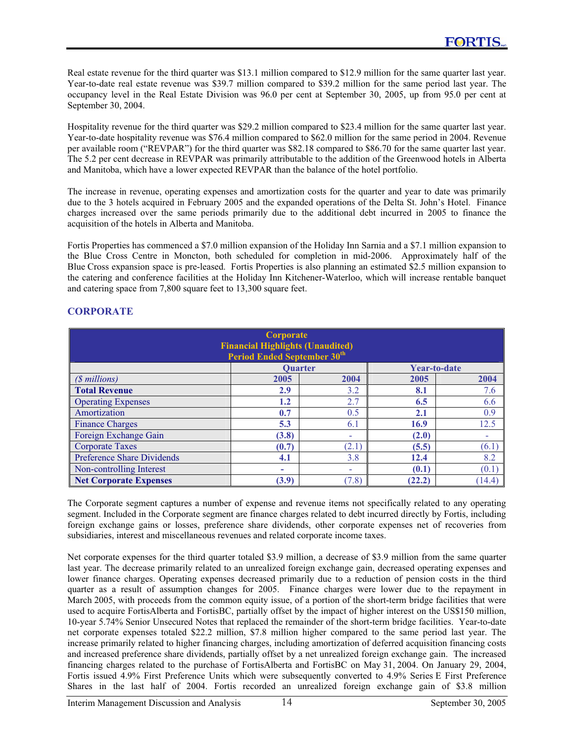Real estate revenue for the third quarter was $13.1 million compared to $12.9 million for the same quarter last year. Year-to-date real estate revenue was $39.7 million compared to $39.2 million for the same period last year. The occupancy level in the Real Estate Division was 96.0 per cent at September 30, 2005, up from 95.0 per cent at September 30, 2004.

Hospitality revenue for the third quarter was $29.2 million compared to $23.4 million for the same quarter last year. Year-to-date hospitality revenue was $76.4 million compared to $62.0 million for the same period in 2004. Revenue per available room ("REVPAR") for the third quarter was $82.18 compared to $86.70 for the same quarter last year. The 5.2 per cent decrease in REVPAR was primarily attributable to the addition of the Greenwood hotels in Alberta and Manitoba, which have a lower expected REVPAR than the balance of the hotel portfolio.

The increase in revenue, operating expenses and amortization costs for the quarter and year to date was primarily due to the 3 hotels acquired in February 2005 and the expanded operations of the Delta St. John's Hotel. Finance charges increased over the same periods primarily due to the additional debt incurred in 2005 to finance the acquisition of the hotels in Alberta and Manitoba.

Fortis Properties has commenced a $7.0 million expansion of the Holiday Inn Sarnia and a $7.1 million expansion to the Blue Cross Centre in Moncton, both scheduled for completion in mid-2006. Approximately half of the Blue Cross expansion space is pre-leased. Fortis Properties is also planning an estimated $2.5 million expansion to the catering and conference facilities at the Holiday Inn Kitchener-Waterloo, which will increase rentable banquet and catering space from 7,800 square feet to 13,300 square feet.

## CORPORATE

| Corporate<br>Financial Highlights (Unaudited)<br>Period Ended September 30th | | | | |
|---|---|---|---|---|
| | Quarter | | Year-to-date | |
| *($ millions)* | 2005 | 2004 | 2005 | 2004 |
| **Total Revenue** | **2.9** | 3.2 | **8.1** | 7.6 |
| Operating Expenses | **1.2** | 2.7 | **6.5** | 6.6 |
| Amortization | **0.7** | 0.5 | **2.1** | 0.9 |
| Finance Charges | **5.3** | 6.1 | **16.9** | 12.5 |
| Foreign Exchange Gain | **(3.8)** | - | **(2.0)** | - |
| Corporate Taxes | **(0.7)** | (2.1) | **(5.5)** | (6.1) |
| Preference Share Dividends | **4.1** | 3.8 | **12.4** | 8.2 |
| Non-controlling Interest | **-** | - | **(0.1)** | (0.1) |
| **Net Corporate Expenses** | **(3.9)** | (7.8) | **(22.2)** | (14.4) |

The Corporate segment captures a number of expense and revenue items not specifically related to any operating segment. Included in the Corporate segment are finance charges related to debt incurred directly by Fortis, including foreign exchange gains or losses, preference share dividends, other corporate expenses net of recoveries from subsidiaries, interest and miscellaneous revenues and related corporate income taxes.

Net corporate expenses for the third quarter totaled $3.9 million, a decrease of $3.9 million from the same quarter last year. The decrease primarily related to an unrealized foreign exchange gain, decreased operating expenses and lower finance charges. Operating expenses decreased primarily due to a reduction of pension costs in the third quarter as a result of assumption changes for 2005. Finance charges were lower due to the repayment in March 2005, with proceeds from the common equity issue, of a portion of the short-term bridge facilities that were used to acquire FortisAlberta and FortisBC, partially offset by the impact of higher interest on the US$150 million, 10-year 5.74% Senior Unsecured Notes that replaced the remainder of the short-term bridge facilities. Year-to-date net corporate expenses totaled $22.2 million, $7.8 million higher compared to the same period last year. The increase primarily related to higher financing charges, including amortization of deferred acquisition financing costs and increased preference share dividends, partially offset by a net unrealized foreign exchange gain. The increased financing charges related to the purchase of FortisAlberta and FortisBC on May 31, 2004. On January 29, 2004, Fortis issued 4.9% First Preference Units which were subsequently converted to 4.9% Series E First Preference Shares in the last half of 2004. Fortis recorded an unrealized foreign exchange gain of $3.8 million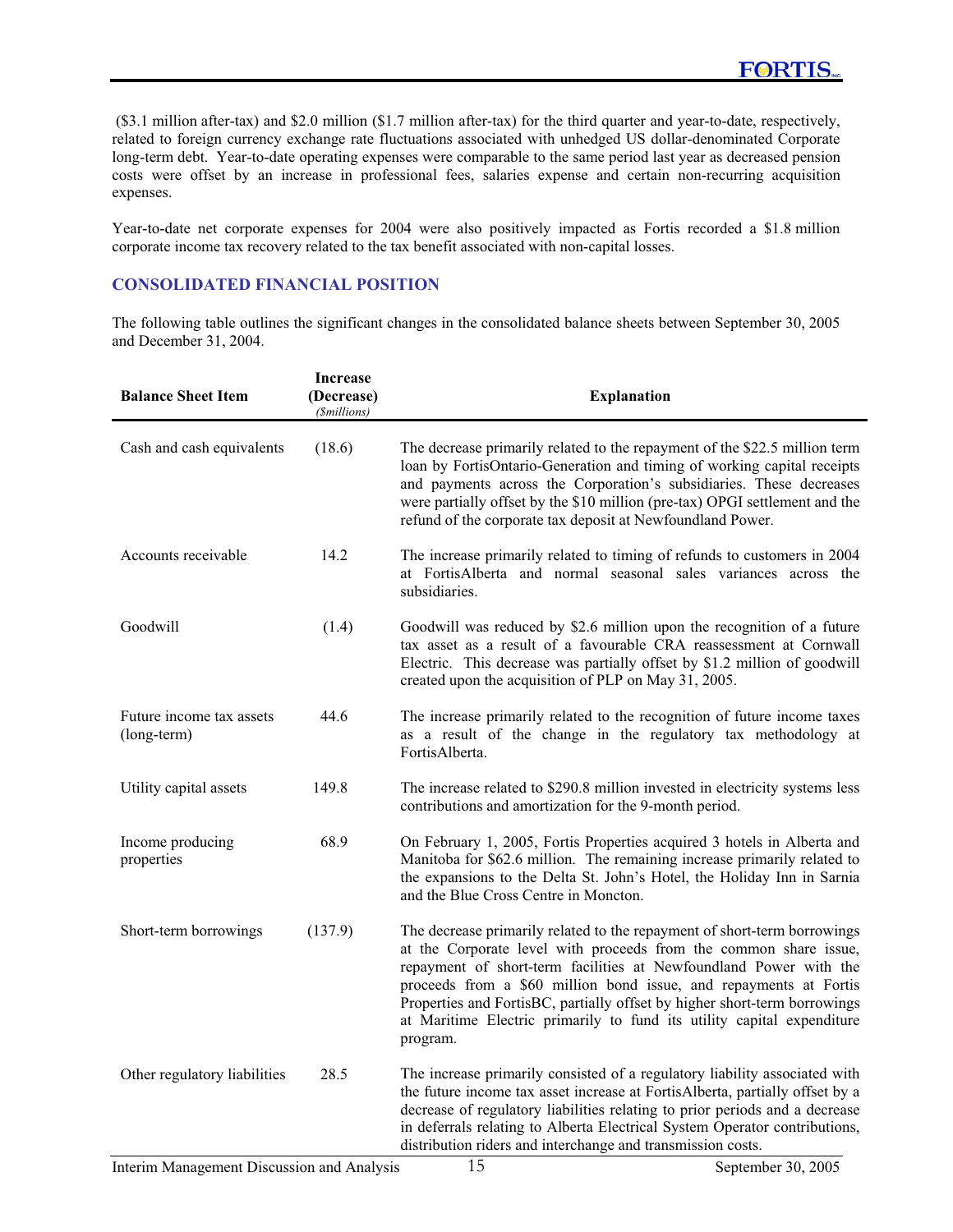($3.1 million after-tax) and $2.0 million ($1.7 million after-tax) for the third quarter and year-to-date, respectively, related to foreign currency exchange rate fluctuations associated with unhedged US dollar-denominated Corporate long-term debt. Year-to-date operating expenses were comparable to the same period last year as decreased pension costs were offset by an increase in professional fees, salaries expense and certain non-recurring acquisition expenses.

Year-to-date net corporate expenses for 2004 were also positively impacted as Fortis recorded a $1.8 million corporate income tax recovery related to the tax benefit associated with non-capital losses.

## CONSOLIDATED FINANCIAL POSITION

The following table outlines the significant changes in the consolidated balance sheets between September 30, 2005 and December 31, 2004.

| Balance Sheet Item | Increase (Decrease) *($millions)* | Explanation |
|---|---|---|
| Cash and cash equivalents | (18.6) | The decrease primarily related to the repayment of the $22.5 million term loan by FortisOntario-Generation and timing of working capital receipts and payments across the Corporation's subsidiaries. These decreases were partially offset by the $10 million (pre-tax) OPGI settlement and the refund of the corporate tax deposit at Newfoundland Power. |
| Accounts receivable | 14.2 | The increase primarily related to timing of refunds to customers in 2004 at FortisAlberta and normal seasonal sales variances across the subsidiaries. |
| Goodwill | (1.4) | Goodwill was reduced by $2.6 million upon the recognition of a future tax asset as a result of a favourable CRA reassessment at Cornwall Electric. This decrease was partially offset by $1.2 million of goodwill created upon the acquisition of PLP on May 31, 2005. |
| Future income tax assets (long-term) | 44.6 | The increase primarily related to the recognition of future income taxes as a result of the change in the regulatory tax methodology at FortisAlberta. |
| Utility capital assets | 149.8 | The increase related to $290.8 million invested in electricity systems less contributions and amortization for the 9-month period. |
| Income producing properties | 68.9 | On February 1, 2005, Fortis Properties acquired 3 hotels in Alberta and Manitoba for $62.6 million. The remaining increase primarily related to the expansions to the Delta St. John's Hotel, the Holiday Inn in Sarnia and the Blue Cross Centre in Moncton. |
| Short-term borrowings | (137.9) | The decrease primarily related to the repayment of short-term borrowings at the Corporate level with proceeds from the common share issue, repayment of short-term facilities at Newfoundland Power with the proceeds from a $60 million bond issue, and repayments at Fortis Properties and FortisBC, partially offset by higher short-term borrowings at Maritime Electric primarily to fund its utility capital expenditure program. |
| Other regulatory liabilities | 28.5 | The increase primarily consisted of a regulatory liability associated with the future income tax asset increase at FortisAlberta, partially offset by a decrease of regulatory liabilities relating to prior periods and a decrease in deferrals relating to Alberta Electrical System Operator contributions, distribution riders and interchange and transmission costs. |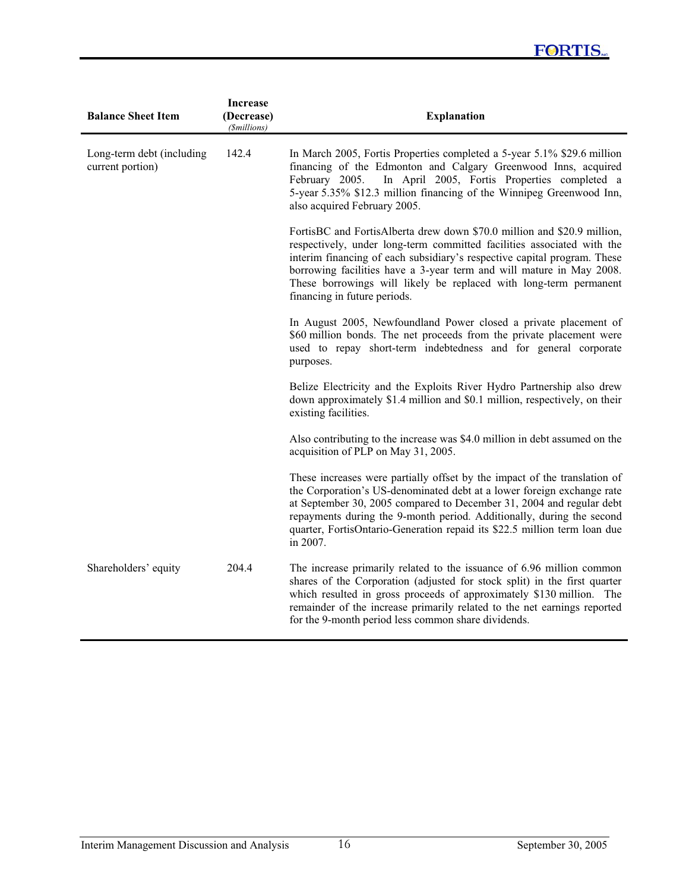| Balance Sheet Item | Increase (Decrease) *($millions)* | Explanation |
|---|---|---|
| Long-term debt (including current portion) | 142.4 | In March 2005, Fortis Properties completed a 5-year 5.1% $29.6 million financing of the Edmonton and Calgary Greenwood Inns, acquired February 2005. In April 2005, Fortis Properties completed a 5-year 5.35% $12.3 million financing of the Winnipeg Greenwood Inn, also acquired February 2005.<br><br>FortisBC and FortisAlberta drew down $70.0 million and $20.9 million, respectively, under long-term committed facilities associated with the interim financing of each subsidiary's respective capital program. These borrowing facilities have a 3-year term and will mature in May 2008. These borrowings will likely be replaced with long-term permanent financing in future periods.<br><br>In August 2005, Newfoundland Power closed a private placement of $60 million bonds. The net proceeds from the private placement were used to repay short-term indebtedness and for general corporate purposes.<br><br>Belize Electricity and the Exploits River Hydro Partnership also drew down approximately $1.4 million and $0.1 million, respectively, on their existing facilities.<br><br>Also contributing to the increase was $4.0 million in debt assumed on the acquisition of PLP on May 31, 2005.<br><br>These increases were partially offset by the impact of the translation of the Corporation's US-denominated debt at a lower foreign exchange rate at September 30, 2005 compared to December 31, 2004 and regular debt repayments during the 9-month period. Additionally, during the second quarter, FortisOntario-Generation repaid its $22.5 million term loan due in 2007. |
| Shareholders' equity | 204.4 | The increase primarily related to the issuance of 6.96 million common shares of the Corporation (adjusted for stock split) in the first quarter which resulted in gross proceeds of approximately $130 million. The remainder of the increase primarily related to the net earnings reported for the 9-month period less common share dividends. |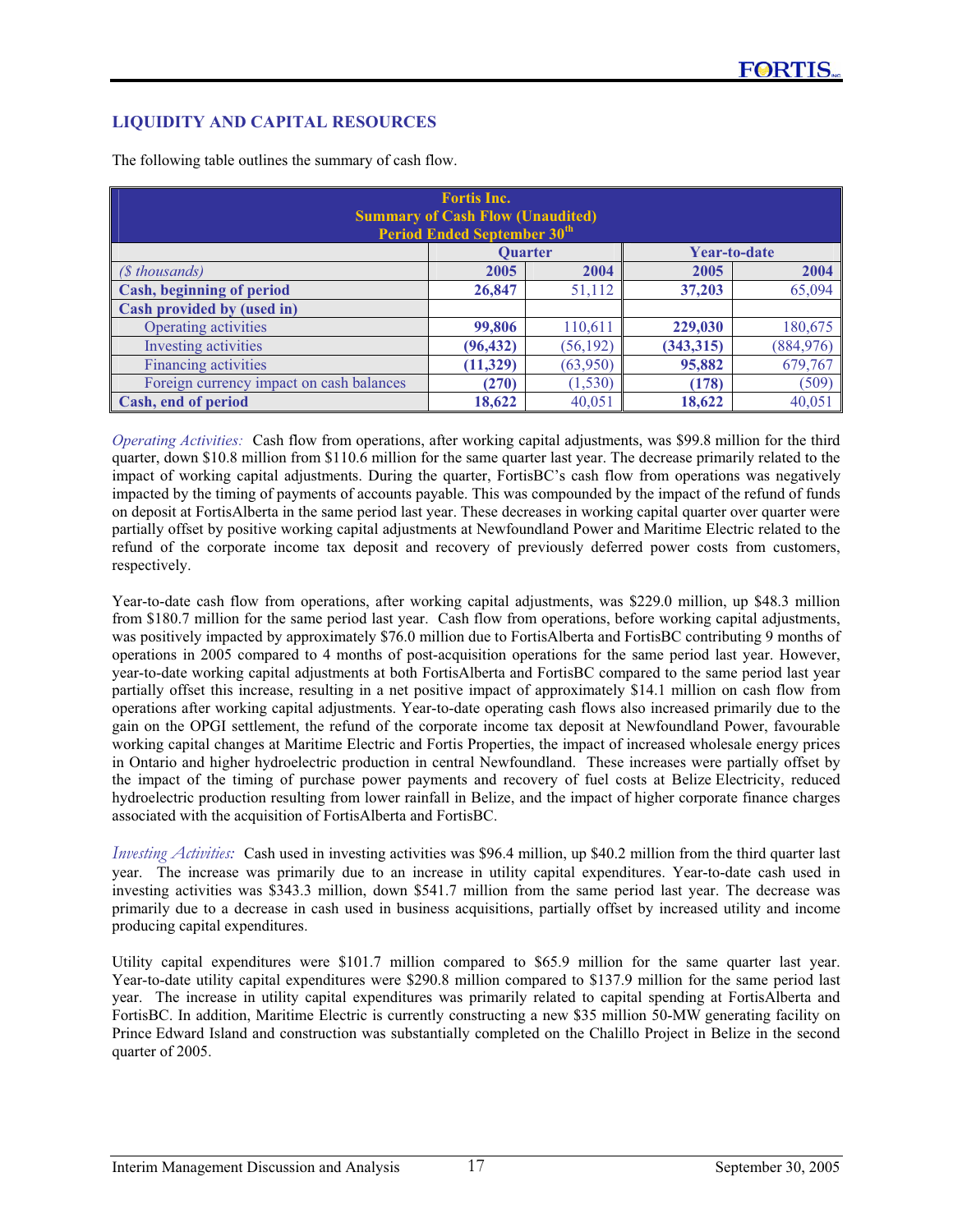## LIQUIDITY AND CAPITAL RESOURCES

The following table outlines the summary of cash flow.

| Fortis Inc. Summary of Cash Flow (Unaudited) Period Ended September 30th | Quarter | | Year-to-date | |
|---|---|---|---|---|
| *($ thousands)* | **2005** | 2004 | **2005** | 2004 |
| **Cash, beginning of period** | **26,847** | 51,112 | **37,203** | 65,094 |
| **Cash provided by (used in)** | | | | |
| Operating activities | **99,806** | 110,611 | **229,030** | 180,675 |
| Investing activities | **(96,432)** | (56,192) | **(343,315)** | (884,976) |
| Financing activities | **(11,329)** | (63,950) | **95,882** | 679,767 |
| Foreign currency impact on cash balances | **(270)** | (1,530) | **(178)** | (509) |
| **Cash, end of period** | **18,622** | 40,051 | **18,622** | 40,051 |

*Operating Activities:* Cash flow from operations, after working capital adjustments, was $99.8 million for the third quarter, down $10.8 million from $110.6 million for the same quarter last year. The decrease primarily related to the impact of working capital adjustments. During the quarter, FortisBC's cash flow from operations was negatively impacted by the timing of payments of accounts payable. This was compounded by the impact of the refund of funds on deposit at FortisAlberta in the same period last year. These decreases in working capital quarter over quarter were partially offset by positive working capital adjustments at Newfoundland Power and Maritime Electric related to the refund of the corporate income tax deposit and recovery of previously deferred power costs from customers, respectively.

Year-to-date cash flow from operations, after working capital adjustments, was $229.0 million, up $48.3 million from $180.7 million for the same period last year. Cash flow from operations, before working capital adjustments, was positively impacted by approximately $76.0 million due to FortisAlberta and FortisBC contributing 9 months of operations in 2005 compared to 4 months of post-acquisition operations for the same period last year. However, year-to-date working capital adjustments at both FortisAlberta and FortisBC compared to the same period last year partially offset this increase, resulting in a net positive impact of approximately $14.1 million on cash flow from operations after working capital adjustments. Year-to-date operating cash flows also increased primarily due to the gain on the OPGI settlement, the refund of the corporate income tax deposit at Newfoundland Power, favourable working capital changes at Maritime Electric and Fortis Properties, the impact of increased wholesale energy prices in Ontario and higher hydroelectric production in central Newfoundland. These increases were partially offset by the impact of the timing of purchase power payments and recovery of fuel costs at Belize Electricity, reduced hydroelectric production resulting from lower rainfall in Belize, and the impact of higher corporate finance charges associated with the acquisition of FortisAlberta and FortisBC.

*Investing Activities:* Cash used in investing activities was $96.4 million, up $40.2 million from the third quarter last year. The increase was primarily due to an increase in utility capital expenditures. Year-to-date cash used in investing activities was $343.3 million, down $541.7 million from the same period last year. The decrease was primarily due to a decrease in cash used in business acquisitions, partially offset by increased utility and income producing capital expenditures.

Utility capital expenditures were $101.7 million compared to $65.9 million for the same quarter last year. Year-to-date utility capital expenditures were $290.8 million compared to $137.9 million for the same period last year. The increase in utility capital expenditures was primarily related to capital spending at FortisAlberta and FortisBC. In addition, Maritime Electric is currently constructing a new $35 million 50-MW generating facility on Prince Edward Island and construction was substantially completed on the Chalillo Project in Belize in the second quarter of 2005.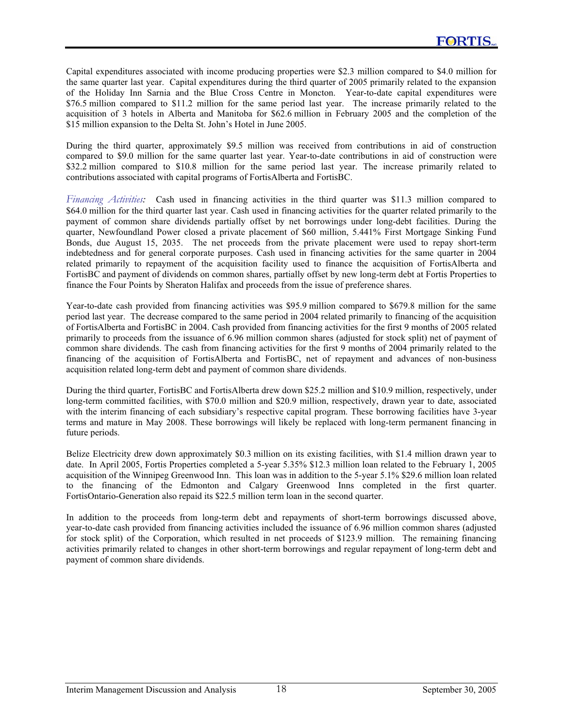Capital expenditures associated with income producing properties were $2.3 million compared to $4.0 million for the same quarter last year. Capital expenditures during the third quarter of 2005 primarily related to the expansion of the Holiday Inn Sarnia and the Blue Cross Centre in Moncton. Year-to-date capital expenditures were $76.5 million compared to $11.2 million for the same period last year. The increase primarily related to the acquisition of 3 hotels in Alberta and Manitoba for $62.6 million in February 2005 and the completion of the $15 million expansion to the Delta St. John's Hotel in June 2005.

During the third quarter, approximately $9.5 million was received from contributions in aid of construction compared to $9.0 million for the same quarter last year. Year-to-date contributions in aid of construction were $32.2 million compared to $10.8 million for the same period last year. The increase primarily related to contributions associated with capital programs of FortisAlberta and FortisBC.

*Financing Activities:* Cash used in financing activities in the third quarter was $11.3 million compared to $64.0 million for the third quarter last year. Cash used in financing activities for the quarter related primarily to the payment of common share dividends partially offset by net borrowings under long-debt facilities. During the quarter, Newfoundland Power closed a private placement of $60 million, 5.441% First Mortgage Sinking Fund Bonds, due August 15, 2035. The net proceeds from the private placement were used to repay short-term indebtedness and for general corporate purposes. Cash used in financing activities for the same quarter in 2004 related primarily to repayment of the acquisition facility used to finance the acquisition of FortisAlberta and FortisBC and payment of dividends on common shares, partially offset by new long-term debt at Fortis Properties to finance the Four Points by Sheraton Halifax and proceeds from the issue of preference shares.

Year-to-date cash provided from financing activities was $95.9 million compared to $679.8 million for the same period last year. The decrease compared to the same period in 2004 related primarily to financing of the acquisition of FortisAlberta and FortisBC in 2004. Cash provided from financing activities for the first 9 months of 2005 related primarily to proceeds from the issuance of 6.96 million common shares (adjusted for stock split) net of payment of common share dividends. The cash from financing activities for the first 9 months of 2004 primarily related to the financing of the acquisition of FortisAlberta and FortisBC, net of repayment and advances of non-business acquisition related long-term debt and payment of common share dividends.

During the third quarter, FortisBC and FortisAlberta drew down $25.2 million and $10.9 million, respectively, under long-term committed facilities, with $70.0 million and $20.9 million, respectively, drawn year to date, associated with the interim financing of each subsidiary's respective capital program. These borrowing facilities have 3-year terms and mature in May 2008. These borrowings will likely be replaced with long-term permanent financing in future periods.

Belize Electricity drew down approximately $0.3 million on its existing facilities, with $1.4 million drawn year to date. In April 2005, Fortis Properties completed a 5-year 5.35% $12.3 million loan related to the February 1, 2005 acquisition of the Winnipeg Greenwood Inn. This loan was in addition to the 5-year 5.1% $29.6 million loan related to the financing of the Edmonton and Calgary Greenwood Inns completed in the first quarter. FortisOntario-Generation also repaid its $22.5 million term loan in the second quarter.

In addition to the proceeds from long-term debt and repayments of short-term borrowings discussed above, year-to-date cash provided from financing activities included the issuance of 6.96 million common shares (adjusted for stock split) of the Corporation, which resulted in net proceeds of $123.9 million. The remaining financing activities primarily related to changes in other short-term borrowings and regular repayment of long-term debt and payment of common share dividends.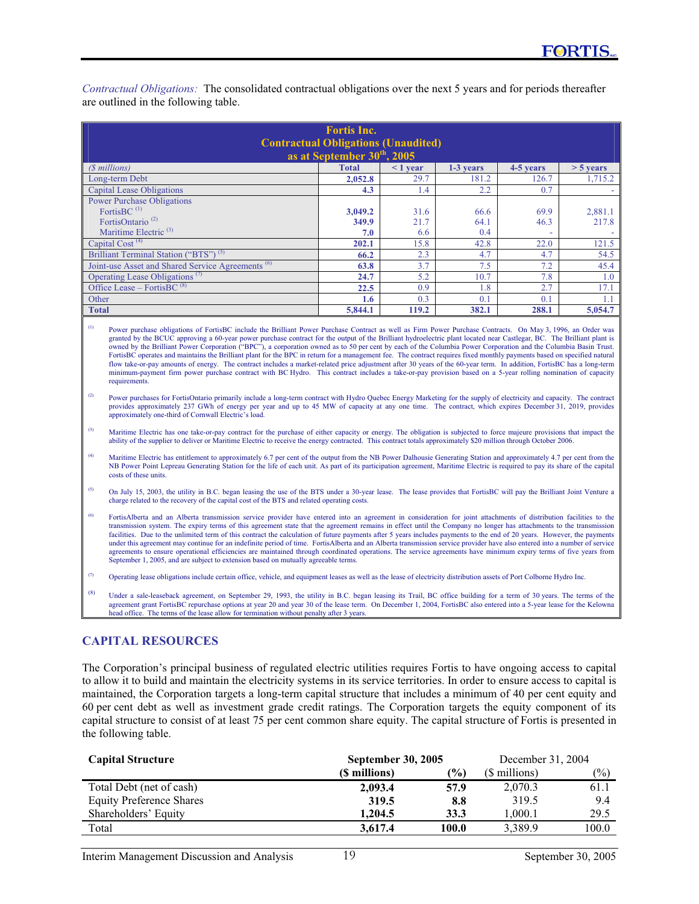*Contractual Obligations:* The consolidated contractual obligations over the next 5 years and for periods thereafter are outlined in the following table.

| **Fortis Inc.**<br>**Contractual Obligations (Unaudited)**<br>**as at September 30th, 2005** | | | | | |
|---|---|---|---|---|---|
| *($ millions)* | **Total** | **< 1 year** | **1-3 years** | **4-5 years** | **> 5 years** |
| Long-term Debt | **2,052.8** | 29.7 | 181.2 | 126.7 | 1,715.2 |
| Capital Lease Obligations | **4.3** | 1.4 | 2.2 | 0.7 | - |
| Power Purchase Obligations | | | | | |
| FortisBC [(1)] | **3,049.2** | 31.6 | 66.6 | 69.9 | 2,881.1 |
| FortisOntario [(2)] | **349.9** | 21.7 | 64.1 | 46.3 | 217.8 |
| Maritime Electric [(3)] | **7.0** | 6.6 | 0.4 | - | - |
| Capital Cost [(4)] | **202.1** | 15.8 | 42.8 | 22.0 | 121.5 |
| Brilliant Terminal Station ("BTS") [(5)] | **66.2** | 2.3 | 4.7 | 4.7 | 54.5 |
| Joint-use Asset and Shared Service Agreements [(6)] | **63.8** | 3.7 | 7.5 | 7.2 | 45.4 |
| Operating Lease Obligations [(7)] | **24.7** | 5.2 | 10.7 | 7.8 | 1.0 |
| Office Lease – FortisBC [(8)] | **22.5** | 0.9 | 1.8 | 2.7 | 17.1 |
| Other | **1.6** | 0.3 | 0.1 | 0.1 | 1.1 |
| **Total** | **5,844.1** | **119.2** | **382.1** | **288.1** | **5,054.7** |

(1) Power purchase obligations of FortisBC include the Brilliant Power Purchase Contract as well as Firm Power Purchase Contracts. On May 3, 1996, an Order was granted by the BCUC approving a 60-year power purchase contract for the output of the Brilliant hydroelectric plant located near Castlegar, BC. The Brilliant plant is owned by the Brilliant Power Corporation ("BPC"), a corporation owned as to 50 per cent by each of the Columbia Power Corporation and the Columbia Basin Trust. FortisBC operates and maintains the Brilliant plant for the BPC in return for a management fee. The contract requires fixed monthly payments based on specified natural flow take-or-pay amounts of energy. The contract includes a market-related price adjustment after 30 years of the 60-year term. In addition, FortisBC has a long-term minimum-payment firm power purchase contract with BC Hydro. This contract includes a take-or-pay provision based on a 5-year rolling nomination of capacity requirements.

(2) Power purchases for FortisOntario primarily include a long-term contract with Hydro Quebec Energy Marketing for the supply of electricity and capacity. The contract provides approximately 237 GWh of energy per year and up to 45 MW of capacity at any one time. The contract, which expires December 31, 2019, provides approximately one-third of Cornwall Electric's load.

(3) Maritime Electric has one take-or-pay contract for the purchase of either capacity or energy. The obligation is subjected to force majeure provisions that impact the ability of the supplier to deliver or Maritime Electric to receive the energy contracted. This contract totals approximately $20 million through October 2006.

(4) Maritime Electric has entitlement to approximately 6.7 per cent of the output from the NB Power Dalhousie Generating Station and approximately 4.7 per cent from the NB Power Point Lepreau Generating Station for the life of each unit. As part of its participation agreement, Maritime Electric is required to pay its share of the capital costs of these units.

(5) On July 15, 2003, the utility in B.C. began leasing the use of the BTS under a 30-year lease. The lease provides that FortisBC will pay the Brilliant Joint Venture a charge related to the recovery of the capital cost of the BTS and related operating costs.

(6) FortisAlberta and an Alberta transmission service provider have entered into an agreement in consideration for joint attachments of distribution facilities to the transmission system. The expiry terms of this agreement state that the agreement remains in effect until the Company no longer has attachments to the transmission facilities. Due to the unlimited term of this contract the calculation of future payments after 5 years includes payments to the end of 20 years. However, the payments under this agreement may continue for an indefinite period of time. FortisAlberta and an Alberta transmission service provider have also entered into a number of service agreements to ensure operational efficiencies are maintained through coordinated operations. The service agreements have minimum expiry terms of five years from September 1, 2005, and are subject to extension based on mutually agreeable terms.

(7) Operating lease obligations include certain office, vehicle, and equipment leases as well as the lease of electricity distribution assets of Port Colborne Hydro Inc.

(8) Under a sale-leaseback agreement, on September 29, 1993, the utility in B.C. began leasing its Trail, BC office building for a term of 30 years. The terms of the agreement grant FortisBC repurchase options at year 20 and year 30 of the lease term. On December 1, 2004, FortisBC also entered into a 5-year lease for the Kelowna head office. The terms of the lease allow for termination without penalty after 3 years.

## CAPITAL RESOURCES

The Corporation's principal business of regulated electric utilities requires Fortis to have ongoing access to capital to allow it to build and maintain the electricity systems in its service territories. In order to ensure access to capital is maintained, the Corporation targets a long-term capital structure that includes a minimum of 40 per cent equity and 60 per cent debt as well as investment grade credit ratings. The Corporation targets the equity component of its capital structure to consist of at least 75 per cent common share equity. The capital structure of Fortis is presented in the following table.

| **Capital Structure** | **September 30, 2005** | | December 31, 2004 | |
|---|---|---|---|---|
| | **($ millions)** | **(%)** | ($ millions) | (%) |
| Total Debt (net of cash) | **2,093.4** | **57.9** | 2,070.3 | 61.1 |
| Equity Preference Shares | **319.5** | **8.8** | 319.5 | 9.4 |
| Shareholders' Equity | **1,204.5** | **33.3** | 1,000.1 | 29.5 |
| Total | **3,617.4** | **100.0** | 3,389.9 | 100.0 |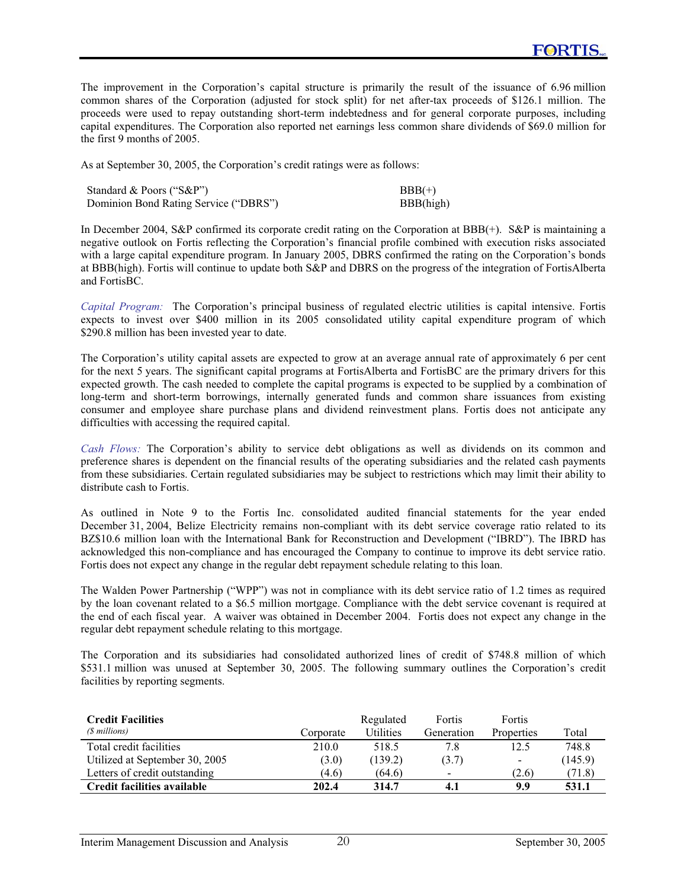The improvement in the Corporation's capital structure is primarily the result of the issuance of 6.96 million common shares of the Corporation (adjusted for stock split) for net after-tax proceeds of $126.1 million. The proceeds were used to repay outstanding short-term indebtedness and for general corporate purposes, including capital expenditures. The Corporation also reported net earnings less common share dividends of $69.0 million for the first 9 months of 2005.

As at September 30, 2005, the Corporation's credit ratings were as follows:

| | |
|---|---|
| Standard & Poors ("S&P") | BBB(+) |
| Dominion Bond Rating Service ("DBRS") | BBB(high) |

In December 2004, S&P confirmed its corporate credit rating on the Corporation at BBB(+). S&P is maintaining a negative outlook on Fortis reflecting the Corporation's financial profile combined with execution risks associated with a large capital expenditure program. In January 2005, DBRS confirmed the rating on the Corporation's bonds at BBB(high). Fortis will continue to update both S&P and DBRS on the progress of the integration of FortisAlberta and FortisBC.

*Capital Program:* The Corporation's principal business of regulated electric utilities is capital intensive. Fortis expects to invest over $400 million in its 2005 consolidated utility capital expenditure program of which $290.8 million has been invested year to date.

The Corporation's utility capital assets are expected to grow at an average annual rate of approximately 6 per cent for the next 5 years. The significant capital programs at FortisAlberta and FortisBC are the primary drivers for this expected growth. The cash needed to complete the capital programs is expected to be supplied by a combination of long-term and short-term borrowings, internally generated funds and common share issuances from existing consumer and employee share purchase plans and dividend reinvestment plans. Fortis does not anticipate any difficulties with accessing the required capital.

*Cash Flows:* The Corporation's ability to service debt obligations as well as dividends on its common and preference shares is dependent on the financial results of the operating subsidiaries and the related cash payments from these subsidiaries. Certain regulated subsidiaries may be subject to restrictions which may limit their ability to distribute cash to Fortis.

As outlined in Note 9 to the Fortis Inc. consolidated audited financial statements for the year ended December 31, 2004, Belize Electricity remains non-compliant with its debt service coverage ratio related to its BZ$10.6 million loan with the International Bank for Reconstruction and Development ("IBRD"). The IBRD has acknowledged this non-compliance and has encouraged the Company to continue to improve its debt service ratio. Fortis does not expect any change in the regular debt repayment schedule relating to this loan.

The Walden Power Partnership ("WPP") was not in compliance with its debt service ratio of 1.2 times as required by the loan covenant related to a $6.5 million mortgage. Compliance with the debt service covenant is required at the end of each fiscal year. A waiver was obtained in December 2004. Fortis does not expect any change in the regular debt repayment schedule relating to this mortgage.

The Corporation and its subsidiaries had consolidated authorized lines of credit of $748.8 million of which $531.1 million was unused at September 30, 2005. The following summary outlines the Corporation's credit facilities by reporting segments.

| **Credit Facilities** *($ millions)* | Corporate | Regulated Utilities | Fortis Generation | Fortis Properties | Total |
|---|---|---|---|---|---|
| Total credit facilities | 210.0 | 518.5 | 7.8 | 12.5 | 748.8 |
| Utilized at September 30, 2005 | (3.0) | (139.2) | (3.7) | - | (145.9) |
| Letters of credit outstanding | (4.6) | (64.6) | - | (2.6) | (71.8) |
| **Credit facilities available** | **202.4** | **314.7** | **4.1** | **9.9** | **531.1** |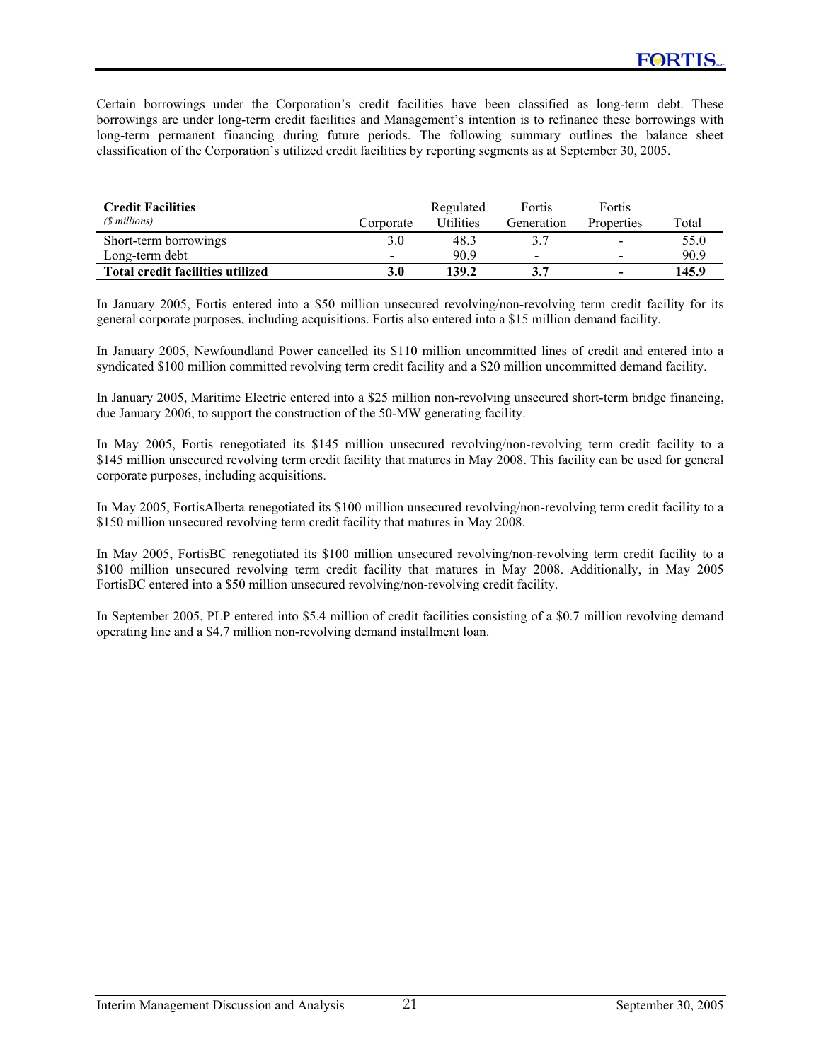Certain borrowings under the Corporation's credit facilities have been classified as long-term debt. These borrowings are under long-term credit facilities and Management's intention is to refinance these borrowings with long-term permanent financing during future periods. The following summary outlines the balance sheet classification of the Corporation's utilized credit facilities by reporting segments as at September 30, 2005.

| **Credit Facilities** *($ millions)* | Corporate | Regulated Utilities | Fortis Generation | Fortis Properties | Total |
|---|---|---|---|---|---|
| Short-term borrowings | 3.0 | 48.3 | 3.7 | - | 55.0 |
| Long-term debt | - | 90.9 | - | - | 90.9 |
| **Total credit facilities utilized** | **3.0** | **139.2** | **3.7** | **-** | **145.9** |

In January 2005, Fortis entered into a $50 million unsecured revolving/non-revolving term credit facility for its general corporate purposes, including acquisitions. Fortis also entered into a $15 million demand facility.

In January 2005, Newfoundland Power cancelled its $110 million uncommitted lines of credit and entered into a syndicated $100 million committed revolving term credit facility and a $20 million uncommitted demand facility.

In January 2005, Maritime Electric entered into a $25 million non-revolving unsecured short-term bridge financing, due January 2006, to support the construction of the 50-MW generating facility.

In May 2005, Fortis renegotiated its $145 million unsecured revolving/non-revolving term credit facility to a $145 million unsecured revolving term credit facility that matures in May 2008. This facility can be used for general corporate purposes, including acquisitions.

In May 2005, FortisAlberta renegotiated its $100 million unsecured revolving/non-revolving term credit facility to a $150 million unsecured revolving term credit facility that matures in May 2008.

In May 2005, FortisBC renegotiated its $100 million unsecured revolving/non-revolving term credit facility to a $100 million unsecured revolving term credit facility that matures in May 2008. Additionally, in May 2005 FortisBC entered into a $50 million unsecured revolving/non-revolving credit facility.

In September 2005, PLP entered into $5.4 million of credit facilities consisting of a $0.7 million revolving demand operating line and a $4.7 million non-revolving demand installment loan.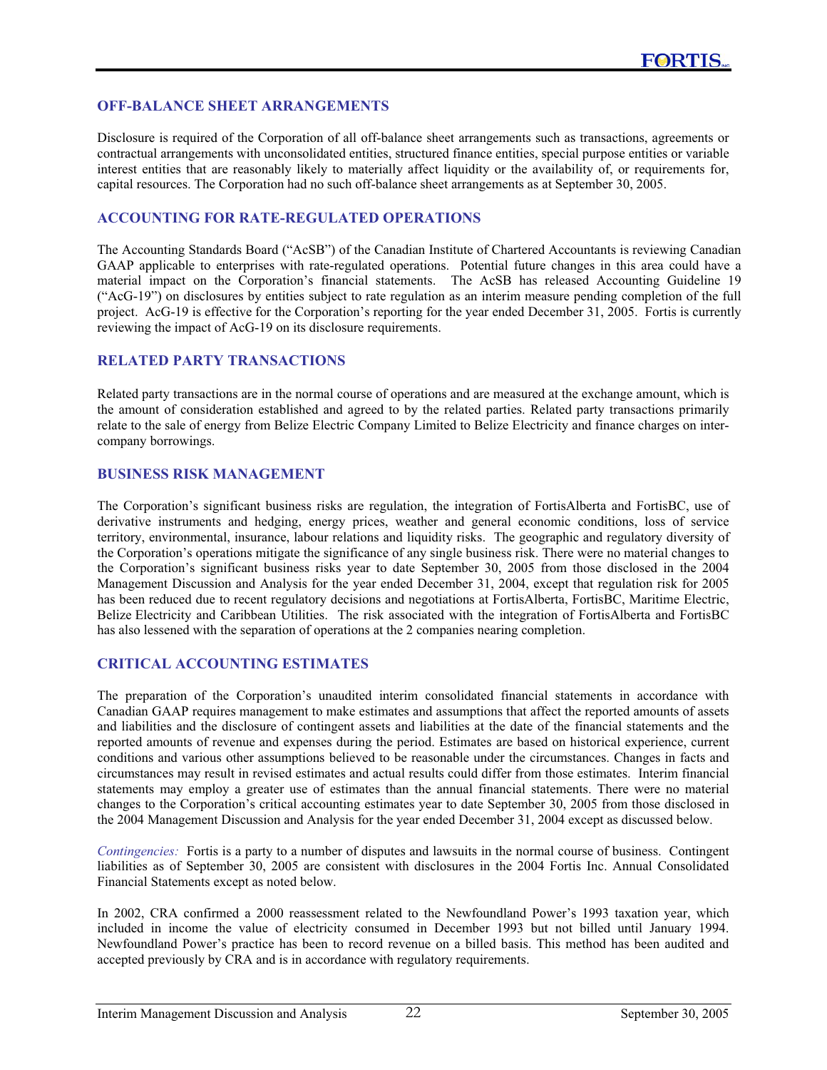## OFF-BALANCE SHEET ARRANGEMENTS

Disclosure is required of the Corporation of all off-balance sheet arrangements such as transactions, agreements or contractual arrangements with unconsolidated entities, structured finance entities, special purpose entities or variable interest entities that are reasonably likely to materially affect liquidity or the availability of, or requirements for, capital resources. The Corporation had no such off-balance sheet arrangements as at September 30, 2005.

## ACCOUNTING FOR RATE-REGULATED OPERATIONS

The Accounting Standards Board ("AcSB") of the Canadian Institute of Chartered Accountants is reviewing Canadian GAAP applicable to enterprises with rate-regulated operations. Potential future changes in this area could have a material impact on the Corporation's financial statements. The AcSB has released Accounting Guideline 19 ("AcG-19") on disclosures by entities subject to rate regulation as an interim measure pending completion of the full project. AcG-19 is effective for the Corporation's reporting for the year ended December 31, 2005. Fortis is currently reviewing the impact of AcG-19 on its disclosure requirements.

## RELATED PARTY TRANSACTIONS

Related party transactions are in the normal course of operations and are measured at the exchange amount, which is the amount of consideration established and agreed to by the related parties. Related party transactions primarily relate to the sale of energy from Belize Electric Company Limited to Belize Electricity and finance charges on inter-company borrowings.

## BUSINESS RISK MANAGEMENT

The Corporation's significant business risks are regulation, the integration of FortisAlberta and FortisBC, use of derivative instruments and hedging, energy prices, weather and general economic conditions, loss of service territory, environmental, insurance, labour relations and liquidity risks. The geographic and regulatory diversity of the Corporation's operations mitigate the significance of any single business risk. There were no material changes to the Corporation's significant business risks year to date September 30, 2005 from those disclosed in the 2004 Management Discussion and Analysis for the year ended December 31, 2004, except that regulation risk for 2005 has been reduced due to recent regulatory decisions and negotiations at FortisAlberta, FortisBC, Maritime Electric, Belize Electricity and Caribbean Utilities. The risk associated with the integration of FortisAlberta and FortisBC has also lessened with the separation of operations at the 2 companies nearing completion.

## CRITICAL ACCOUNTING ESTIMATES

The preparation of the Corporation's unaudited interim consolidated financial statements in accordance with Canadian GAAP requires management to make estimates and assumptions that affect the reported amounts of assets and liabilities and the disclosure of contingent assets and liabilities at the date of the financial statements and the reported amounts of revenue and expenses during the period. Estimates are based on historical experience, current conditions and various other assumptions believed to be reasonable under the circumstances. Changes in facts and circumstances may result in revised estimates and actual results could differ from those estimates. Interim financial statements may employ a greater use of estimates than the annual financial statements. There were no material changes to the Corporation's critical accounting estimates year to date September 30, 2005 from those disclosed in the 2004 Management Discussion and Analysis for the year ended December 31, 2004 except as discussed below.

*Contingencies:* Fortis is a party to a number of disputes and lawsuits in the normal course of business. Contingent liabilities as of September 30, 2005 are consistent with disclosures in the 2004 Fortis Inc. Annual Consolidated Financial Statements except as noted below.

In 2002, CRA confirmed a 2000 reassessment related to the Newfoundland Power's 1993 taxation year, which included in income the value of electricity consumed in December 1993 but not billed until January 1994. Newfoundland Power's practice has been to record revenue on a billed basis. This method has been audited and accepted previously by CRA and is in accordance with regulatory requirements.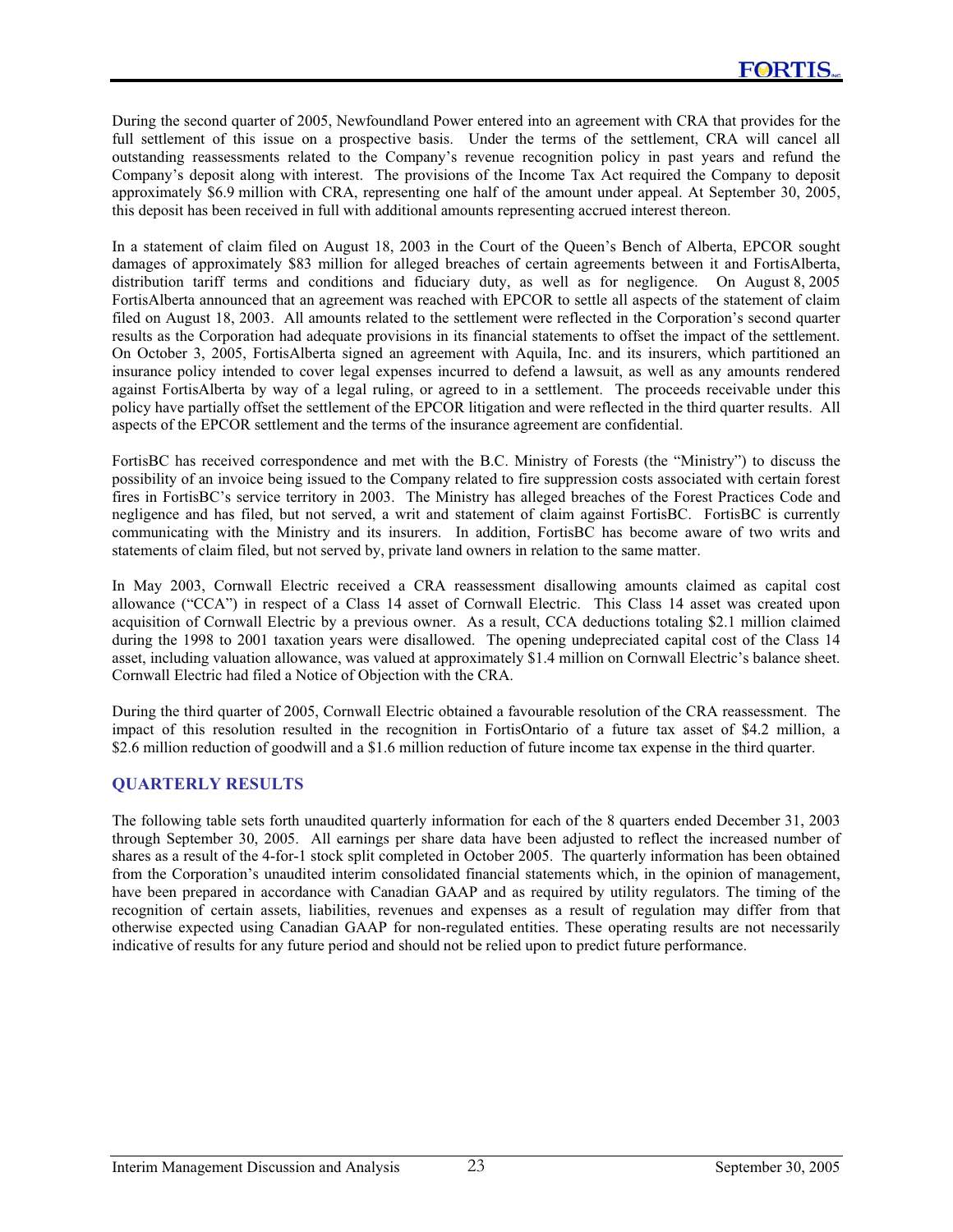During the second quarter of 2005, Newfoundland Power entered into an agreement with CRA that provides for the full settlement of this issue on a prospective basis. Under the terms of the settlement, CRA will cancel all outstanding reassessments related to the Company's revenue recognition policy in past years and refund the Company's deposit along with interest. The provisions of the Income Tax Act required the Company to deposit approximately $6.9 million with CRA, representing one half of the amount under appeal. At September 30, 2005, this deposit has been received in full with additional amounts representing accrued interest thereon.

In a statement of claim filed on August 18, 2003 in the Court of the Queen's Bench of Alberta, EPCOR sought damages of approximately $83 million for alleged breaches of certain agreements between it and FortisAlberta, distribution tariff terms and conditions and fiduciary duty, as well as for negligence. On August 8, 2005 FortisAlberta announced that an agreement was reached with EPCOR to settle all aspects of the statement of claim filed on August 18, 2003. All amounts related to the settlement were reflected in the Corporation's second quarter results as the Corporation had adequate provisions in its financial statements to offset the impact of the settlement. On October 3, 2005, FortisAlberta signed an agreement with Aquila, Inc. and its insurers, which partitioned an insurance policy intended to cover legal expenses incurred to defend a lawsuit, as well as any amounts rendered against FortisAlberta by way of a legal ruling, or agreed to in a settlement. The proceeds receivable under this policy have partially offset the settlement of the EPCOR litigation and were reflected in the third quarter results. All aspects of the EPCOR settlement and the terms of the insurance agreement are confidential.

FortisBC has received correspondence and met with the B.C. Ministry of Forests (the "Ministry") to discuss the possibility of an invoice being issued to the Company related to fire suppression costs associated with certain forest fires in FortisBC's service territory in 2003. The Ministry has alleged breaches of the Forest Practices Code and negligence and has filed, but not served, a writ and statement of claim against FortisBC. FortisBC is currently communicating with the Ministry and its insurers. In addition, FortisBC has become aware of two writs and statements of claim filed, but not served by, private land owners in relation to the same matter.

In May 2003, Cornwall Electric received a CRA reassessment disallowing amounts claimed as capital cost allowance ("CCA") in respect of a Class 14 asset of Cornwall Electric. This Class 14 asset was created upon acquisition of Cornwall Electric by a previous owner. As a result, CCA deductions totaling $2.1 million claimed during the 1998 to 2001 taxation years were disallowed. The opening undepreciated capital cost of the Class 14 asset, including valuation allowance, was valued at approximately $1.4 million on Cornwall Electric's balance sheet. Cornwall Electric had filed a Notice of Objection with the CRA.

During the third quarter of 2005, Cornwall Electric obtained a favourable resolution of the CRA reassessment. The impact of this resolution resulted in the recognition in FortisOntario of a future tax asset of $4.2 million, a $2.6 million reduction of goodwill and a $1.6 million reduction of future income tax expense in the third quarter.

## QUARTERLY RESULTS

The following table sets forth unaudited quarterly information for each of the 8 quarters ended December 31, 2003 through September 30, 2005. All earnings per share data have been adjusted to reflect the increased number of shares as a result of the 4-for-1 stock split completed in October 2005. The quarterly information has been obtained from the Corporation's unaudited interim consolidated financial statements which, in the opinion of management, have been prepared in accordance with Canadian GAAP and as required by utility regulators. The timing of the recognition of certain assets, liabilities, revenues and expenses as a result of regulation may differ from that otherwise expected using Canadian GAAP for non-regulated entities. These operating results are not necessarily indicative of results for any future period and should not be relied upon to predict future performance.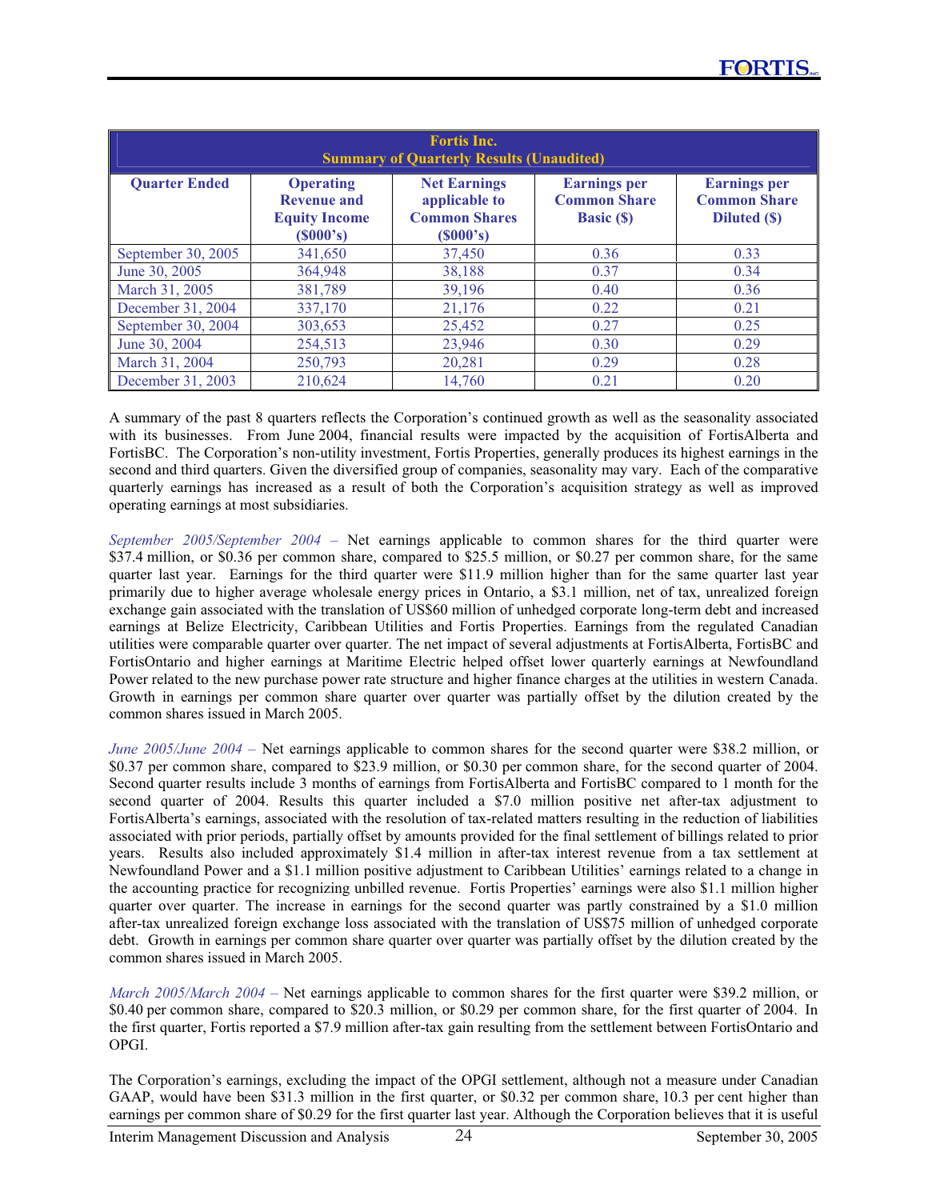| Fortis Inc. Summary of Quarterly Results (Unaudited) | | | | |
|---|---|---|---|---|
| **Quarter Ended** | **Operating Revenue and Equity Income ($000's)** | **Net Earnings applicable to Common Shares ($000's)** | **Earnings per Common Share Basic ($)** | **Earnings per Common Share Diluted ($)** |
| September 30, 2005 | 341,650 | 37,450 | 0.36 | 0.33 |
| June 30, 2005 | 364,948 | 38,188 | 0.37 | 0.34 |
| March 31, 2005 | 381,789 | 39,196 | 0.40 | 0.36 |
| December 31, 2004 | 337,170 | 21,176 | 0.22 | 0.21 |
| September 30, 2004 | 303,653 | 25,452 | 0.27 | 0.25 |
| June 30, 2004 | 254,513 | 23,946 | 0.30 | 0.29 |
| March 31, 2004 | 250,793 | 20,281 | 0.29 | 0.28 |
| December 31, 2003 | 210,624 | 14,760 | 0.21 | 0.20 |

A summary of the past 8 quarters reflects the Corporation's continued growth as well as the seasonality associated with its businesses. From June 2004, financial results were impacted by the acquisition of FortisAlberta and FortisBC. The Corporation's non-utility investment, Fortis Properties, generally produces its highest earnings in the second and third quarters. Given the diversified group of companies, seasonality may vary. Each of the comparative quarterly earnings has increased as a result of both the Corporation's acquisition strategy as well as improved operating earnings at most subsidiaries.

*September 2005/September 2004 –* Net earnings applicable to common shares for the third quarter were $37.4 million, or $0.36 per common share, compared to $25.5 million, or $0.27 per common share, for the same quarter last year. Earnings for the third quarter were $11.9 million higher than for the same quarter last year primarily due to higher average wholesale energy prices in Ontario, a $3.1 million, net of tax, unrealized foreign exchange gain associated with the translation of US$60 million of unhedged corporate long-term debt and increased earnings at Belize Electricity, Caribbean Utilities and Fortis Properties. Earnings from the regulated Canadian utilities were comparable quarter over quarter. The net impact of several adjustments at FortisAlberta, FortisBC and FortisOntario and higher earnings at Maritime Electric helped offset lower quarterly earnings at Newfoundland Power related to the new purchase power rate structure and higher finance charges at the utilities in western Canada. Growth in earnings per common share quarter over quarter was partially offset by the dilution created by the common shares issued in March 2005.

*June 2005/June 2004 –* Net earnings applicable to common shares for the second quarter were $38.2 million, or $0.37 per common share, compared to $23.9 million, or $0.30 per common share, for the second quarter of 2004. Second quarter results include 3 months of earnings from FortisAlberta and FortisBC compared to 1 month for the second quarter of 2004. Results this quarter included a $7.0 million positive net after-tax adjustment to FortisAlberta's earnings, associated with the resolution of tax-related matters resulting in the reduction of liabilities associated with prior periods, partially offset by amounts provided for the final settlement of billings related to prior years. Results also included approximately $1.4 million in after-tax interest revenue from a tax settlement at Newfoundland Power and a $1.1 million positive adjustment to Caribbean Utilities' earnings related to a change in the accounting practice for recognizing unbilled revenue. Fortis Properties' earnings were also $1.1 million higher quarter over quarter. The increase in earnings for the second quarter was partly constrained by a $1.0 million after-tax unrealized foreign exchange loss associated with the translation of US$75 million of unhedged corporate debt. Growth in earnings per common share quarter over quarter was partially offset by the dilution created by the common shares issued in March 2005.

*March 2005/March 2004 –* Net earnings applicable to common shares for the first quarter were $39.2 million, or $0.40 per common share, compared to $20.3 million, or $0.29 per common share, for the first quarter of 2004. In the first quarter, Fortis reported a $7.9 million after-tax gain resulting from the settlement between FortisOntario and OPGI.

The Corporation's earnings, excluding the impact of the OPGI settlement, although not a measure under Canadian GAAP, would have been $31.3 million in the first quarter, or $0.32 per common share, 10.3 per cent higher than earnings per common share of $0.29 for the first quarter last year. Although the Corporation believes that it is useful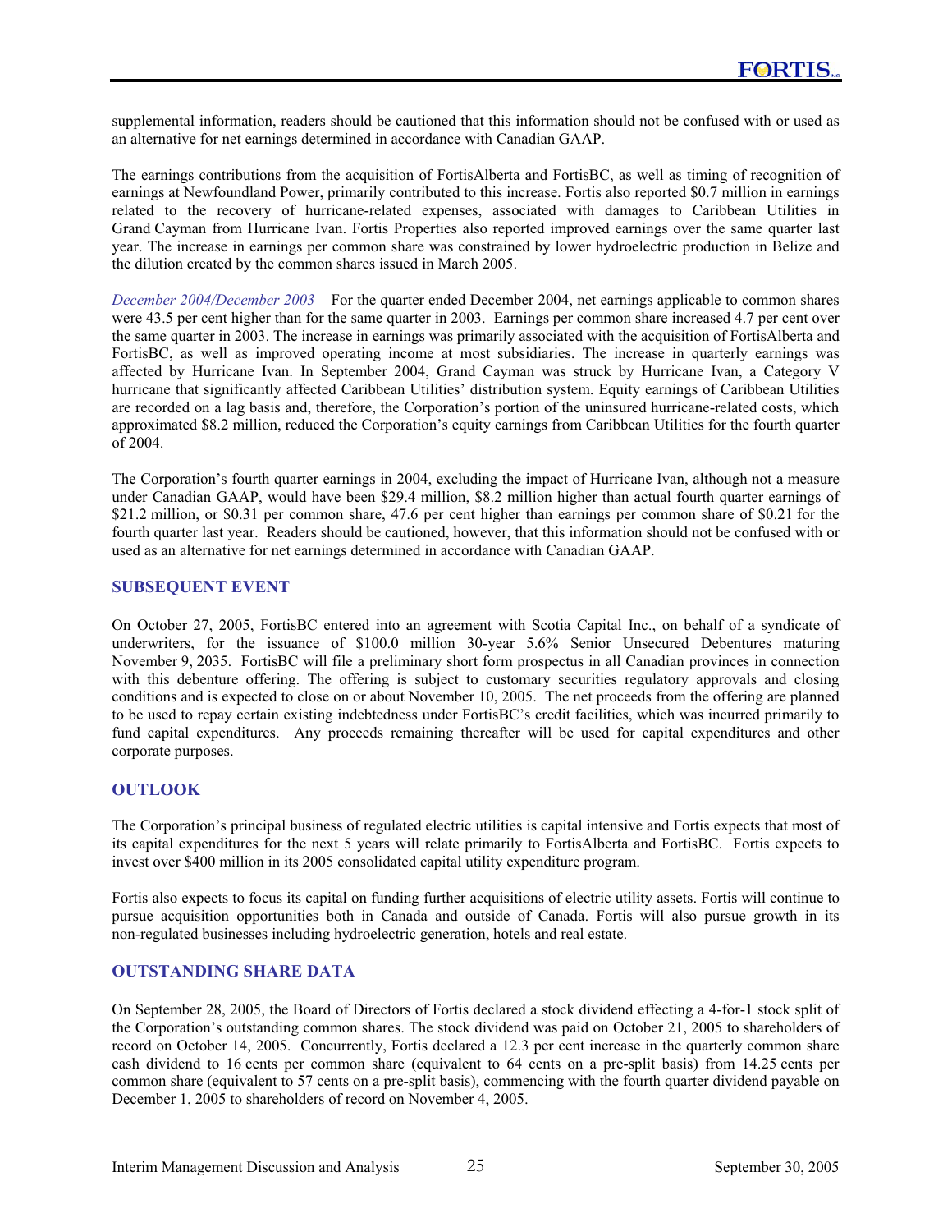supplemental information, readers should be cautioned that this information should not be confused with or used as an alternative for net earnings determined in accordance with Canadian GAAP.

The earnings contributions from the acquisition of FortisAlberta and FortisBC, as well as timing of recognition of earnings at Newfoundland Power, primarily contributed to this increase. Fortis also reported $0.7 million in earnings related to the recovery of hurricane-related expenses, associated with damages to Caribbean Utilities in Grand Cayman from Hurricane Ivan. Fortis Properties also reported improved earnings over the same quarter last year. The increase in earnings per common share was constrained by lower hydroelectric production in Belize and the dilution created by the common shares issued in March 2005.

*December 2004/December 2003 –* For the quarter ended December 2004, net earnings applicable to common shares were 43.5 per cent higher than for the same quarter in 2003. Earnings per common share increased 4.7 per cent over the same quarter in 2003. The increase in earnings was primarily associated with the acquisition of FortisAlberta and FortisBC, as well as improved operating income at most subsidiaries. The increase in quarterly earnings was affected by Hurricane Ivan. In September 2004, Grand Cayman was struck by Hurricane Ivan, a Category V hurricane that significantly affected Caribbean Utilities' distribution system. Equity earnings of Caribbean Utilities are recorded on a lag basis and, therefore, the Corporation's portion of the uninsured hurricane-related costs, which approximated $8.2 million, reduced the Corporation's equity earnings from Caribbean Utilities for the fourth quarter of 2004.

The Corporation's fourth quarter earnings in 2004, excluding the impact of Hurricane Ivan, although not a measure under Canadian GAAP, would have been $29.4 million, $8.2 million higher than actual fourth quarter earnings of $21.2 million, or $0.31 per common share, 47.6 per cent higher than earnings per common share of $0.21 for the fourth quarter last year. Readers should be cautioned, however, that this information should not be confused with or used as an alternative for net earnings determined in accordance with Canadian GAAP.

## SUBSEQUENT EVENT

On October 27, 2005, FortisBC entered into an agreement with Scotia Capital Inc., on behalf of a syndicate of underwriters, for the issuance of $100.0 million 30-year 5.6% Senior Unsecured Debentures maturing November 9, 2035. FortisBC will file a preliminary short form prospectus in all Canadian provinces in connection with this debenture offering. The offering is subject to customary securities regulatory approvals and closing conditions and is expected to close on or about November 10, 2005. The net proceeds from the offering are planned to be used to repay certain existing indebtedness under FortisBC's credit facilities, which was incurred primarily to fund capital expenditures. Any proceeds remaining thereafter will be used for capital expenditures and other corporate purposes.

## OUTLOOK

The Corporation's principal business of regulated electric utilities is capital intensive and Fortis expects that most of its capital expenditures for the next 5 years will relate primarily to FortisAlberta and FortisBC. Fortis expects to invest over $400 million in its 2005 consolidated capital utility expenditure program.

Fortis also expects to focus its capital on funding further acquisitions of electric utility assets. Fortis will continue to pursue acquisition opportunities both in Canada and outside of Canada. Fortis will also pursue growth in its non-regulated businesses including hydroelectric generation, hotels and real estate.

## OUTSTANDING SHARE DATA

On September 28, 2005, the Board of Directors of Fortis declared a stock dividend effecting a 4-for-1 stock split of the Corporation's outstanding common shares. The stock dividend was paid on October 21, 2005 to shareholders of record on October 14, 2005. Concurrently, Fortis declared a 12.3 per cent increase in the quarterly common share cash dividend to 16 cents per common share (equivalent to 64 cents on a pre-split basis) from 14.25 cents per common share (equivalent to 57 cents on a pre-split basis), commencing with the fourth quarter dividend payable on December 1, 2005 to shareholders of record on November 4, 2005.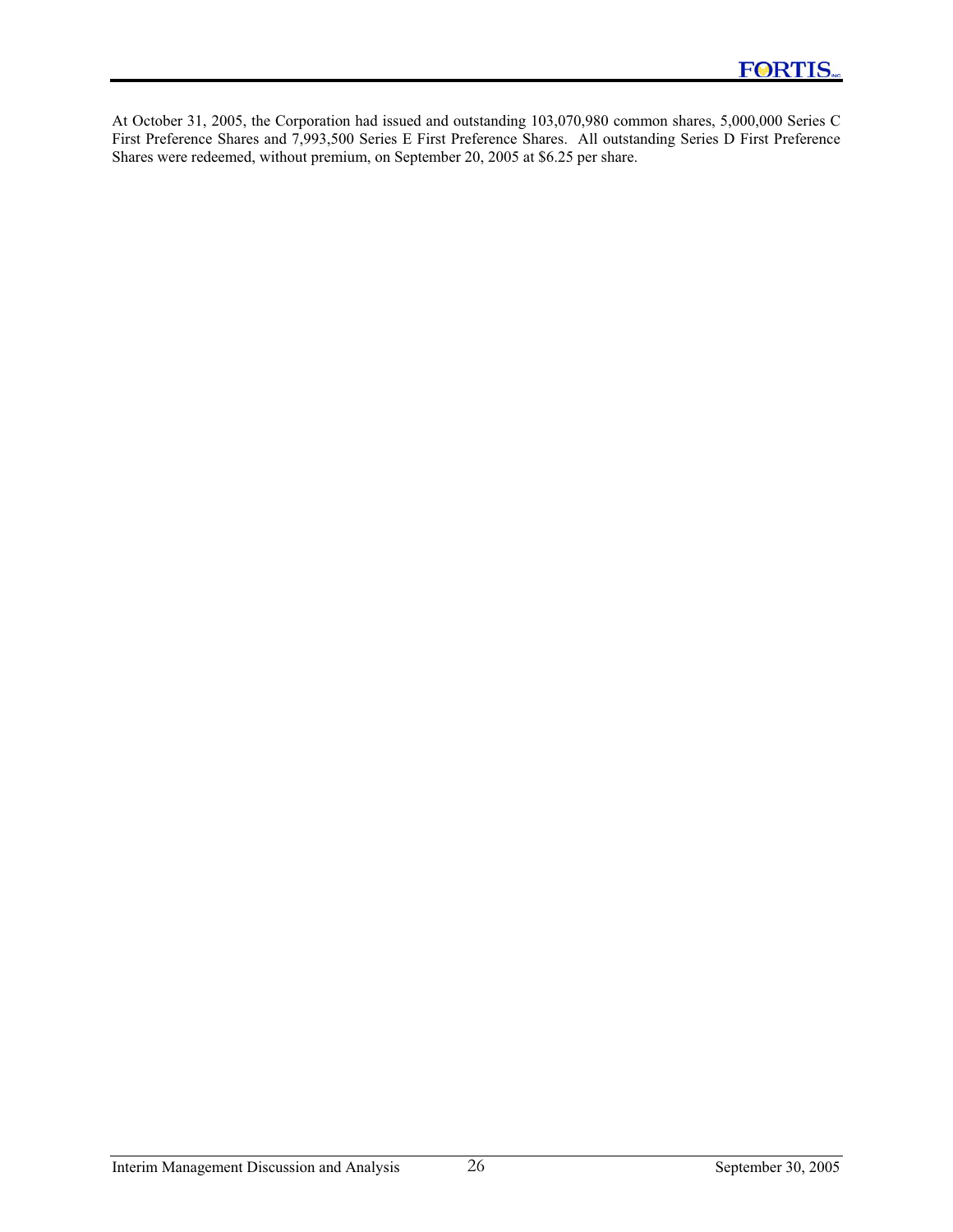At October 31, 2005, the Corporation had issued and outstanding 103,070,980 common shares, 5,000,000 Series C First Preference Shares and 7,993,500 Series E First Preference Shares. All outstanding Series D First Preference Shares were redeemed, without premium, on September 20, 2005 at $6.25 per share.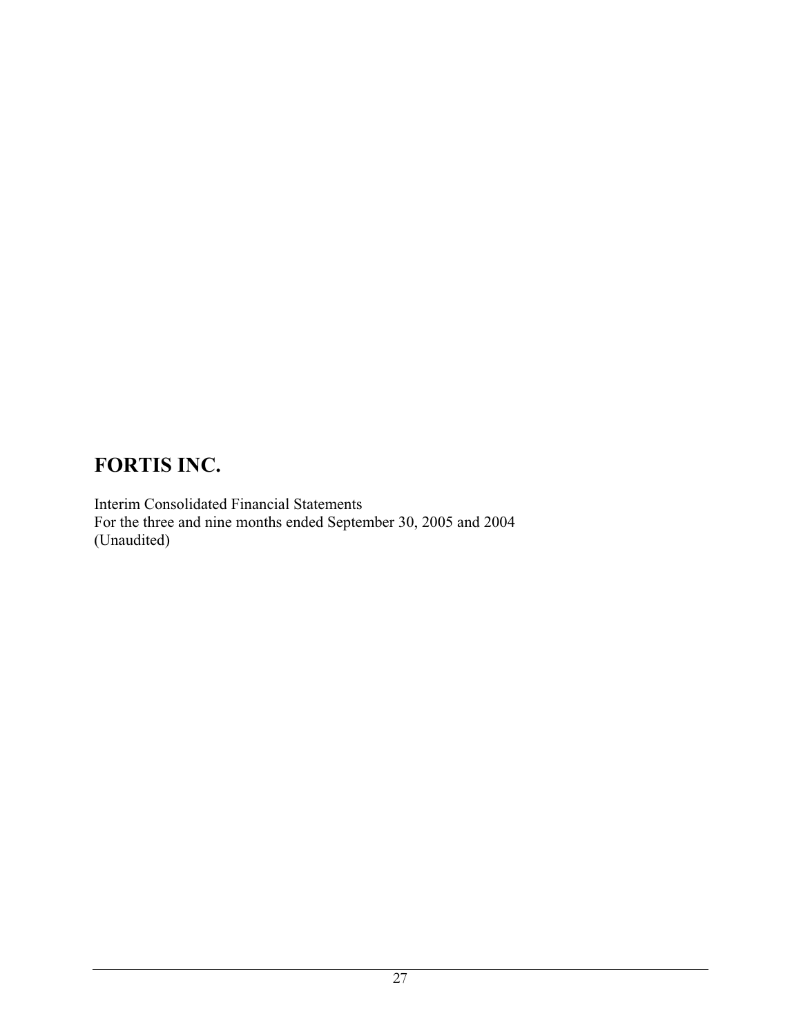# FORTIS INC.

Interim Consolidated Financial Statements
For the three and nine months ended September 30, 2005 and 2004
(Unaudited)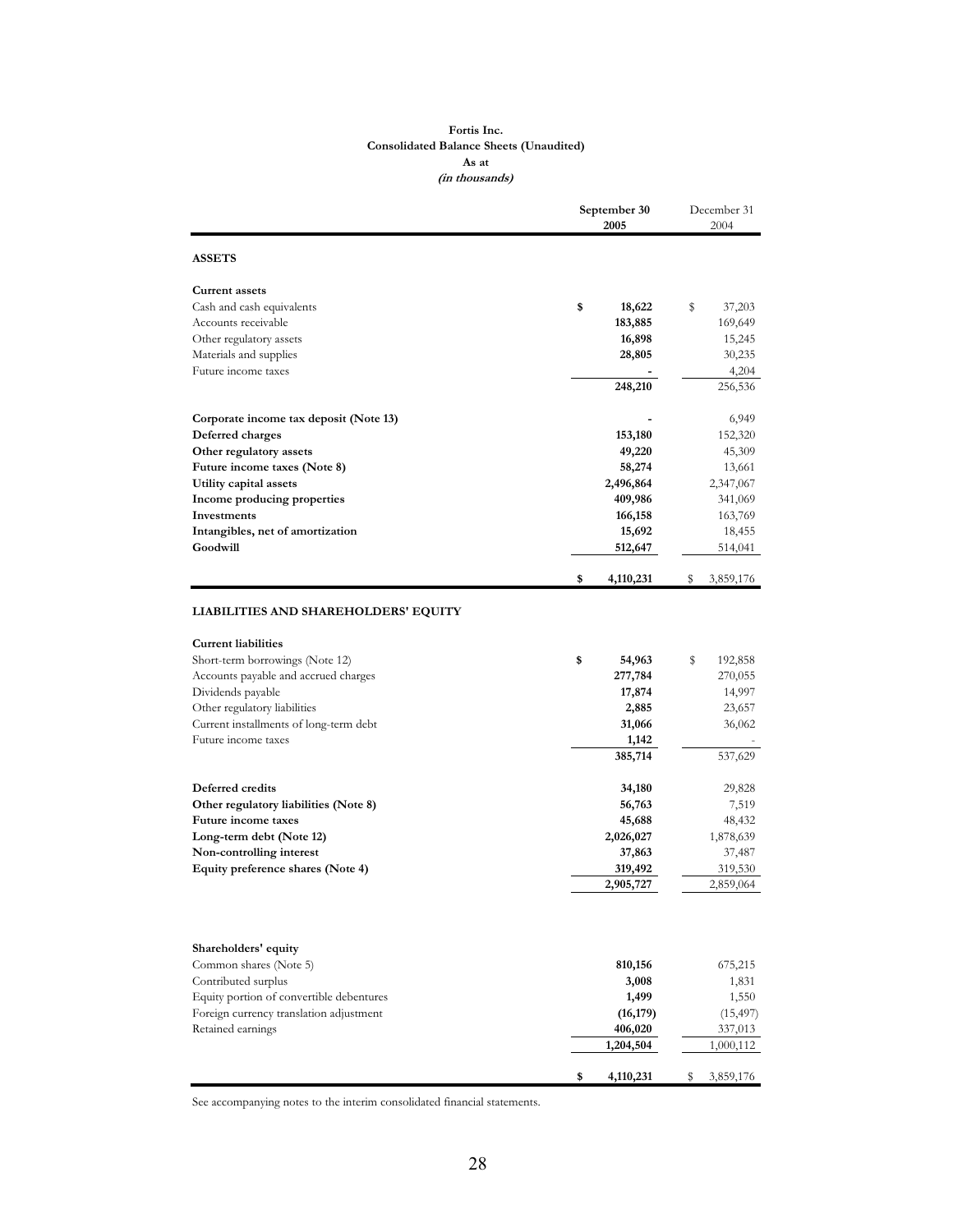**Fortis Inc.**
**Consolidated Balance Sheets (Unaudited)**
**As at**
***(in thousands)***

| | September 30 2005 | December 31 2004 |
|---|---|---|
| **ASSETS** | | |
| **Current assets** | | |
| Cash and cash equivalents | $ 18,622 | $ 37,203 |
| Accounts receivable | 183,885 | 169,649 |
| Other regulatory assets | 16,898 | 15,245 |
| Materials and supplies | 28,805 | 30,235 |
| Future income taxes | - | 4,204 |
| | 248,210 | 256,536 |
| **Corporate income tax deposit (Note 13)** | - | 6,949 |
| **Deferred charges** | 153,180 | 152,320 |
| **Other regulatory assets** | 49,220 | 45,309 |
| **Future income taxes (Note 8)** | 58,274 | 13,661 |
| **Utility capital assets** | 2,496,864 | 2,347,067 |
| **Income producing properties** | 409,986 | 341,069 |
| **Investments** | 166,158 | 163,769 |
| **Intangibles, net of amortization** | 15,692 | 18,455 |
| **Goodwill** | 512,647 | 514,041 |
| | $ 4,110,231 | $ 3,859,176 |
| **LIABILITIES AND SHAREHOLDERS' EQUITY** | | |
| **Current liabilities** | | |
| Short-term borrowings (Note 12) | $ 54,963 | $ 192,858 |
| Accounts payable and accrued charges | 277,784 | 270,055 |
| Dividends payable | 17,874 | 14,997 |
| Other regulatory liabilities | 2,885 | 23,657 |
| Current installments of long-term debt | 31,066 | 36,062 |
| Future income taxes | 1,142 | - |
| | 385,714 | 537,629 |
| **Deferred credits** | 34,180 | 29,828 |
| **Other regulatory liabilities (Note 8)** | 56,763 | 7,519 |
| **Future income taxes** | 45,688 | 48,432 |
| **Long-term debt (Note 12)** | 2,026,027 | 1,878,639 |
| **Non-controlling interest** | 37,863 | 37,487 |
| **Equity preference shares (Note 4)** | 319,492 | 319,530 |
| | 2,905,727 | 2,859,064 |
| **Shareholders' equity** | | |
| Common shares (Note 5) | 810,156 | 675,215 |
| Contributed surplus | 3,008 | 1,831 |
| Equity portion of convertible debentures | 1,499 | 1,550 |
| Foreign currency translation adjustment | (16,179) | (15,497) |
| Retained earnings | 406,020 | 337,013 |
| | 1,204,504 | 1,000,112 |
| | $ 4,110,231 | $ 3,859,176 |

See accompanying notes to the interim consolidated financial statements.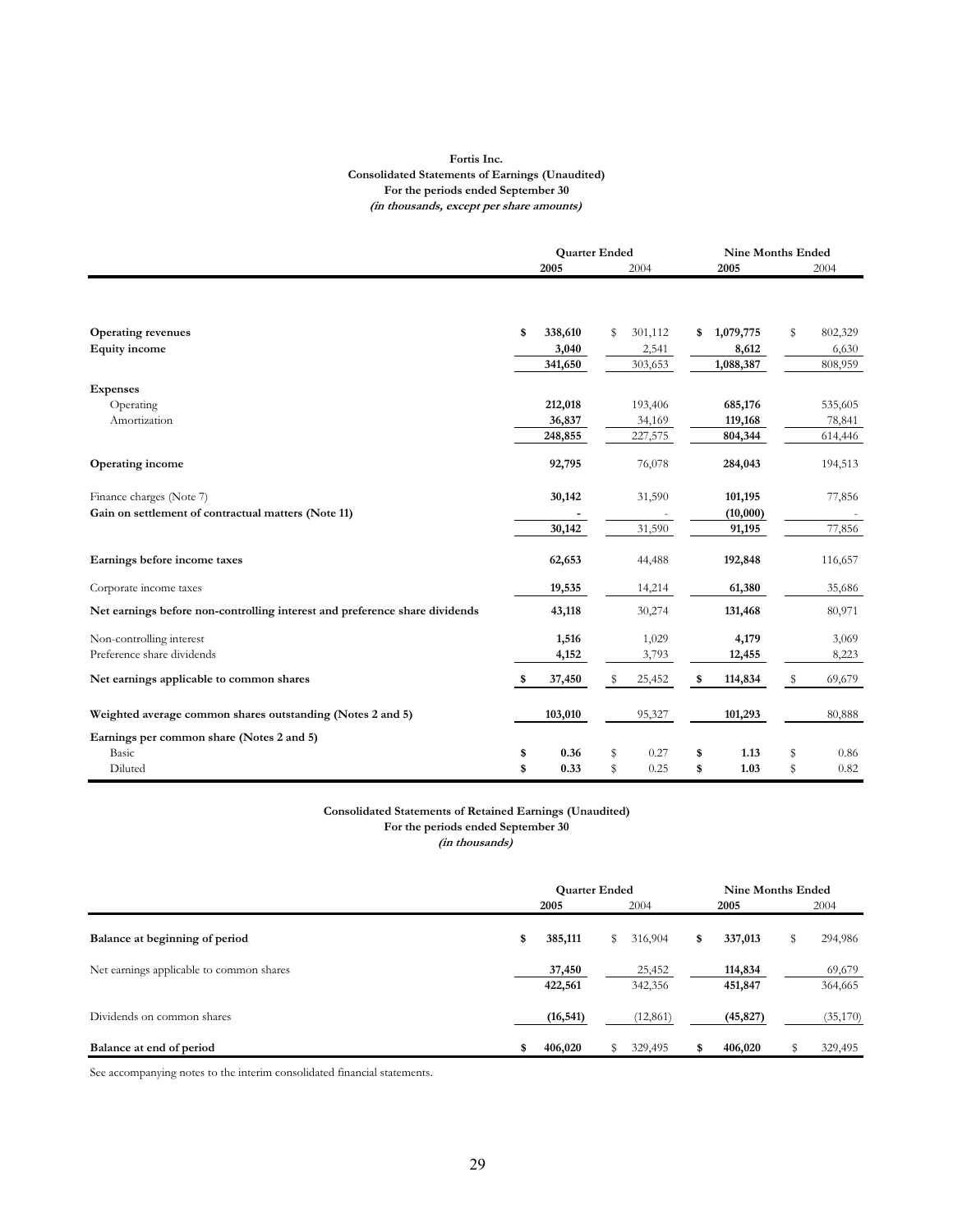**Fortis Inc.**
**Consolidated Statements of Earnings (Unaudited)**
**For the periods ended September 30**
***(in thousands, except per share amounts)***

| | Quarter Ended | | Nine Months Ended | |
|---|---|---|---|---|
| | **2005** | 2004 | **2005** | 2004 |
| **Operating revenues** | **$ 338,610** | $ 301,112 | **$ 1,079,775** | $ 802,329 |
| **Equity income** | **3,040** | 2,541 | **8,612** | 6,630 |
| | **341,650** | 303,653 | **1,088,387** | 808,959 |
| **Expenses** | | | | |
| Operating | **212,018** | 193,406 | **685,176** | 535,605 |
| Amortization | **36,837** | 34,169 | **119,168** | 78,841 |
| | **248,855** | 227,575 | **804,344** | 614,446 |
| **Operating income** | **92,795** | 76,078 | **284,043** | 194,513 |
| Finance charges (Note 7) | **30,142** | 31,590 | **101,195** | 77,856 |
| **Gain on settlement of contractual matters (Note 11)** | **-** | - | **(10,000)** | - |
| | **30,142** | 31,590 | **91,195** | 77,856 |
| **Earnings before income taxes** | **62,653** | 44,488 | **192,848** | 116,657 |
| Corporate income taxes | **19,535** | 14,214 | **61,380** | 35,686 |
| **Net earnings before non-controlling interest and preference share dividends** | **43,118** | 30,274 | **131,468** | 80,971 |
| Non-controlling interest | **1,516** | 1,029 | **4,179** | 3,069 |
| Preference share dividends | **4,152** | 3,793 | **12,455** | 8,223 |
| **Net earnings applicable to common shares** | **$ 37,450** | $ 25,452 | **$ 114,834** | $ 69,679 |
| **Weighted average common shares outstanding (Notes 2 and 5)** | **103,010** | 95,327 | **101,293** | 80,888 |
| **Earnings per common share (Notes 2 and 5)** | | | | |
| Basic | **$ 0.36** | $ 0.27 | **$ 1.13** | $ 0.86 |
| Diluted | **$ 0.33** | $ 0.25 | **$ 1.03** | $ 0.82 |

**Consolidated Statements of Retained Earnings (Unaudited)**
**For the periods ended September 30**
***(in thousands)***

| | Quarter Ended | | Nine Months Ended | |
|---|---|---|---|---|
| | **2005** | 2004 | **2005** | 2004 |
| **Balance at beginning of period** | **$ 385,111** | $ 316,904 | **$ 337,013** | $ 294,986 |
| Net earnings applicable to common shares | **37,450** | 25,452 | **114,834** | 69,679 |
| | **422,561** | 342,356 | **451,847** | 364,665 |
| Dividends on common shares | **(16,541)** | (12,861) | **(45,827)** | (35,170) |
| **Balance at end of period** | **$ 406,020** | $ 329,495 | **$ 406,020** | $ 329,495 |

See accompanying notes to the interim consolidated financial statements.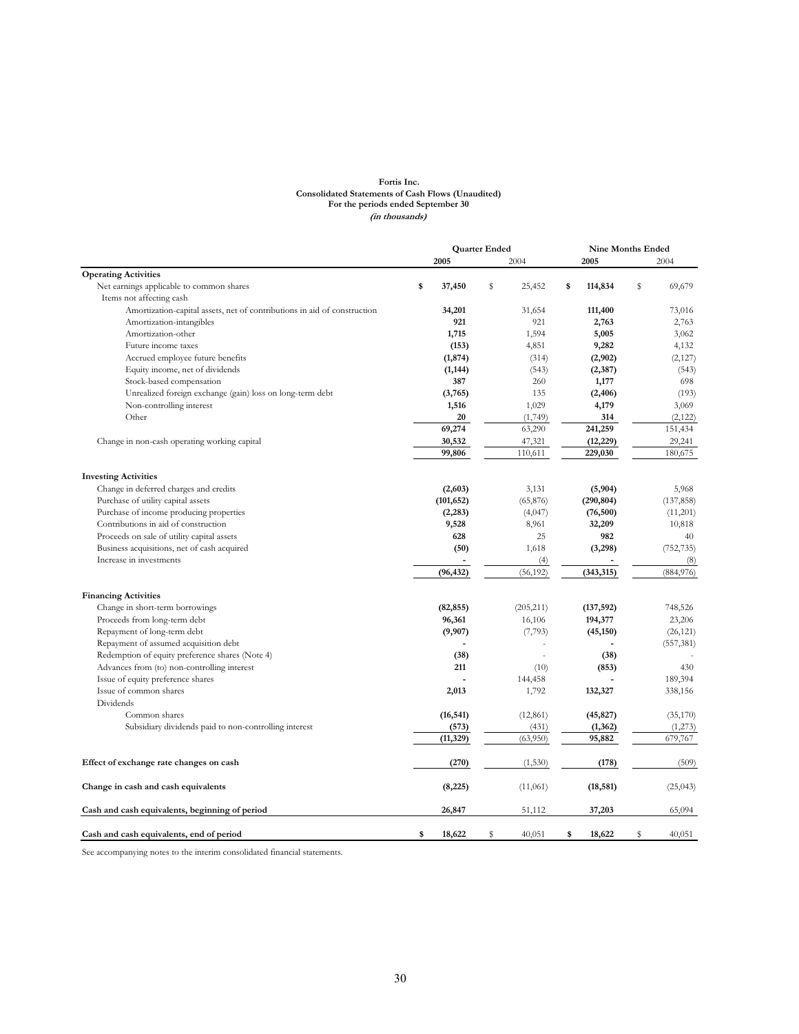**Fortis Inc.**
**Consolidated Statements of Cash Flows (Unaudited)**
**For the periods ended September 30**
***(in thousands)***

| | Quarter Ended | | Nine Months Ended | |
|---|---|---|---|---|
| | **2005** | 2004 | **2005** | 2004 |
| **Operating Activities** | | | | |
| Net earnings applicable to common shares | **$ 37,450** | $ 25,452 | **$ 114,834** | $ 69,679 |
| Items not affecting cash | | | | |
| Amortization-capital assets, net of contributions in aid of construction | **34,201** | 31,654 | **111,400** | 73,016 |
| Amortization-intangibles | **921** | 921 | **2,763** | 2,763 |
| Amortization-other | **1,715** | 1,594 | **5,005** | 3,062 |
| Future income taxes | **(153)** | 4,851 | **9,282** | 4,132 |
| Accrued employee future benefits | **(1,874)** | (314) | **(2,902)** | (2,127) |
| Equity income, net of dividends | **(1,144)** | (543) | **(2,387)** | (543) |
| Stock-based compensation | **387** | 260 | **1,177** | 698 |
| Unrealized foreign exchange (gain) loss on long-term debt | **(3,765)** | 135 | **(2,406)** | (193) |
| Non-controlling interest | **1,516** | 1,029 | **4,179** | 3,069 |
| Other | **20** | (1,749) | **314** | (2,122) |
| | **69,274** | 63,290 | **241,259** | 151,434 |
| Change in non-cash operating working capital | **30,532** | 47,321 | **(12,229)** | 29,241 |
| | **99,806** | 110,611 | **229,030** | 180,675 |
| **Investing Activities** | | | | |
| Change in deferred charges and credits | **(2,603)** | 3,131 | **(5,904)** | 5,968 |
| Purchase of utility capital assets | **(101,652)** | (65,876) | **(290,804)** | (137,858) |
| Purchase of income producing properties | **(2,283)** | (4,047) | **(76,500)** | (11,201) |
| Contributions in aid of construction | **9,528** | 8,961 | **32,209** | 10,818 |
| Proceeds on sale of utility capital assets | **628** | 25 | **982** | 40 |
| Business acquisitions, net of cash acquired | **(50)** | 1,618 | **(3,298)** | (752,735) |
| Increase in investments | **-** | (4) | **-** | (8) |
| | **(96,432)** | (56,192) | **(343,315)** | (884,976) |
| **Financing Activities** | | | | |
| Change in short-term borrowings | **(82,855)** | (205,211) | **(137,592)** | 748,526 |
| Proceeds from long-term debt | **96,361** | 16,106 | **194,377** | 23,206 |
| Repayment of long-term debt | **(9,907)** | (7,793) | **(45,150)** | (26,121) |
| Repayment of assumed acquisition debt | **-** | - | **-** | (557,381) |
| Redemption of equity preference shares (Note 4) | **(38)** | - | **(38)** | - |
| Advances from (to) non-controlling interest | **211** | (10) | **(853)** | 430 |
| Issue of equity preference shares | **-** | 144,458 | **-** | 189,394 |
| Issue of common shares | **2,013** | 1,792 | **132,327** | 338,156 |
| Dividends | | | | |
| Common shares | **(16,541)** | (12,861) | **(45,827)** | (35,170) |
| Subsidiary dividends paid to non-controlling interest | **(573)** | (431) | **(1,362)** | (1,273) |
| | **(11,329)** | (63,950) | **95,882** | 679,767 |
| **Effect of exchange rate changes on cash** | **(270)** | (1,530) | **(178)** | (509) |
| **Change in cash and cash equivalents** | **(8,225)** | (11,061) | **(18,581)** | (25,043) |
| **Cash and cash equivalents, beginning of period** | **26,847** | 51,112 | **37,203** | 65,094 |
| **Cash and cash equivalents, end of period** | **$ 18,622** | $ 40,051 | **$ 18,622** | $ 40,051 |

See accompanying notes to the interim consolidated financial statements.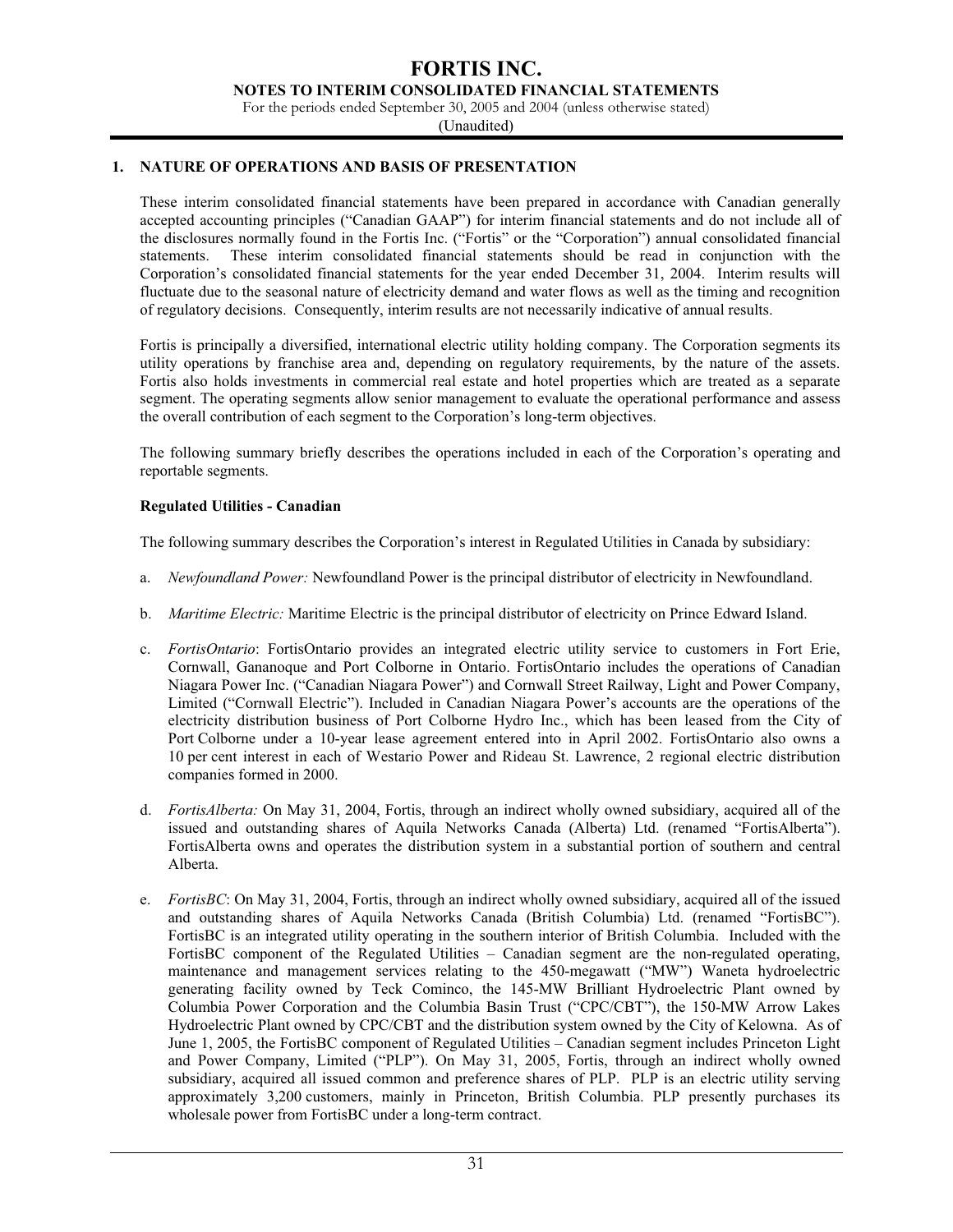# FORTIS INC.

## NOTES TO INTERIM CONSOLIDATED FINANCIAL STATEMENTS

For the periods ended September 30, 2005 and 2004 (unless otherwise stated)

(Unaudited)

### 1. NATURE OF OPERATIONS AND BASIS OF PRESENTATION

These interim consolidated financial statements have been prepared in accordance with Canadian generally accepted accounting principles ("Canadian GAAP") for interim financial statements and do not include all of the disclosures normally found in the Fortis Inc. ("Fortis" or the "Corporation") annual consolidated financial statements. These interim consolidated financial statements should be read in conjunction with the Corporation's consolidated financial statements for the year ended December 31, 2004. Interim results will fluctuate due to the seasonal nature of electricity demand and water flows as well as the timing and recognition of regulatory decisions. Consequently, interim results are not necessarily indicative of annual results.

Fortis is principally a diversified, international electric utility holding company. The Corporation segments its utility operations by franchise area and, depending on regulatory requirements, by the nature of the assets. Fortis also holds investments in commercial real estate and hotel properties which are treated as a separate segment. The operating segments allow senior management to evaluate the operational performance and assess the overall contribution of each segment to the Corporation's long-term objectives.

The following summary briefly describes the operations included in each of the Corporation's operating and reportable segments.

**Regulated Utilities - Canadian**

The following summary describes the Corporation's interest in Regulated Utilities in Canada by subsidiary:

a. *Newfoundland Power:* Newfoundland Power is the principal distributor of electricity in Newfoundland.

b. *Maritime Electric:* Maritime Electric is the principal distributor of electricity on Prince Edward Island.

c. *FortisOntario*: FortisOntario provides an integrated electric utility service to customers in Fort Erie, Cornwall, Gananoque and Port Colborne in Ontario. FortisOntario includes the operations of Canadian Niagara Power Inc. ("Canadian Niagara Power") and Cornwall Street Railway, Light and Power Company, Limited ("Cornwall Electric"). Included in Canadian Niagara Power's accounts are the operations of the electricity distribution business of Port Colborne Hydro Inc., which has been leased from the City of Port Colborne under a 10-year lease agreement entered into in April 2002. FortisOntario also owns a 10 per cent interest in each of Westario Power and Rideau St. Lawrence, 2 regional electric distribution companies formed in 2000.

d. *FortisAlberta:* On May 31, 2004, Fortis, through an indirect wholly owned subsidiary, acquired all of the issued and outstanding shares of Aquila Networks Canada (Alberta) Ltd. (renamed "FortisAlberta"). FortisAlberta owns and operates the distribution system in a substantial portion of southern and central Alberta.

e. *FortisBC*: On May 31, 2004, Fortis, through an indirect wholly owned subsidiary, acquired all of the issued and outstanding shares of Aquila Networks Canada (British Columbia) Ltd. (renamed "FortisBC"). FortisBC is an integrated utility operating in the southern interior of British Columbia. Included with the FortisBC component of the Regulated Utilities – Canadian segment are the non-regulated operating, maintenance and management services relating to the 450-megawatt ("MW") Waneta hydroelectric generating facility owned by Teck Cominco, the 145-MW Brilliant Hydroelectric Plant owned by Columbia Power Corporation and the Columbia Basin Trust ("CPC/CBT"), the 150-MW Arrow Lakes Hydroelectric Plant owned by CPC/CBT and the distribution system owned by the City of Kelowna. As of June 1, 2005, the FortisBC component of Regulated Utilities – Canadian segment includes Princeton Light and Power Company, Limited ("PLP"). On May 31, 2005, Fortis, through an indirect wholly owned subsidiary, acquired all issued common and preference shares of PLP. PLP is an electric utility serving approximately 3,200 customers, mainly in Princeton, British Columbia. PLP presently purchases its wholesale power from FortisBC under a long-term contract.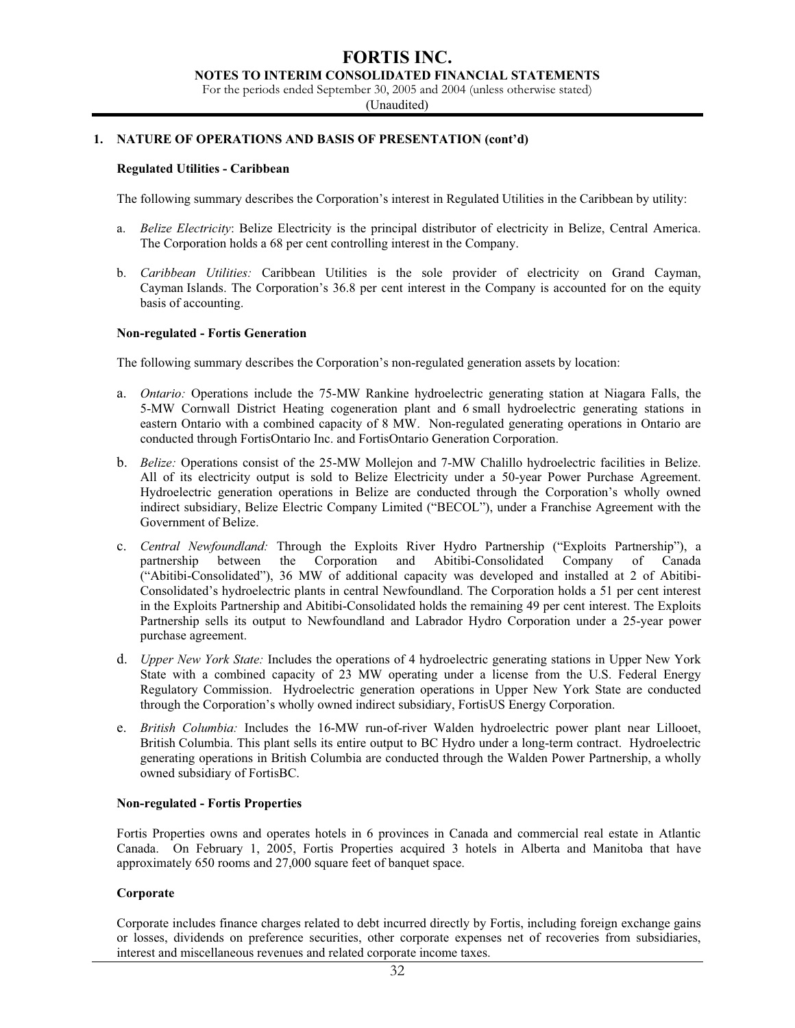## 1. NATURE OF OPERATIONS AND BASIS OF PRESENTATION (cont'd)

### Regulated Utilities - Caribbean

The following summary describes the Corporation's interest in Regulated Utilities in the Caribbean by utility:

a. *Belize Electricity*: Belize Electricity is the principal distributor of electricity in Belize, Central America. The Corporation holds a 68 per cent controlling interest in the Company.

b. *Caribbean Utilities:* Caribbean Utilities is the sole provider of electricity on Grand Cayman, Cayman Islands. The Corporation's 36.8 per cent interest in the Company is accounted for on the equity basis of accounting.

### Non-regulated - Fortis Generation

The following summary describes the Corporation's non-regulated generation assets by location:

a. *Ontario:* Operations include the 75-MW Rankine hydroelectric generating station at Niagara Falls, the 5-MW Cornwall District Heating cogeneration plant and 6 small hydroelectric generating stations in eastern Ontario with a combined capacity of 8 MW. Non-regulated generating operations in Ontario are conducted through FortisOntario Inc. and FortisOntario Generation Corporation.

b. *Belize:* Operations consist of the 25-MW Mollejon and 7-MW Chalillo hydroelectric facilities in Belize. All of its electricity output is sold to Belize Electricity under a 50-year Power Purchase Agreement. Hydroelectric generation operations in Belize are conducted through the Corporation's wholly owned indirect subsidiary, Belize Electric Company Limited ("BECOL"), under a Franchise Agreement with the Government of Belize.

c. *Central Newfoundland:* Through the Exploits River Hydro Partnership ("Exploits Partnership"), a partnership between the Corporation and Abitibi-Consolidated Company of Canada ("Abitibi-Consolidated"), 36 MW of additional capacity was developed and installed at 2 of Abitibi-Consolidated's hydroelectric plants in central Newfoundland. The Corporation holds a 51 per cent interest in the Exploits Partnership and Abitibi-Consolidated holds the remaining 49 per cent interest. The Exploits Partnership sells its output to Newfoundland and Labrador Hydro Corporation under a 25-year power purchase agreement.

d. *Upper New York State:* Includes the operations of 4 hydroelectric generating stations in Upper New York State with a combined capacity of 23 MW operating under a license from the U.S. Federal Energy Regulatory Commission. Hydroelectric generation operations in Upper New York State are conducted through the Corporation's wholly owned indirect subsidiary, FortisUS Energy Corporation.

e. *British Columbia:* Includes the 16-MW run-of-river Walden hydroelectric power plant near Lillooet, British Columbia. This plant sells its entire output to BC Hydro under a long-term contract. Hydroelectric generating operations in British Columbia are conducted through the Walden Power Partnership, a wholly owned subsidiary of FortisBC.

### Non-regulated - Fortis Properties

Fortis Properties owns and operates hotels in 6 provinces in Canada and commercial real estate in Atlantic Canada. On February 1, 2005, Fortis Properties acquired 3 hotels in Alberta and Manitoba that have approximately 650 rooms and 27,000 square feet of banquet space.

### Corporate

Corporate includes finance charges related to debt incurred directly by Fortis, including foreign exchange gains or losses, dividends on preference securities, other corporate expenses net of recoveries from subsidiaries, interest and miscellaneous revenues and related corporate income taxes.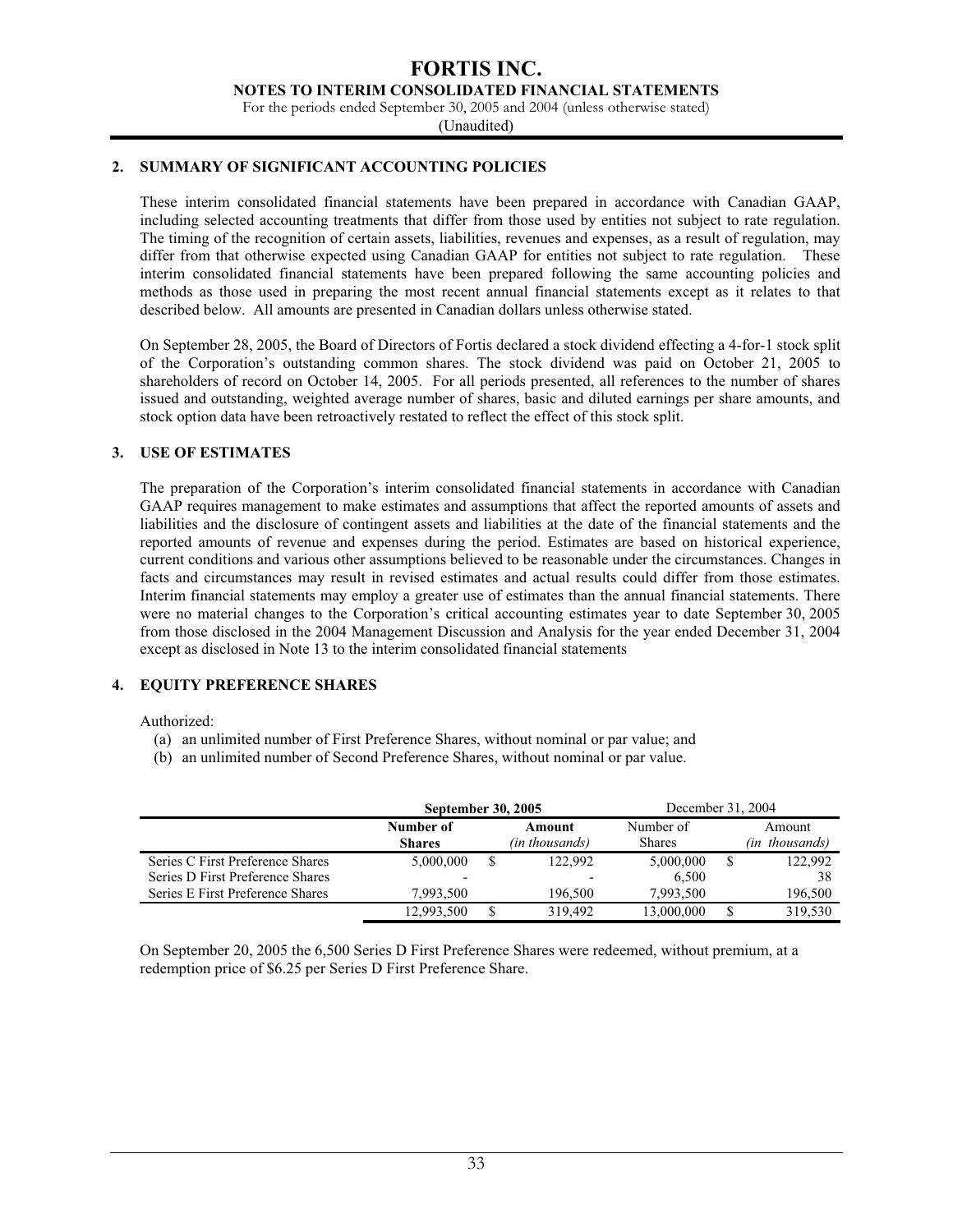## 2. SUMMARY OF SIGNIFICANT ACCOUNTING POLICIES

These interim consolidated financial statements have been prepared in accordance with Canadian GAAP, including selected accounting treatments that differ from those used by entities not subject to rate regulation. The timing of the recognition of certain assets, liabilities, revenues and expenses, as a result of regulation, may differ from that otherwise expected using Canadian GAAP for entities not subject to rate regulation. These interim consolidated financial statements have been prepared following the same accounting policies and methods as those used in preparing the most recent annual financial statements except as it relates to that described below. All amounts are presented in Canadian dollars unless otherwise stated.

On September 28, 2005, the Board of Directors of Fortis declared a stock dividend effecting a 4-for-1 stock split of the Corporation's outstanding common shares. The stock dividend was paid on October 21, 2005 to shareholders of record on October 14, 2005. For all periods presented, all references to the number of shares issued and outstanding, weighted average number of shares, basic and diluted earnings per share amounts, and stock option data have been retroactively restated to reflect the effect of this stock split.

## 3. USE OF ESTIMATES

The preparation of the Corporation's interim consolidated financial statements in accordance with Canadian GAAP requires management to make estimates and assumptions that affect the reported amounts of assets and liabilities and the disclosure of contingent assets and liabilities at the date of the financial statements and the reported amounts of revenue and expenses during the period. Estimates are based on historical experience, current conditions and various other assumptions believed to be reasonable under the circumstances. Changes in facts and circumstances may result in revised estimates and actual results could differ from those estimates. Interim financial statements may employ a greater use of estimates than the annual financial statements. There were no material changes to the Corporation's critical accounting estimates year to date September 30, 2005 from those disclosed in the 2004 Management Discussion and Analysis for the year ended December 31, 2004 except as disclosed in Note 13 to the interim consolidated financial statements

## 4. EQUITY PREFERENCE SHARES

Authorized:

(a) an unlimited number of First Preference Shares, without nominal or par value; and
(b) an unlimited number of Second Preference Shares, without nominal or par value.

| | **September 30, 2005** | | December 31, 2004 | |
|---|---|---|---|---|
| | **Number of Shares** | **Amount** *(in thousands)* | Number of Shares | Amount *(in thousands)* |
| Series C First Preference Shares | 5,000,000 | $ 122,992 | 5,000,000 | $ 122,992 |
| Series D First Preference Shares | - | - | 6,500 | 38 |
| Series E First Preference Shares | 7,993,500 | 196,500 | 7,993,500 | 196,500 |
| | 12,993,500 | $ 319,492 | 13,000,000 | $ 319,530 |

On September 20, 2005 the 6,500 Series D First Preference Shares were redeemed, without premium, at a redemption price of $6.25 per Series D First Preference Share.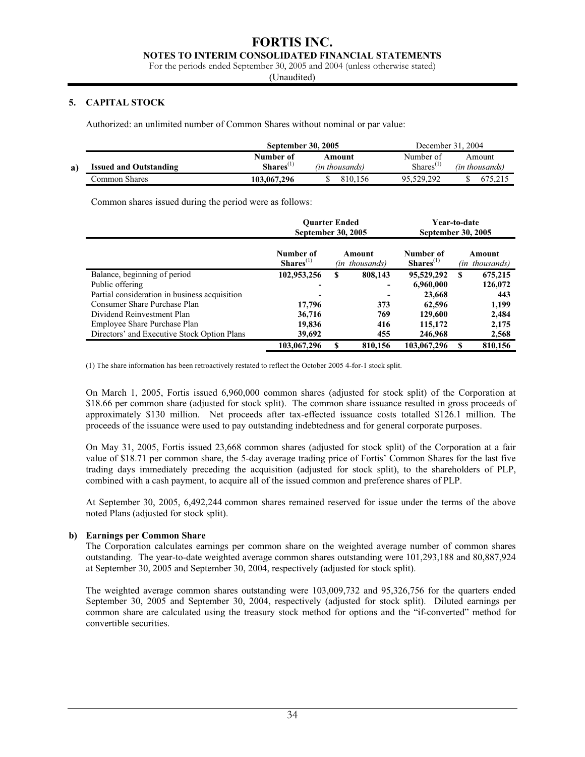## 5. CAPITAL STOCK

Authorized: an unlimited number of Common Shares without nominal or par value:

| a) Issued and Outstanding | September 30, 2005 | | December 31, 2004 | |
|---|---|---|---|---|
| | Number of Shares[(1)] | Amount *(in thousands)* | Number of Shares[(1)] | Amount *(in thousands)* |
| Common Shares | 103,067,296 | $ 810,156 | 95,529,292 | $ 675,215 |

Common shares issued during the period were as follows:

| | Quarter Ended September 30, 2005 | | Year-to-date September 30, 2005 | |
|---|---|---|---|---|
| | Number of Shares[(1)] | Amount *(in thousands)* | Number of Shares[(1)] | Amount *(in thousands)* |
| Balance, beginning of period | 102,953,256 | $ 808,143 | 95,529,292 | $ 675,215 |
| Public offering | - | - | 6,960,000 | 126,072 |
| Partial consideration in business acquisition | - | - | 23,668 | 443 |
| Consumer Share Purchase Plan | 17,796 | 373 | 62,596 | 1,199 |
| Dividend Reinvestment Plan | 36,716 | 769 | 129,600 | 2,484 |
| Employee Share Purchase Plan | 19,836 | 416 | 115,172 | 2,175 |
| Directors' and Executive Stock Option Plans | 39,692 | 455 | 246,968 | 2,568 |
| | 103,067,296 | $ 810,156 | 103,067,296 | $ 810,156 |

(1) The share information has been retroactively restated to reflect the October 2005 4-for-1 stock split.

On March 1, 2005, Fortis issued 6,960,000 common shares (adjusted for stock split) of the Corporation at $18.66 per common share (adjusted for stock split). The common share issuance resulted in gross proceeds of approximately $130 million. Net proceeds after tax-effected issuance costs totalled $126.1 million. The proceeds of the issuance were used to pay outstanding indebtedness and for general corporate purposes.

On May 31, 2005, Fortis issued 23,668 common shares (adjusted for stock split) of the Corporation at a fair value of $18.71 per common share, the 5-day average trading price of Fortis' Common Shares for the last five trading days immediately preceding the acquisition (adjusted for stock split), to the shareholders of PLP, combined with a cash payment, to acquire all of the issued common and preference shares of PLP.

At September 30, 2005, 6,492,244 common shares remained reserved for issue under the terms of the above noted Plans (adjusted for stock split).

**b) Earnings per Common Share**

The Corporation calculates earnings per common share on the weighted average number of common shares outstanding. The year-to-date weighted average common shares outstanding were 101,293,188 and 80,887,924 at September 30, 2005 and September 30, 2004, respectively (adjusted for stock split).

The weighted average common shares outstanding were 103,009,732 and 95,326,756 for the quarters ended September 30, 2005 and September 30, 2004, respectively (adjusted for stock split). Diluted earnings per common share are calculated using the treasury stock method for options and the "if-converted" method for convertible securities.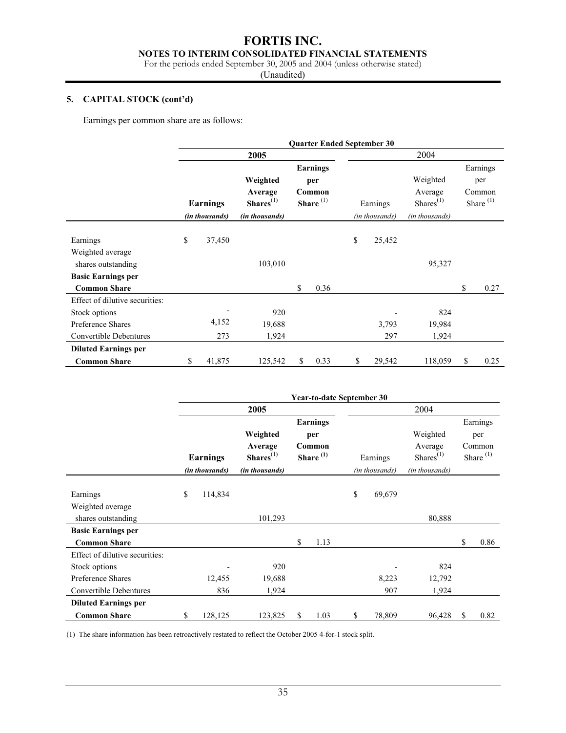## 5. CAPITAL STOCK (cont'd)

Earnings per common share are as follows:

| | Quarter Ended September 30 | | | | | |
|---|---|---|---|---|---|---|
| | **2005** | | | 2004 | | |
| | **Earnings** *(in thousands)* | **Weighted Average Shares**[(1)] *(in thousands)* | **Earnings per Common Share** [(1)] | Earnings *(in thousands)* | Weighted Average Shares[(1)] *(in thousands)* | Earnings per Common Share [(1)] |
| Earnings | $ 37,450 | | | $ 25,452 | | |
| Weighted average shares outstanding | | 103,010 | | | 95,327 | |
| **Basic Earnings per Common Share** | | | $ 0.36 | | | $ 0.27 |
| Effect of dilutive securities: | | | | | | |
| Stock options | - | 920 | | - | 824 | |
| Preference Shares | 4,152 | 19,688 | | 3,793 | 19,984 | |
| Convertible Debentures | 273 | 1,924 | | 297 | 1,924 | |
| **Diluted Earnings per Common Share** | $ 41,875 | 125,542 | $ 0.33 | $ 29,542 | 118,059 | $ 0.25 |

| | Year-to-date September 30 | | | | | |
|---|---|---|---|---|---|---|
| | **2005** | | | 2004 | | |
| | **Earnings** *(in thousands)* | **Weighted Average Shares**[(1)] *(in thousands)* | **Earnings per Common Share** [(1)] | Earnings *(in thousands)* | Weighted Average Shares[(1)] *(in thousands)* | Earnings per Common Share [(1)] |
| Earnings | $ 114,834 | | | $ 69,679 | | |
| Weighted average shares outstanding | | 101,293 | | | 80,888 | |
| **Basic Earnings per Common Share** | | | $ 1.13 | | | $ 0.86 |
| Effect of dilutive securities: | | | | | | |
| Stock options | - | 920 | | - | 824 | |
| Preference Shares | 12,455 | 19,688 | | 8,223 | 12,792 | |
| Convertible Debentures | 836 | 1,924 | | 907 | 1,924 | |
| **Diluted Earnings per Common Share** | $ 128,125 | 123,825 | $ 1.03 | $ 78,809 | 96,428 | $ 0.82 |

(1) The share information has been retroactively restated to reflect the October 2005 4-for-1 stock split.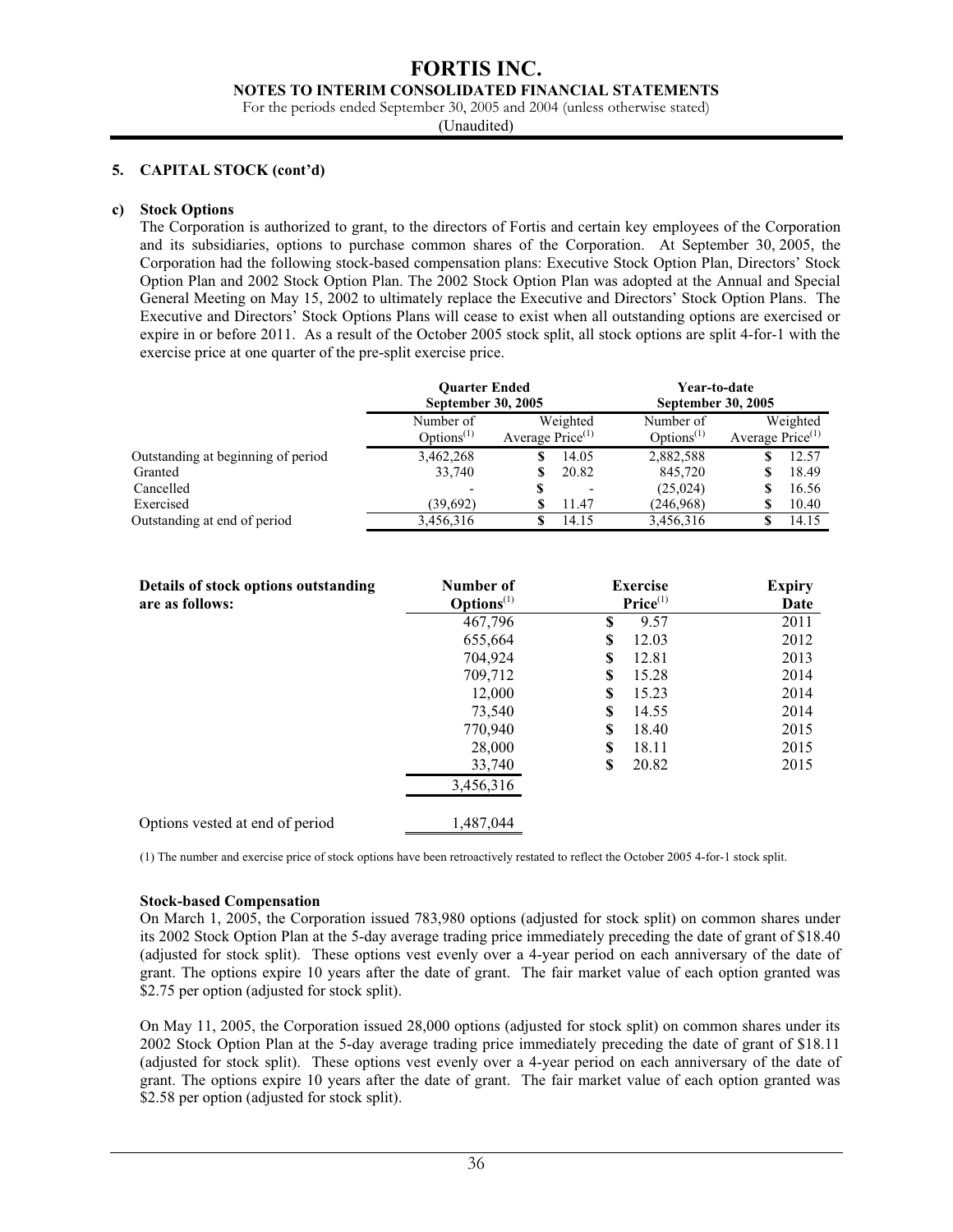## 5. CAPITAL STOCK (cont'd)

### c) Stock Options

The Corporation is authorized to grant, to the directors of Fortis and certain key employees of the Corporation and its subsidiaries, options to purchase common shares of the Corporation. At September 30, 2005, the Corporation had the following stock-based compensation plans: Executive Stock Option Plan, Directors' Stock Option Plan and 2002 Stock Option Plan. The 2002 Stock Option Plan was adopted at the Annual and Special General Meeting on May 15, 2002 to ultimately replace the Executive and Directors' Stock Option Plans. The Executive and Directors' Stock Options Plans will cease to exist when all outstanding options are exercised or expire in or before 2011. As a result of the October 2005 stock split, all stock options are split 4-for-1 with the exercise price at one quarter of the pre-split exercise price.

| | Quarter Ended September 30, 2005 | | Year-to-date September 30, 2005 | |
|---|---|---|---|---|
| | Number of Options(1) | Weighted Average Price(1) | Number of Options(1) | Weighted Average Price(1) |
| Outstanding at beginning of period | 3,462,268 | $ 14.05 | 2,882,588 | $ 12.57 |
| Granted | 33,740 | $ 20.82 | 845,720 | $ 18.49 |
| Cancelled | - | $ - | (25,024) | $ 16.56 |
| Exercised | (39,692) | $ 11.47 | (246,968) | $ 10.40 |
| Outstanding at end of period | 3,456,316 | $ 14.15 | 3,456,316 | $ 14.15 |

| Details of stock options outstanding are as follows: | Number of Options(1) | Exercise Price(1) | Expiry Date |
|---|---|---|---|
| | 467,796 | $ 9.57 | 2011 |
| | 655,664 | $ 12.03 | 2012 |
| | 704,924 | $ 12.81 | 2013 |
| | 709,712 | $ 15.28 | 2014 |
| | 12,000 | $ 15.23 | 2014 |
| | 73,540 | $ 14.55 | 2014 |
| | 770,940 | $ 18.40 | 2015 |
| | 28,000 | $ 18.11 | 2015 |
| | 33,740 | $ 20.82 | 2015 |
| | 3,456,316 | | |
| Options vested at end of period | 1,487,044 | | |

(1) The number and exercise price of stock options have been retroactively restated to reflect the October 2005 4-for-1 stock split.

**Stock-based Compensation**

On March 1, 2005, the Corporation issued 783,980 options (adjusted for stock split) on common shares under its 2002 Stock Option Plan at the 5-day average trading price immediately preceding the date of grant of $18.40 (adjusted for stock split). These options vest evenly over a 4-year period on each anniversary of the date of grant. The options expire 10 years after the date of grant. The fair market value of each option granted was $2.75 per option (adjusted for stock split).

On May 11, 2005, the Corporation issued 28,000 options (adjusted for stock split) on common shares under its 2002 Stock Option Plan at the 5-day average trading price immediately preceding the date of grant of $18.11 (adjusted for stock split). These options vest evenly over a 4-year period on each anniversary of the date of grant. The options expire 10 years after the date of grant. The fair market value of each option granted was $2.58 per option (adjusted for stock split).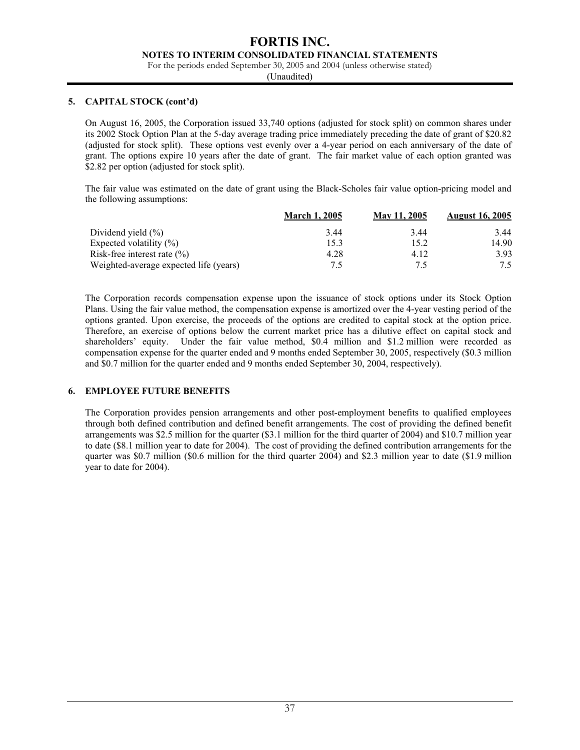## 5. CAPITAL STOCK (cont'd)

On August 16, 2005, the Corporation issued 33,740 options (adjusted for stock split) on common shares under its 2002 Stock Option Plan at the 5-day average trading price immediately preceding the date of grant of $20.82 (adjusted for stock split). These options vest evenly over a 4-year period on each anniversary of the date of grant. The options expire 10 years after the date of grant. The fair market value of each option granted was $2.82 per option (adjusted for stock split).

The fair value was estimated on the date of grant using the Black-Scholes fair value option-pricing model and the following assumptions:

| | March 1, 2005 | May 11, 2005 | August 16, 2005 |
|---|---|---|---|
| Dividend yield (%) | 3.44 | 3.44 | 3.44 |
| Expected volatility (%) | 15.3 | 15.2 | 14.90 |
| Risk-free interest rate (%) | 4.28 | 4.12 | 3.93 |
| Weighted-average expected life (years) | 7.5 | 7.5 | 7.5 |

The Corporation records compensation expense upon the issuance of stock options under its Stock Option Plans. Using the fair value method, the compensation expense is amortized over the 4-year vesting period of the options granted. Upon exercise, the proceeds of the options are credited to capital stock at the option price. Therefore, an exercise of options below the current market price has a dilutive effect on capital stock and shareholders' equity. Under the fair value method, $0.4 million and $1.2 million were recorded as compensation expense for the quarter ended and 9 months ended September 30, 2005, respectively ($0.3 million and $0.7 million for the quarter ended and 9 months ended September 30, 2004, respectively).

## 6. EMPLOYEE FUTURE BENEFITS

The Corporation provides pension arrangements and other post-employment benefits to qualified employees through both defined contribution and defined benefit arrangements. The cost of providing the defined benefit arrangements was $2.5 million for the quarter ($3.1 million for the third quarter of 2004) and $10.7 million year to date ($8.1 million year to date for 2004). The cost of providing the defined contribution arrangements for the quarter was $0.7 million ($0.6 million for the third quarter 2004) and $2.3 million year to date ($1.9 million year to date for 2004).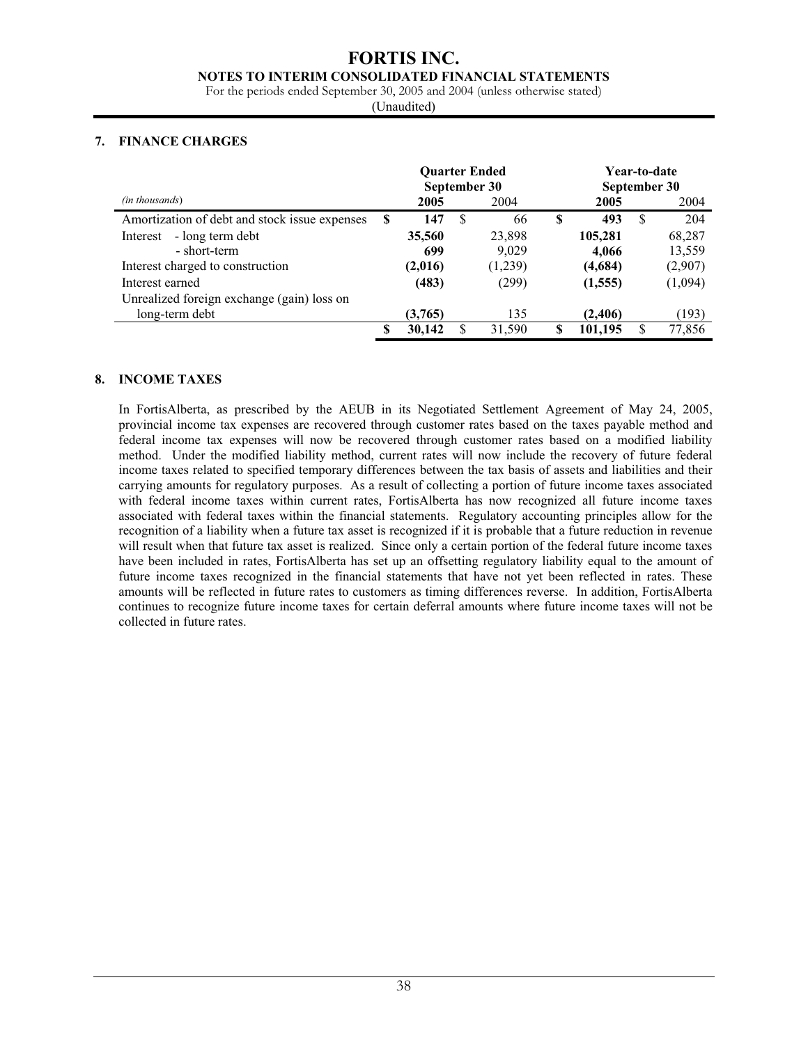## 7. FINANCE CHARGES

| *(in thousands)* | Quarter Ended September 30 2005 | Quarter Ended September 30 2004 | Year-to-date September 30 2005 | Year-to-date September 30 2004 |
|---|---|---|---|---|
| Amortization of debt and stock issue expenses | **$ 147** | $ 66 | **$ 493** | $ 204 |
| Interest - long term debt | **35,560** | 23,898 | **105,281** | 68,287 |
| - short-term | **699** | 9,029 | **4,066** | 13,559 |
| Interest charged to construction | **(2,016)** | (1,239) | **(4,684)** | (2,907) |
| Interest earned | **(483)** | (299) | **(1,555)** | (1,094) |
| Unrealized foreign exchange (gain) loss on long-term debt | **(3,765)** | 135 | **(2,406)** | (193) |
| | **$ 30,142** | $ 31,590 | **$ 101,195** | $ 77,856 |

## 8. INCOME TAXES

In FortisAlberta, as prescribed by the AEUB in its Negotiated Settlement Agreement of May 24, 2005, provincial income tax expenses are recovered through customer rates based on the taxes payable method and federal income tax expenses will now be recovered through customer rates based on a modified liability method. Under the modified liability method, current rates will now include the recovery of future federal income taxes related to specified temporary differences between the tax basis of assets and liabilities and their carrying amounts for regulatory purposes. As a result of collecting a portion of future income taxes associated with federal income taxes within current rates, FortisAlberta has now recognized all future income taxes associated with federal taxes within the financial statements. Regulatory accounting principles allow for the recognition of a liability when a future tax asset is recognized if it is probable that a future reduction in revenue will result when that future tax asset is realized. Since only a certain portion of the federal future income taxes have been included in rates, FortisAlberta has set up an offsetting regulatory liability equal to the amount of future income taxes recognized in the financial statements that have not yet been reflected in rates. These amounts will be reflected in future rates to customers as timing differences reverse. In addition, FortisAlberta continues to recognize future income taxes for certain deferral amounts where future income taxes will not be collected in future rates.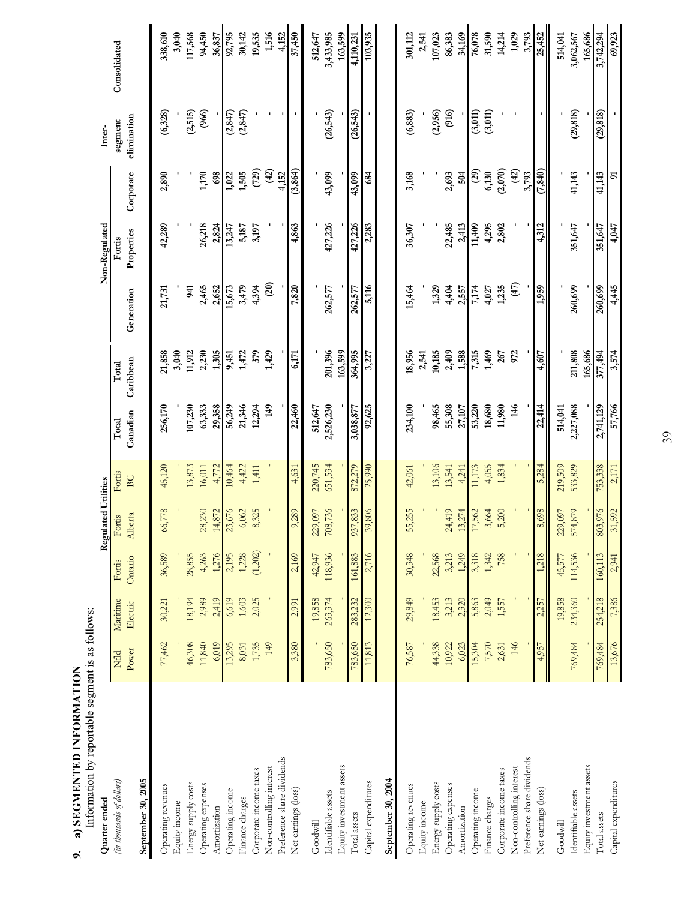## 9. a) SEGMENTED INFORMATION

Information by reportable segment is as follows:

| Quarter ended | Regulated Utilities | | | | | | | | Non-Regulated | | | Inter- | |
|---|---|---|---|---|---|---|---|---|---|---|---|---|---|
| *(in thousands of dollars)* | Nfld Power | Maritime Electric | Fortis Ontario | Fortis Alberta | Fortis BC | Total Canadian | Total Caribbean | Generation | Fortis Properties | Corporate | segment elimination | Consolidated |
| **September 30, 2005** | | | | | | | | | | | | |
| Operating revenues | 77,462 | 30,221 | 36,589 | 66,778 | 45,120 | 256,170 | 21,858 | 21,731 | 42,289 | 2,890 | (6,328) | 338,610 |
| Equity income | - | - | - | - | - | - | 3,040 | - | - | - | - | 3,040 |
| Energy supply costs | 46,308 | 18,194 | 28,855 | - | 13,873 | 107,230 | 11,912 | 941 | - | - | (2,515) | 117,568 |
| Operating expenses | 11,840 | 2,989 | 4,263 | 28,230 | 16,011 | 63,333 | 2,230 | 2,465 | 26,218 | 1,170 | (966) | 94,450 |
| Amortization | 6,019 | 2,419 | 1,276 | 14,872 | 4,772 | 29,358 | 1,305 | 2,652 | 2,824 | 698 | - | 36,837 |
| Operating income | 13,295 | 6,619 | 2,195 | 23,676 | 10,464 | 56,249 | 9,451 | 15,673 | 13,247 | 1,022 | (2,847) | 92,795 |
| Finance charges | 8,031 | 1,603 | 1,228 | 6,062 | 4,422 | 21,346 | 1,472 | 3,479 | 5,187 | 1,505 | (2,847) | 30,142 |
| Corporate income taxes | 1,735 | 2,025 | (1,202) | 8,325 | 1,411 | 12,294 | 379 | 4,394 | 3,197 | (729) | - | 19,535 |
| Non-controlling interest | 149 | - | - | - | - | 149 | 1,429 | (20) | - | (42) | - | 1,516 |
| Preference share dividends | - | - | - | - | - | - | - | - | - | 4,152 | - | 4,152 |
| Net earnings (loss) | 3,380 | 2,991 | 2,169 | 9,289 | 4,631 | 22,460 | 6,171 | 7,820 | 4,863 | (3,864) | - | 37,450 |
| Goodwill | - | 19,858 | 42,947 | 229,097 | 220,745 | 512,647 | - | - | - | - | - | 512,647 |
| Identifiable assets | 783,650 | 263,374 | 118,936 | 708,736 | 651,534 | 2,526,230 | 201,396 | 262,577 | 427,226 | 43,099 | (26,543) | 3,433,985 |
| Equity investment assets | - | - | - | - | - | - | 163,599 | - | - | - | - | 163,599 |
| Total assets | 783,650 | 283,232 | 161,883 | 937,833 | 872,279 | 3,038,877 | 364,995 | 262,577 | 427,226 | 43,099 | (26,543) | 4,110,231 |
| Capital expenditures | 11,813 | 12,300 | 2,716 | 39,806 | 25,990 | 92,625 | 3,227 | 5,116 | 2,283 | 684 | - | 103,935 |
| **September 30, 2004** | | | | | | | | | | | | |
| Operating revenues | 76,587 | 29,849 | 30,348 | 55,255 | 42,061 | 234,100 | 18,956 | 15,464 | 36,307 | 3,168 | (6,883) | 301,112 |
| Equity income | - | - | - | - | - | - | 2,541 | - | - | - | - | 2,541 |
| Energy supply costs | 44,338 | 18,453 | 22,568 | - | 13,106 | 98,465 | 10,185 | 1,329 | - | - | (2,956) | 107,023 |
| Operating expenses | 10,922 | 3,213 | 3,213 | 24,419 | 13,541 | 55,308 | 2,409 | 4,404 | 22,485 | 2,693 | (916) | 86,383 |
| Amortization | 6,023 | 2,320 | 1,249 | 13,274 | 4,241 | 27,107 | 1,588 | 2,557 | 2,413 | 504 | - | 34,169 |
| Operating income | 15,304 | 5,863 | 3,318 | 17,562 | 11,173 | 53,220 | 7,315 | 7,174 | 11,409 | (29) | (3,011) | 76,078 |
| Finance charges | 7,570 | 2,049 | 1,342 | 3,664 | 4,055 | 18,680 | 1,469 | 4,027 | 4,295 | 6,130 | (3,011) | 31,590 |
| Corporate income taxes | 2,631 | 1,557 | 758 | 5,200 | 1,834 | 11,980 | 267 | 1,235 | 2,802 | (2,070) | - | 14,214 |
| Non-controlling interest | 146 | - | - | - | - | 146 | 972 | (47) | - | (42) | - | 1,029 |
| Preference share dividends | - | - | - | - | - | - | - | - | - | 3,793 | - | 3,793 |
| Net earnings (loss) | 4,957 | 2,257 | 1,218 | 8,698 | 5,284 | 22,414 | 4,607 | 1,959 | 4,312 | (7,840) | - | 25,452 |
| Goodwill | - | 19,858 | 45,577 | 229,097 | 219,509 | 514,041 | - | - | - | - | - | 514,041 |
| Identifiable assets | 769,484 | 234,360 | 114,536 | 574,879 | 533,829 | 2,227,088 | 211,808 | 260,699 | 351,647 | 41,143 | (29,818) | 3,062,567 |
| Equity investment assets | - | - | - | - | - | - | 165,686 | - | - | - | - | 165,686 |
| Total assets | 769,484 | 254,218 | 160,113 | 803,976 | 753,338 | 2,741,129 | 377,494 | 260,699 | 351,647 | 41,143 | (29,818) | 3,742,294 |
| Capital expenditures | 13,676 | 7,386 | 2,941 | 31,592 | 2,171 | 57,766 | 3,574 | 4,445 | 4,047 | 91 | - | 69,923 |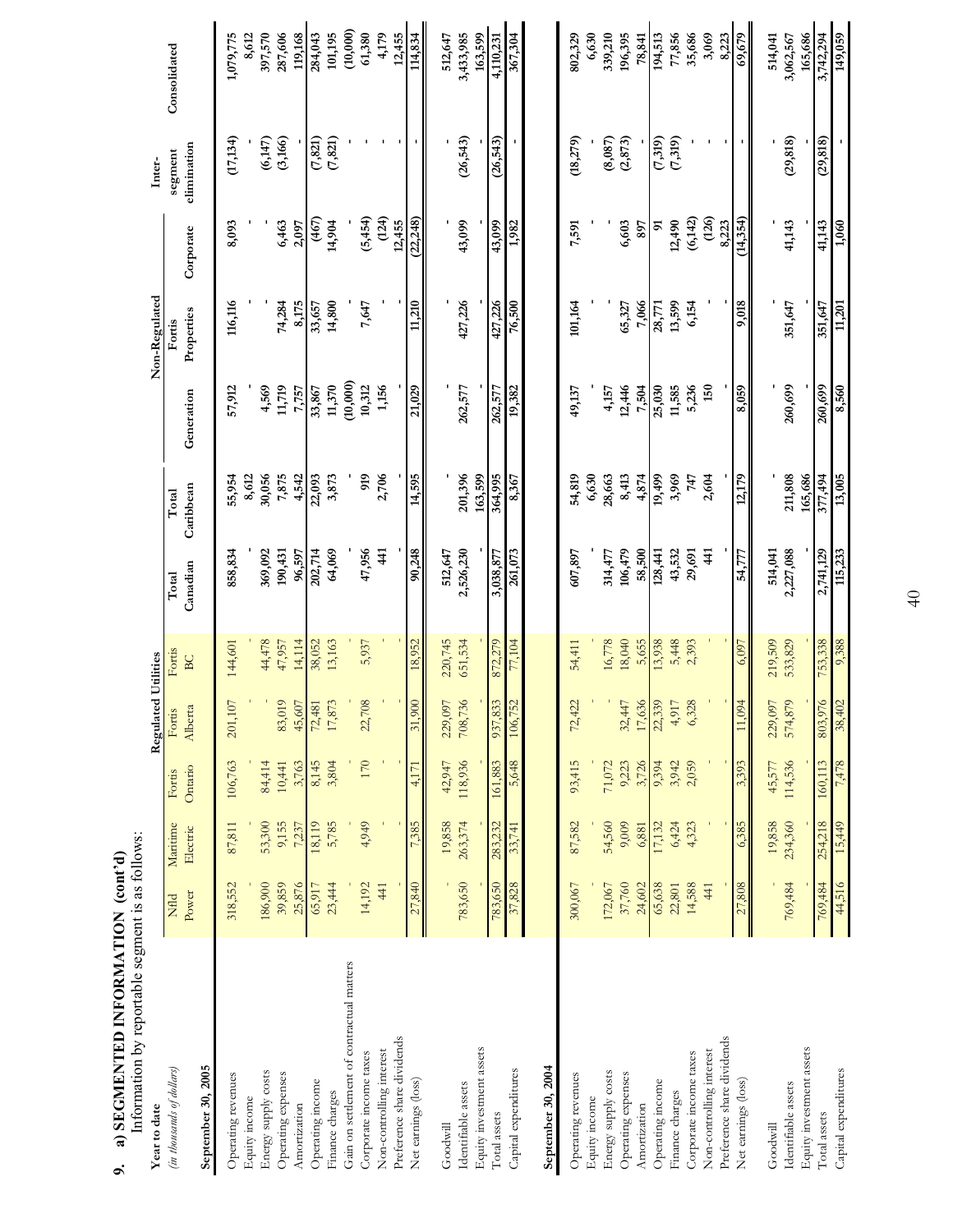## 9. a) SEGMENTED INFORMATION (cont'd)

Information by reportable segment is as follows:

| Year to date | Regulated Utilities | | | | | | | | Non-Regulated | | | Inter- | |
|---|---|---|---|---|---|---|---|---|---|---|---|---|---|
| *(in thousands of dollars)* | Nfld Power | Maritime Electric | Fortis Ontario | Fortis Alberta | Fortis BC | Total Canadian | Total Caribbean | Generation | Fortis Properties | Corporate | segment elimination | Consolidated |
| **September 30, 2005** | | | | | | | | | | | | |
| Operating revenues | 318,552 | 87,811 | 106,763 | 201,107 | 144,601 | 858,834 | 55,954 | 57,912 | 116,116 | 8,093 | (17,134) | 1,079,775 |
| Equity income | - | - | - | - | - | - | 8,612 | - | - | - | - | 8,612 |
| Energy supply costs | 186,900 | 53,300 | 84,414 | - | 44,478 | 369,092 | 30,056 | 4,569 | - | - | (6,147) | 397,570 |
| Operating expenses | 39,859 | 9,155 | 10,441 | 83,019 | 47,957 | 190,431 | 7,875 | 11,719 | 74,284 | 6,463 | (3,166) | 287,606 |
| Amortization | 25,876 | 7,237 | 3,763 | 45,607 | 14,114 | 96,597 | 4,542 | 7,757 | 8,175 | 2,097 | - | 119,168 |
| Operating income | 65,917 | 18,119 | 8,145 | 72,481 | 38,052 | 202,714 | 22,093 | 33,867 | 33,657 | (467) | (7,821) | 284,043 |
| Finance charges | 23,444 | 5,785 | 3,804 | 17,873 | 13,163 | 64,069 | 3,873 | 11,370 | 14,800 | 14,904 | (7,821) | 101,195 |
| Gain on settlement of contractual matters | - | - | - | - | - | - | - | (10,000) | - | - | - | (10,000) |
| Corporate income taxes | 14,192 | 4,949 | 170 | 22,708 | 5,937 | 47,956 | 919 | 10,312 | 7,647 | (5,454) | - | 61,380 |
| Non-controlling interest | 441 | - | - | - | - | 441 | 2,706 | 1,156 | - | (124) | - | 4,179 |
| Preference share dividends | - | - | - | - | - | - | - | - | - | 12,455 | - | 12,455 |
| Net earnings (loss) | 27,840 | 7,385 | 4,171 | 31,900 | 18,952 | 90,248 | 14,595 | 21,029 | 11,210 | (22,248) | - | 114,834 |
| Goodwill | - | 19,858 | 42,947 | 229,097 | 220,745 | 512,647 | - | - | - | - | - | 512,647 |
| Identifiable assets | 783,650 | 263,374 | 118,936 | 708,736 | 651,534 | 2,526,230 | 201,396 | 262,577 | 427,226 | 43,099 | (26,543) | 3,433,985 |
| Equity investment assets | - | - | - | - | - | - | 163,599 | - | - | - | - | 163,599 |
| Total assets | 783,650 | 283,232 | 161,883 | 937,833 | 872,279 | 3,038,877 | 364,995 | 262,577 | 427,226 | 43,099 | (26,543) | 4,110,231 |
| Capital expenditures | 37,828 | 33,741 | 5,648 | 106,752 | 77,104 | 261,073 | 8,367 | 19,382 | 76,500 | 1,982 | - | 367,304 |
| **September 30, 2004** | | | | | | | | | | | | |
| Operating revenues | 300,067 | 87,582 | 93,415 | 72,422 | 54,411 | 607,897 | 54,819 | 49,137 | 101,164 | 7,591 | (18,279) | 802,329 |
| Equity income | - | - | - | - | - | - | 6,630 | - | - | - | - | 6,630 |
| Energy supply costs | 172,067 | 54,560 | 71,072 | - | 16,778 | 314,477 | 28,663 | 4,157 | - | - | (8,087) | 339,210 |
| Operating expenses | 37,760 | 9,009 | 9,223 | 32,447 | 18,040 | 106,479 | 8,413 | 12,446 | 65,327 | 6,603 | (2,873) | 196,395 |
| Amortization | 24,602 | 6,881 | 3,726 | 17,636 | 5,655 | 58,500 | 4,874 | 7,504 | 7,066 | 897 | - | 78,841 |
| Operating income | 65,638 | 17,132 | 9,394 | 22,339 | 13,938 | 128,441 | 19,499 | 25,030 | 28,771 | 91 | (7,319) | 194,513 |
| Finance charges | 22,801 | 6,424 | 3,942 | 4,917 | 5,448 | 43,532 | 3,969 | 11,585 | 13,599 | 12,490 | (7,319) | 77,856 |
| Corporate income taxes | 14,588 | 4,323 | 2,059 | 6,328 | 2,393 | 29,691 | 747 | 5,236 | 6,154 | (6,142) | - | 35,686 |
| Non-controlling interest | 441 | - | - | - | - | 441 | 2,604 | 150 | - | (126) | - | 3,069 |
| Preference share dividends | - | - | - | - | - | - | - | - | - | 8,223 | - | 8,223 |
| Net earnings (loss) | 27,808 | 6,385 | 3,393 | 11,094 | 6,097 | 54,777 | 12,179 | 8,059 | 9,018 | (14,354) | - | 69,679 |
| Goodwill | - | 19,858 | 45,577 | 229,097 | 219,509 | 514,041 | - | - | - | - | - | 514,041 |
| Identifiable assets | 769,484 | 234,360 | 114,536 | 574,879 | 533,829 | 2,227,088 | 211,808 | 260,699 | 351,647 | 41,143 | (29,818) | 3,062,567 |
| Equity investment assets | - | - | - | - | - | - | 165,686 | - | - | - | - | 165,686 |
| Total assets | 769,484 | 254,218 | 160,113 | 803,976 | 753,338 | 2,741,129 | 377,494 | 260,699 | 351,647 | 41,143 | (29,818) | 3,742,294 |
| Capital expenditures | 44,516 | 15,449 | 7,478 | 38,402 | 9,388 | 115,233 | 13,005 | 8,560 | 11,201 | 1,060 | - | 149,059 |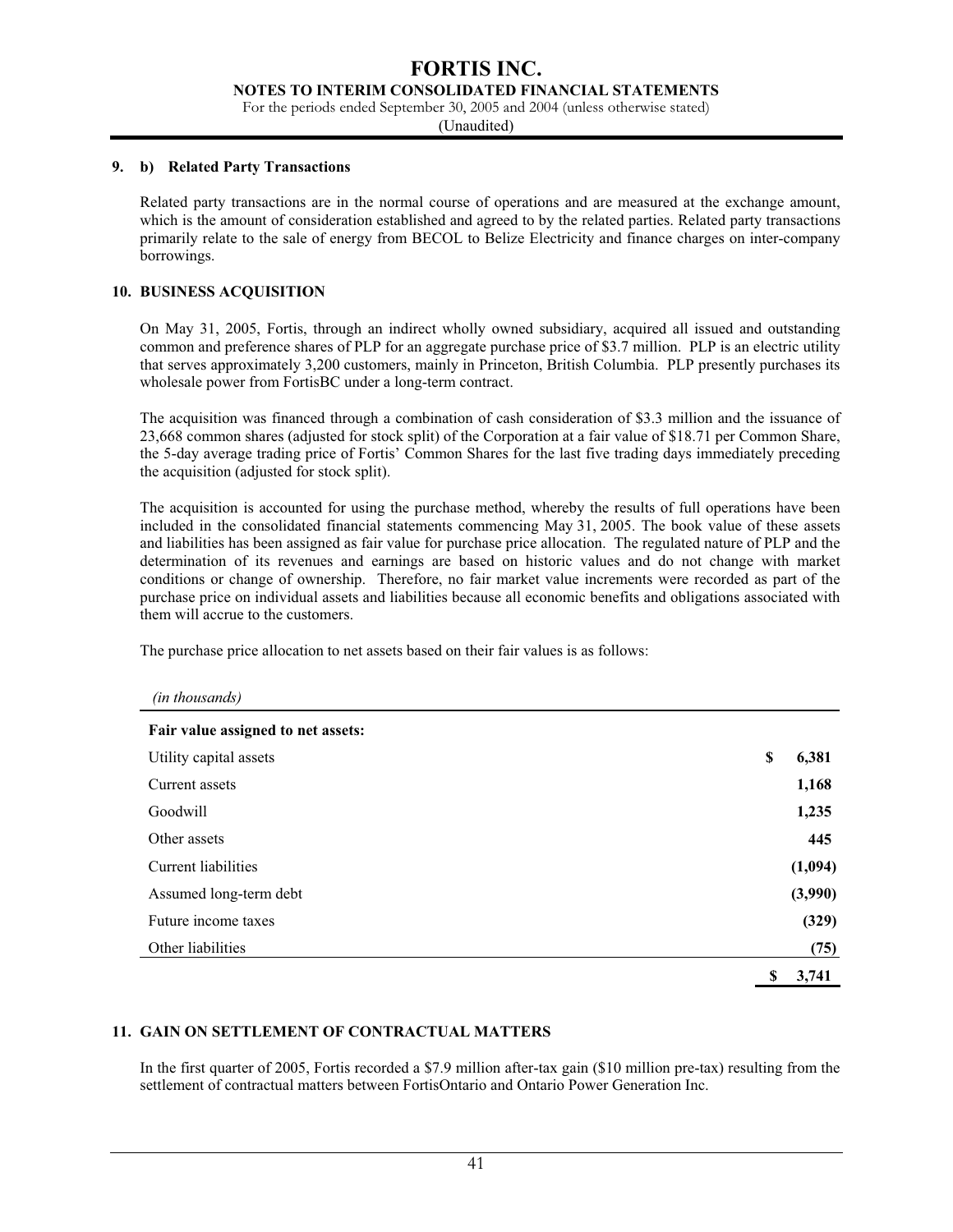### 9. b) Related Party Transactions

Related party transactions are in the normal course of operations and are measured at the exchange amount, which is the amount of consideration established and agreed to by the related parties. Related party transactions primarily relate to the sale of energy from BECOL to Belize Electricity and finance charges on inter-company borrowings.

### 10. BUSINESS ACQUISITION

On May 31, 2005, Fortis, through an indirect wholly owned subsidiary, acquired all issued and outstanding common and preference shares of PLP for an aggregate purchase price of $3.7 million. PLP is an electric utility that serves approximately 3,200 customers, mainly in Princeton, British Columbia. PLP presently purchases its wholesale power from FortisBC under a long-term contract.

The acquisition was financed through a combination of cash consideration of $3.3 million and the issuance of 23,668 common shares (adjusted for stock split) of the Corporation at a fair value of $18.71 per Common Share, the 5-day average trading price of Fortis' Common Shares for the last five trading days immediately preceding the acquisition (adjusted for stock split).

The acquisition is accounted for using the purchase method, whereby the results of full operations have been included in the consolidated financial statements commencing May 31, 2005. The book value of these assets and liabilities has been assigned as fair value for purchase price allocation. The regulated nature of PLP and the determination of its revenues and earnings are based on historic values and do not change with market conditions or change of ownership. Therefore, no fair market value increments were recorded as part of the purchase price on individual assets and liabilities because all economic benefits and obligations associated with them will accrue to the customers.

The purchase price allocation to net assets based on their fair values is as follows:

| *(in thousands)* | |
|---|---|
| **Fair value assigned to net assets:** | |
| Utility capital assets | **$ 6,381** |
| Current assets | **1,168** |
| Goodwill | **1,235** |
| Other assets | **445** |
| Current liabilities | **(1,094)** |
| Assumed long-term debt | **(3,990)** |
| Future income taxes | **(329)** |
| Other liabilities | **(75)** |
| | **$ 3,741** |

### 11. GAIN ON SETTLEMENT OF CONTRACTUAL MATTERS

In the first quarter of 2005, Fortis recorded a $7.9 million after-tax gain ($10 million pre-tax) resulting from the settlement of contractual matters between FortisOntario and Ontario Power Generation Inc.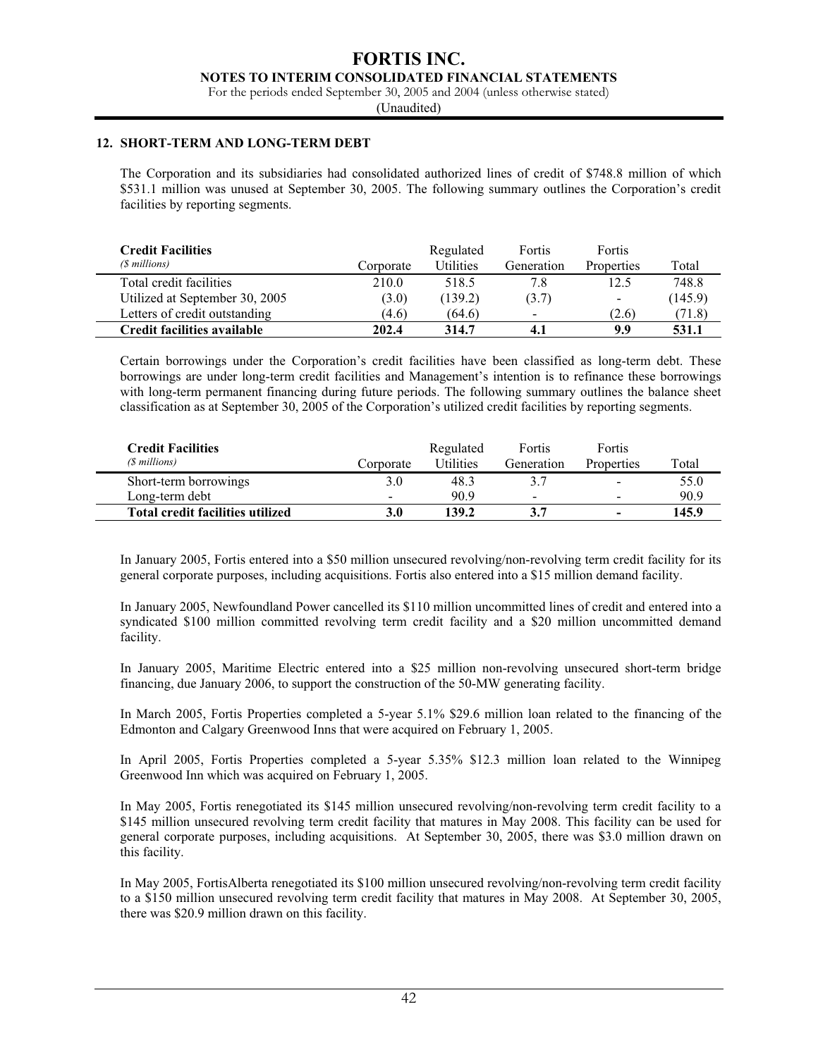## 12. SHORT-TERM AND LONG-TERM DEBT

The Corporation and its subsidiaries had consolidated authorized lines of credit of $748.8 million of which $531.1 million was unused at September 30, 2005. The following summary outlines the Corporation's credit facilities by reporting segments.

| **Credit Facilities** *($ millions)* | Corporate | Regulated Utilities | Fortis Generation | Fortis Properties | Total |
|---|---|---|---|---|---|
| Total credit facilities | 210.0 | 518.5 | 7.8 | 12.5 | 748.8 |
| Utilized at September 30, 2005 | (3.0) | (139.2) | (3.7) | - | (145.9) |
| Letters of credit outstanding | (4.6) | (64.6) | - | (2.6) | (71.8) |
| **Credit facilities available** | **202.4** | **314.7** | **4.1** | **9.9** | **531.1** |

Certain borrowings under the Corporation's credit facilities have been classified as long-term debt. These borrowings are under long-term credit facilities and Management's intention is to refinance these borrowings with long-term permanent financing during future periods. The following summary outlines the balance sheet classification as at September 30, 2005 of the Corporation's utilized credit facilities by reporting segments.

| **Credit Facilities** *($ millions)* | Corporate | Regulated Utilities | Fortis Generation | Fortis Properties | Total |
|---|---|---|---|---|---|
| Short-term borrowings | 3.0 | 48.3 | 3.7 | - | 55.0 |
| Long-term debt | - | 90.9 | - | - | 90.9 |
| **Total credit facilities utilized** | **3.0** | **139.2** | **3.7** | **-** | **145.9** |

In January 2005, Fortis entered into a $50 million unsecured revolving/non-revolving term credit facility for its general corporate purposes, including acquisitions. Fortis also entered into a $15 million demand facility.

In January 2005, Newfoundland Power cancelled its $110 million uncommitted lines of credit and entered into a syndicated $100 million committed revolving term credit facility and a $20 million uncommitted demand facility.

In January 2005, Maritime Electric entered into a $25 million non-revolving unsecured short-term bridge financing, due January 2006, to support the construction of the 50-MW generating facility.

In March 2005, Fortis Properties completed a 5-year 5.1% $29.6 million loan related to the financing of the Edmonton and Calgary Greenwood Inns that were acquired on February 1, 2005.

In April 2005, Fortis Properties completed a 5-year 5.35% $12.3 million loan related to the Winnipeg Greenwood Inn which was acquired on February 1, 2005.

In May 2005, Fortis renegotiated its $145 million unsecured revolving/non-revolving term credit facility to a $145 million unsecured revolving term credit facility that matures in May 2008. This facility can be used for general corporate purposes, including acquisitions. At September 30, 2005, there was $3.0 million drawn on this facility.

In May 2005, FortisAlberta renegotiated its $100 million unsecured revolving/non-revolving term credit facility to a $150 million unsecured revolving term credit facility that matures in May 2008. At September 30, 2005, there was $20.9 million drawn on this facility.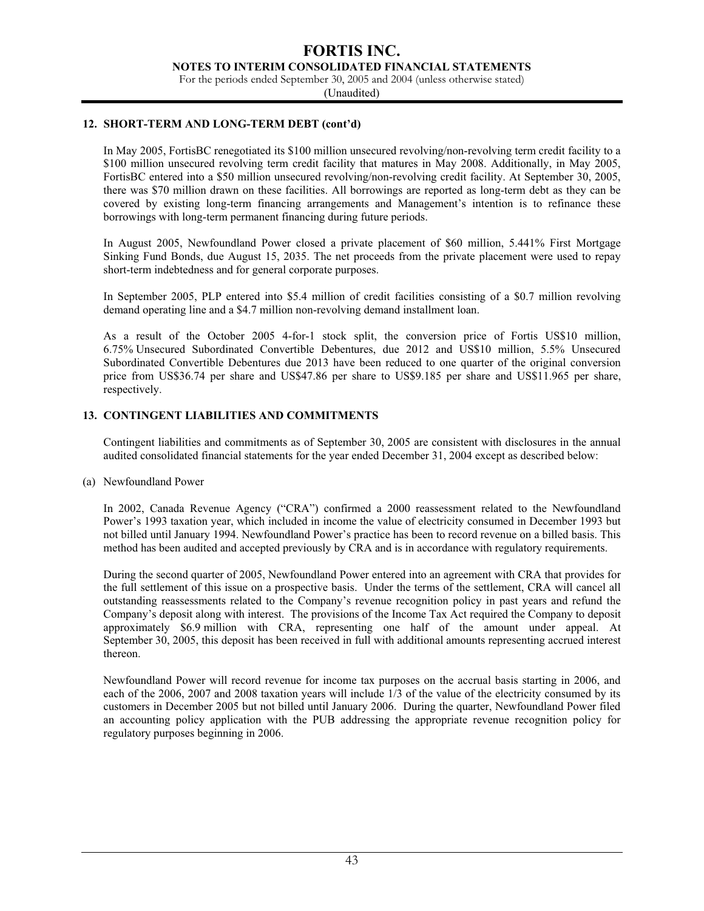### 12. SHORT-TERM AND LONG-TERM DEBT (cont'd)

In May 2005, FortisBC renegotiated its $100 million unsecured revolving/non-revolving term credit facility to a $100 million unsecured revolving term credit facility that matures in May 2008. Additionally, in May 2005, FortisBC entered into a $50 million unsecured revolving/non-revolving credit facility. At September 30, 2005, there was $70 million drawn on these facilities. All borrowings are reported as long-term debt as they can be covered by existing long-term financing arrangements and Management's intention is to refinance these borrowings with long-term permanent financing during future periods.

In August 2005, Newfoundland Power closed a private placement of $60 million, 5.441% First Mortgage Sinking Fund Bonds, due August 15, 2035. The net proceeds from the private placement were used to repay short-term indebtedness and for general corporate purposes.

In September 2005, PLP entered into $5.4 million of credit facilities consisting of a $0.7 million revolving demand operating line and a $4.7 million non-revolving demand installment loan.

As a result of the October 2005 4-for-1 stock split, the conversion price of Fortis US$10 million, 6.75% Unsecured Subordinated Convertible Debentures, due 2012 and US$10 million, 5.5% Unsecured Subordinated Convertible Debentures due 2013 have been reduced to one quarter of the original conversion price from US$36.74 per share and US$47.86 per share to US$9.185 per share and US$11.965 per share, respectively.

### 13. CONTINGENT LIABILITIES AND COMMITMENTS

Contingent liabilities and commitments as of September 30, 2005 are consistent with disclosures in the annual audited consolidated financial statements for the year ended December 31, 2004 except as described below:

(a) Newfoundland Power

In 2002, Canada Revenue Agency ("CRA") confirmed a 2000 reassessment related to the Newfoundland Power's 1993 taxation year, which included in income the value of electricity consumed in December 1993 but not billed until January 1994. Newfoundland Power's practice has been to record revenue on a billed basis. This method has been audited and accepted previously by CRA and is in accordance with regulatory requirements.

During the second quarter of 2005, Newfoundland Power entered into an agreement with CRA that provides for the full settlement of this issue on a prospective basis. Under the terms of the settlement, CRA will cancel all outstanding reassessments related to the Company's revenue recognition policy in past years and refund the Company's deposit along with interest. The provisions of the Income Tax Act required the Company to deposit approximately $6.9 million with CRA, representing one half of the amount under appeal. At September 30, 2005, this deposit has been received in full with additional amounts representing accrued interest thereon.

Newfoundland Power will record revenue for income tax purposes on the accrual basis starting in 2006, and each of the 2006, 2007 and 2008 taxation years will include 1/3 of the value of the electricity consumed by its customers in December 2005 but not billed until January 2006. During the quarter, Newfoundland Power filed an accounting policy application with the PUB addressing the appropriate revenue recognition policy for regulatory purposes beginning in 2006.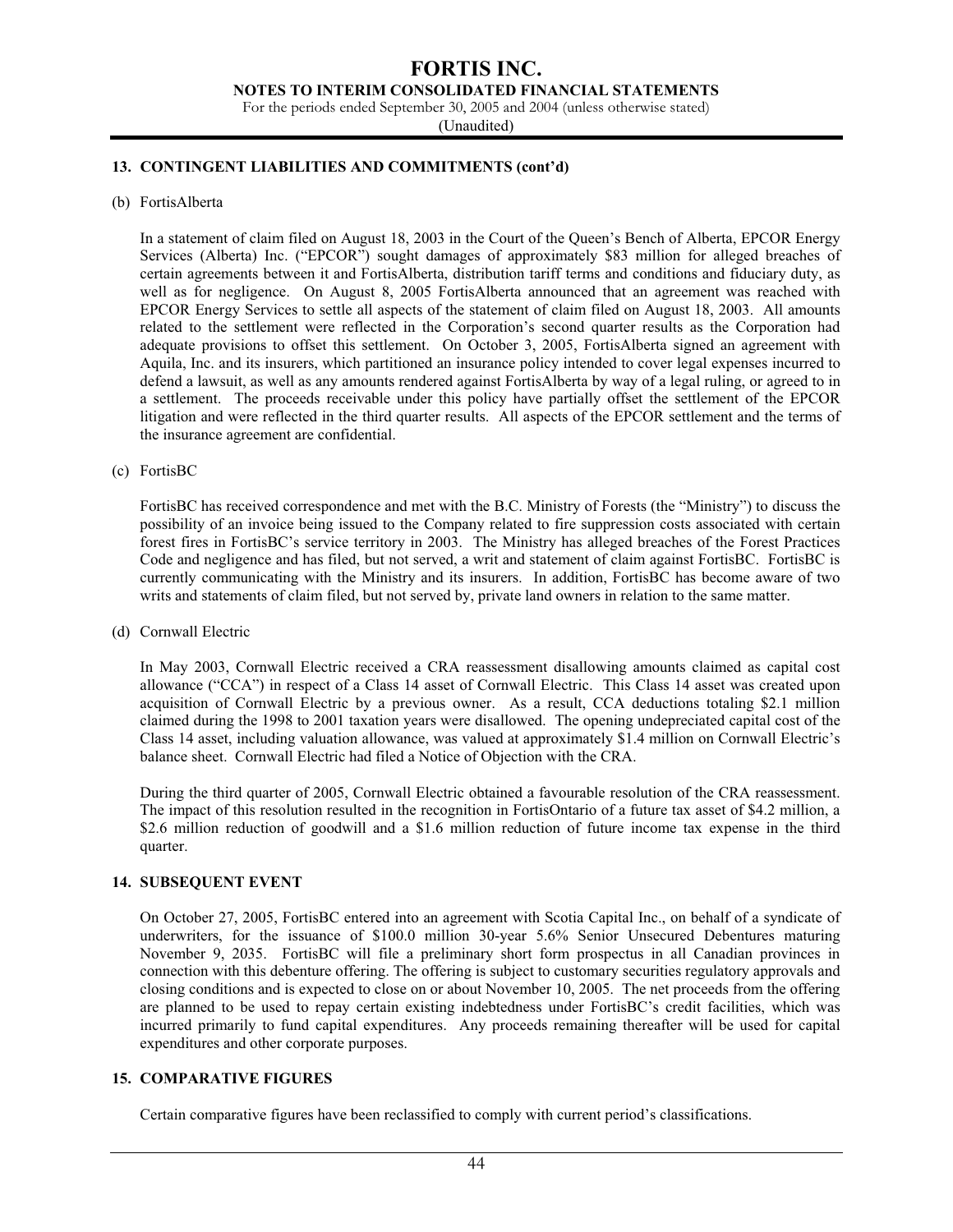## 13. CONTINGENT LIABILITIES AND COMMITMENTS (cont'd)

(b) FortisAlberta

In a statement of claim filed on August 18, 2003 in the Court of the Queen's Bench of Alberta, EPCOR Energy Services (Alberta) Inc. ("EPCOR") sought damages of approximately $83 million for alleged breaches of certain agreements between it and FortisAlberta, distribution tariff terms and conditions and fiduciary duty, as well as for negligence. On August 8, 2005 FortisAlberta announced that an agreement was reached with EPCOR Energy Services to settle all aspects of the statement of claim filed on August 18, 2003. All amounts related to the settlement were reflected in the Corporation's second quarter results as the Corporation had adequate provisions to offset this settlement. On October 3, 2005, FortisAlberta signed an agreement with Aquila, Inc. and its insurers, which partitioned an insurance policy intended to cover legal expenses incurred to defend a lawsuit, as well as any amounts rendered against FortisAlberta by way of a legal ruling, or agreed to in a settlement. The proceeds receivable under this policy have partially offset the settlement of the EPCOR litigation and were reflected in the third quarter results. All aspects of the EPCOR settlement and the terms of the insurance agreement are confidential.

(c) FortisBC

FortisBC has received correspondence and met with the B.C. Ministry of Forests (the "Ministry") to discuss the possibility of an invoice being issued to the Company related to fire suppression costs associated with certain forest fires in FortisBC's service territory in 2003. The Ministry has alleged breaches of the Forest Practices Code and negligence and has filed, but not served, a writ and statement of claim against FortisBC. FortisBC is currently communicating with the Ministry and its insurers. In addition, FortisBC has become aware of two writs and statements of claim filed, but not served by, private land owners in relation to the same matter.

(d) Cornwall Electric

In May 2003, Cornwall Electric received a CRA reassessment disallowing amounts claimed as capital cost allowance ("CCA") in respect of a Class 14 asset of Cornwall Electric. This Class 14 asset was created upon acquisition of Cornwall Electric by a previous owner. As a result, CCA deductions totaling $2.1 million claimed during the 1998 to 2001 taxation years were disallowed. The opening undepreciated capital cost of the Class 14 asset, including valuation allowance, was valued at approximately $1.4 million on Cornwall Electric's balance sheet. Cornwall Electric had filed a Notice of Objection with the CRA.

During the third quarter of 2005, Cornwall Electric obtained a favourable resolution of the CRA reassessment. The impact of this resolution resulted in the recognition in FortisOntario of a future tax asset of $4.2 million, a $2.6 million reduction of goodwill and a $1.6 million reduction of future income tax expense in the third quarter.

## 14. SUBSEQUENT EVENT

On October 27, 2005, FortisBC entered into an agreement with Scotia Capital Inc., on behalf of a syndicate of underwriters, for the issuance of $100.0 million 30-year 5.6% Senior Unsecured Debentures maturing November 9, 2035. FortisBC will file a preliminary short form prospectus in all Canadian provinces in connection with this debenture offering. The offering is subject to customary securities regulatory approvals and closing conditions and is expected to close on or about November 10, 2005. The net proceeds from the offering are planned to be used to repay certain existing indebtedness under FortisBC's credit facilities, which was incurred primarily to fund capital expenditures. Any proceeds remaining thereafter will be used for capital expenditures and other corporate purposes.

## 15. COMPARATIVE FIGURES

Certain comparative figures have been reclassified to comply with current period's classifications.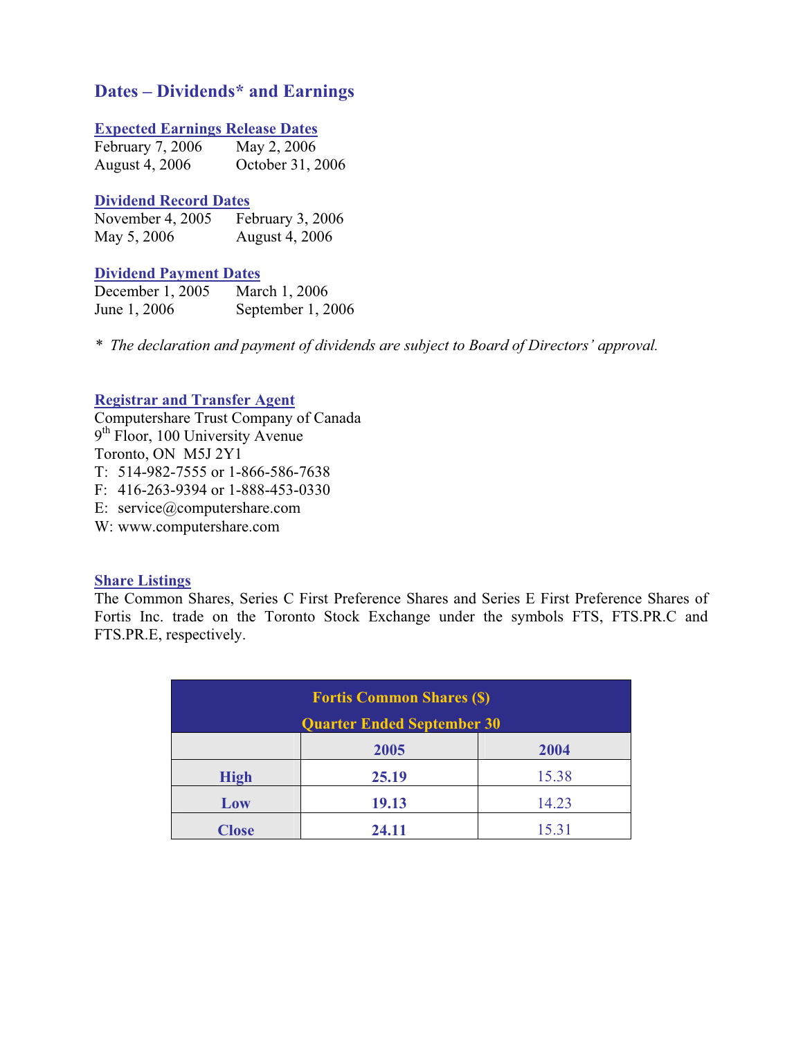## Dates – Dividends* and Earnings

### Expected Earnings Release Dates

February 7, 2006 May 2, 2006
August 4, 2006 October 31, 2006

### Dividend Record Dates

November 4, 2005 February 3, 2006
May 5, 2006 August 4, 2006

### Dividend Payment Dates

December 1, 2005 March 1, 2006
June 1, 2006 September 1, 2006

*\* The declaration and payment of dividends are subject to Board of Directors' approval.*

### Registrar and Transfer Agent

Computershare Trust Company of Canada
9th Floor, 100 University Avenue
Toronto, ON M5J 2Y1
T: 514-982-7555 or 1-866-586-7638
F: 416-263-9394 or 1-888-453-0330
E: service@computershare.com
W: www.computershare.com

### Share Listings

The Common Shares, Series C First Preference Shares and Series E First Preference Shares of Fortis Inc. trade on the Toronto Stock Exchange under the symbols FTS, FTS.PR.C and FTS.PR.E, respectively.

| Fortis Common Shares ($) Quarter Ended September 30 | | |
|---|---|---|
| | **2005** | **2004** |
| **High** | **25.19** | 15.38 |
| **Low** | **19.13** | 14.23 |
| **Close** | **24.11** | 15.31 |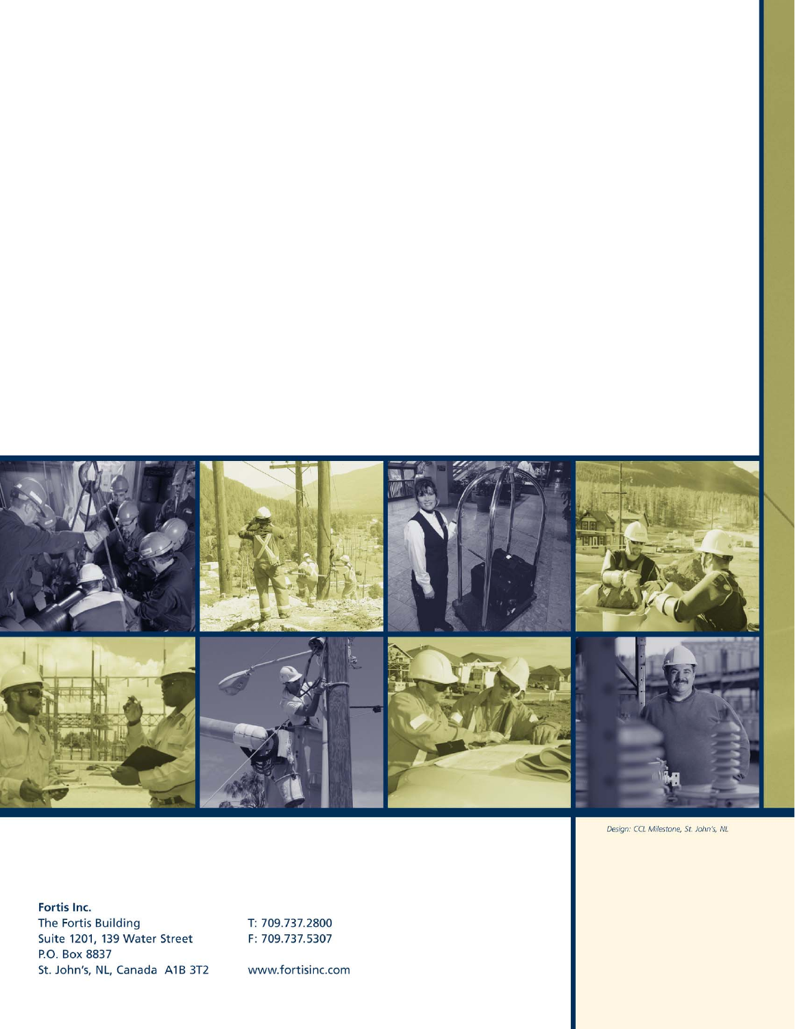*Design: CCL Milestone, St. John's, NL*

**Fortis Inc.**
The Fortis Building
Suite 1201, 139 Water Street
P.O. Box 8837
St. John's, NL, Canada A1B 3T2

T: 709.737.2800
F: 709.737.5307

www.fortisinc.com